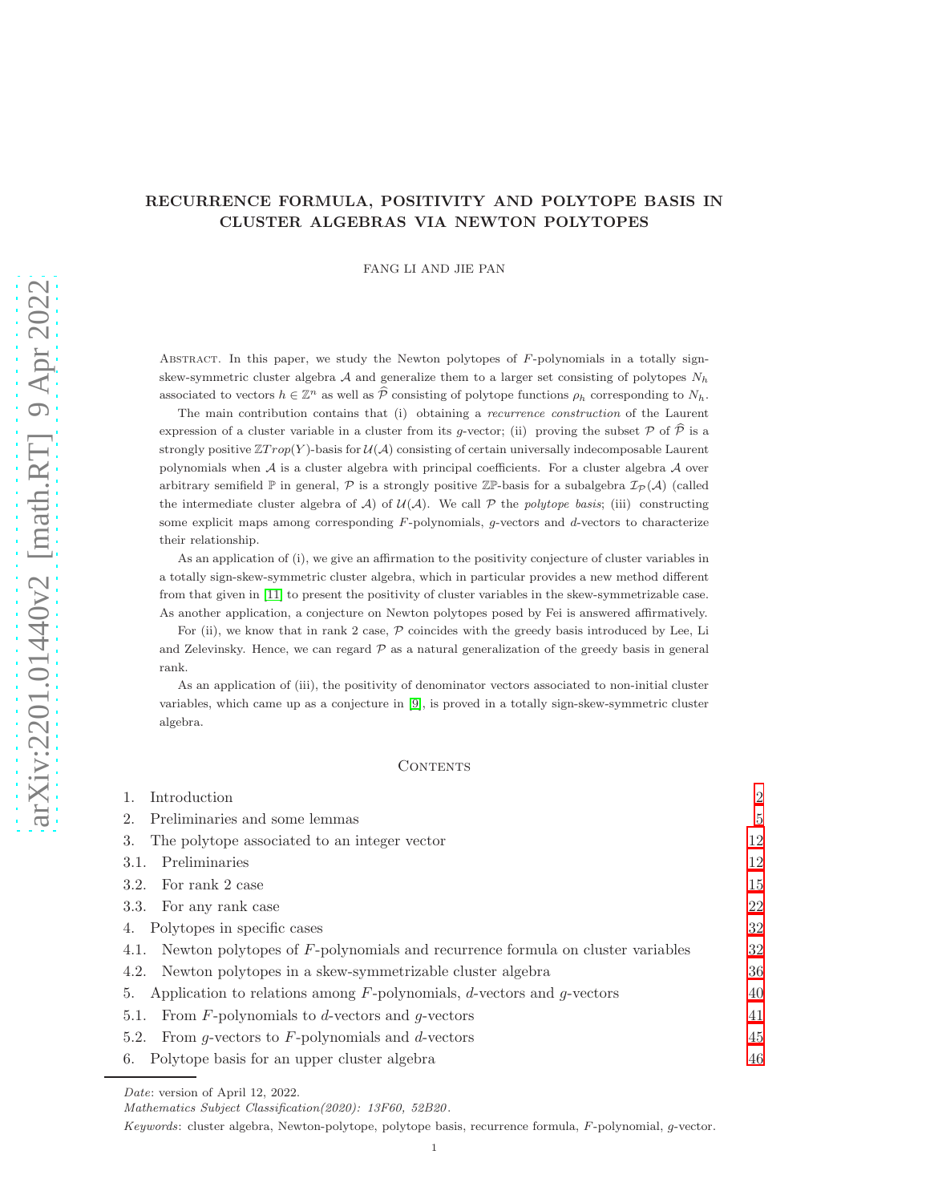# RECURRENCE FORMULA, POSITIVITY AND POLYTOPE BASIS IN CLUSTER ALGEBRAS VIA NEWTON POLYTOPES

FANG LI AND JIE PAN

Abstract. In this paper, we study the Newton polytopes of $F$-polynomials in a totally sign-skew-symmetric cluster algebra $\mathcal{A}$ and generalize them to a larger set consisting of polytopes $N_h$ associated to vectors $h \in \mathbb{Z}^n$ as well as $\widehat{\mathcal{P}}$ consisting of polytope functions $\rho_h$ corresponding to $N_h$.

The main contribution contains that (i) obtaining a *recurrence construction* of the Laurent expression of a cluster variable in a cluster from its $g$-vector; (ii) proving the subset $\mathcal{P}$ of $\widehat{\mathcal{P}}$ is a strongly positive $\mathbb{Z}Trop(Y)$-basis for $\mathcal{U}(\mathcal{A})$ consisting of certain universally indecomposable Laurent polynomials when $\mathcal{A}$ is a cluster algebra with principal coefficients. For a cluster algebra $\mathcal{A}$ over arbitrary semifield $\mathbb{P}$ in general, $\mathcal{P}$ is a strongly positive $\mathbb{Z}\mathbb{P}$-basis for a subalgebra $\mathcal{I}_{\mathcal{P}}(\mathcal{A})$ (called the intermediate cluster algebra of $\mathcal{A}$) of $\mathcal{U}(\mathcal{A})$. We call $\mathcal{P}$ the *polytope basis*; (iii) constructing some explicit maps among corresponding $F$-polynomials, $g$-vectors and $d$-vectors to characterize their relationship.

As an application of (i), we give an affirmation to the positivity conjecture of cluster variables in a totally sign-skew-symmetric cluster algebra, which in particular provides a new method different from that given in [11] to present the positivity of cluster variables in the skew-symmetrizable case. As another application, a conjecture on Newton polytopes posed by Fei is answered affirmatively.

For (ii), we know that in rank 2 case, $\mathcal{P}$ coincides with the greedy basis introduced by Lee, Li and Zelevinsky. Hence, we can regard $\mathcal{P}$ as a natural generalization of the greedy basis in general rank.

As an application of (iii), the positivity of denominator vectors associated to non-initial cluster variables, which came up as a conjecture in [9], is proved in a totally sign-skew-symmetric cluster algebra.

## Contents

1. Introduction — 2
2. Preliminaries and some lemmas — 5
3. The polytope associated to an integer vector — 12
   - 3.1. Preliminaries — 12
   - 3.2. For rank 2 case — 15
   - 3.3. For any rank case — 22
4. Polytopes in specific cases — 32
   - 4.1. Newton polytopes of $F$-polynomials and recurrence formula on cluster variables — 32
   - 4.2. Newton polytopes in a skew-symmetrizable cluster algebra — 36
5. Application to relations among $F$-polynomials, $d$-vectors and $g$-vectors — 40
   - 5.1. From $F$-polynomials to $d$-vectors and $g$-vectors — 41
   - 5.2. From $g$-vectors to $F$-polynomials and $d$-vectors — 45
6. Polytope basis for an upper cluster algebra — 46

*Date*: version of April 12, 2022.

*Mathematics Subject Classification(2020): 13F60, 52B20.*

*Keywords*: cluster algebra, Newton-polytope, polytope basis, recurrence formula, $F$-polynomial, $g$-vector.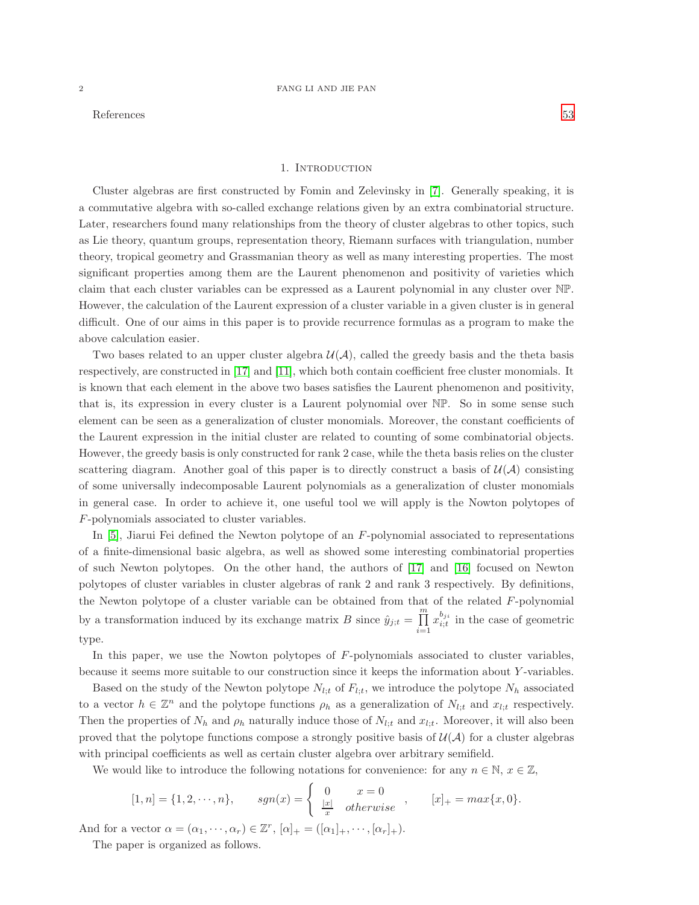References 53

## 1. Introduction

Cluster algebras are first constructed by Fomin and Zelevinsky in [7]. Generally speaking, it is a commutative algebra with so-called exchange relations given by an extra combinatorial structure. Later, researchers found many relationships from the theory of cluster algebras to other topics, such as Lie theory, quantum groups, representation theory, Riemann surfaces with triangulation, number theory, tropical geometry and Grassmanian theory as well as many interesting properties. The most significant properties among them are the Laurent phenomenon and positivity of varieties which claim that each cluster variables can be expressed as a Laurent polynomial in any cluster over $\mathbb{NP}$. However, the calculation of the Laurent expression of a cluster variable in a given cluster is in general difficult. One of our aims in this paper is to provide recurrence formulas as a program to make the above calculation easier.

Two bases related to an upper cluster algebra $\mathcal{U}(\mathcal{A})$, called the greedy basis and the theta basis respectively, are constructed in [17] and [11], which both contain coefficient free cluster monomials. It is known that each element in the above two bases satisfies the Laurent phenomenon and positivity, that is, its expression in every cluster is a Laurent polynomial over $\mathbb{NP}$. So in some sense such element can be seen as a generalization of cluster monomials. Moreover, the constant coefficients of the Laurent expression in the initial cluster are related to counting of some combinatorial objects. However, the greedy basis is only constructed for rank 2 case, while the theta basis relies on the cluster scattering diagram. Another goal of this paper is to directly construct a basis of $\mathcal{U}(\mathcal{A})$ consisting of some universally indecomposable Laurent polynomials as a generalization of cluster monomials in general case. In order to achieve it, one useful tool we will apply is the Nowton polytopes of $F$-polynomials associated to cluster variables.

In [5], Jiarui Fei defined the Newton polytope of an $F$-polynomial associated to representations of a finite-dimensional basic algebra, as well as showed some interesting combinatorial properties of such Newton polytopes. On the other hand, the authors of [17] and [16] focused on Newton polytopes of cluster variables in cluster algebras of rank 2 and rank 3 respectively. By definitions, the Newton polytope of a cluster variable can be obtained from that of the related $F$-polynomial by a transformation induced by its exchange matrix $B$ since $\hat{y}_{j;t} = \prod_{i=1}^{m} x_{i;t}^{b_{ji}}$ in the case of geometric type.

In this paper, we use the Nowton polytopes of $F$-polynomials associated to cluster variables, because it seems more suitable to our construction since it keeps the information about $Y$-variables.

Based on the study of the Newton polytope $N_{l;t}$ of $F_{l;t}$, we introduce the polytope $N_h$ associated to a vector $h \in \mathbb{Z}^n$ and the polytope functions $\rho_h$ as a generalization of $N_{l;t}$ and $x_{l;t}$ respectively. Then the properties of $N_h$ and $\rho_h$ naturally induce those of $N_{l;t}$ and $x_{l;t}$. Moreover, it will also been proved that the polytope functions compose a strongly positive basis of $\mathcal{U}(\mathcal{A})$ for a cluster algebras with principal coefficients as well as certain cluster algebra over arbitrary semifield.

We would like to introduce the following notations for convenience: for any $n \in \mathbb{N}$, $x \in \mathbb{Z}$,

$$[1, n] = \{1, 2, \cdots, n\}, \qquad sgn(x) = \begin{cases} 0 & x = 0 \\ \frac{|x|}{x} & otherwise \end{cases}, \qquad [x]_+ = max\{x, 0\}.$$

And for a vector $\alpha = (\alpha_1, \cdots, \alpha_r) \in \mathbb{Z}^r$, $[\alpha]_+ = ([\alpha_1]_+, \cdots, [\alpha_r]_+)$.

The paper is organized as follows.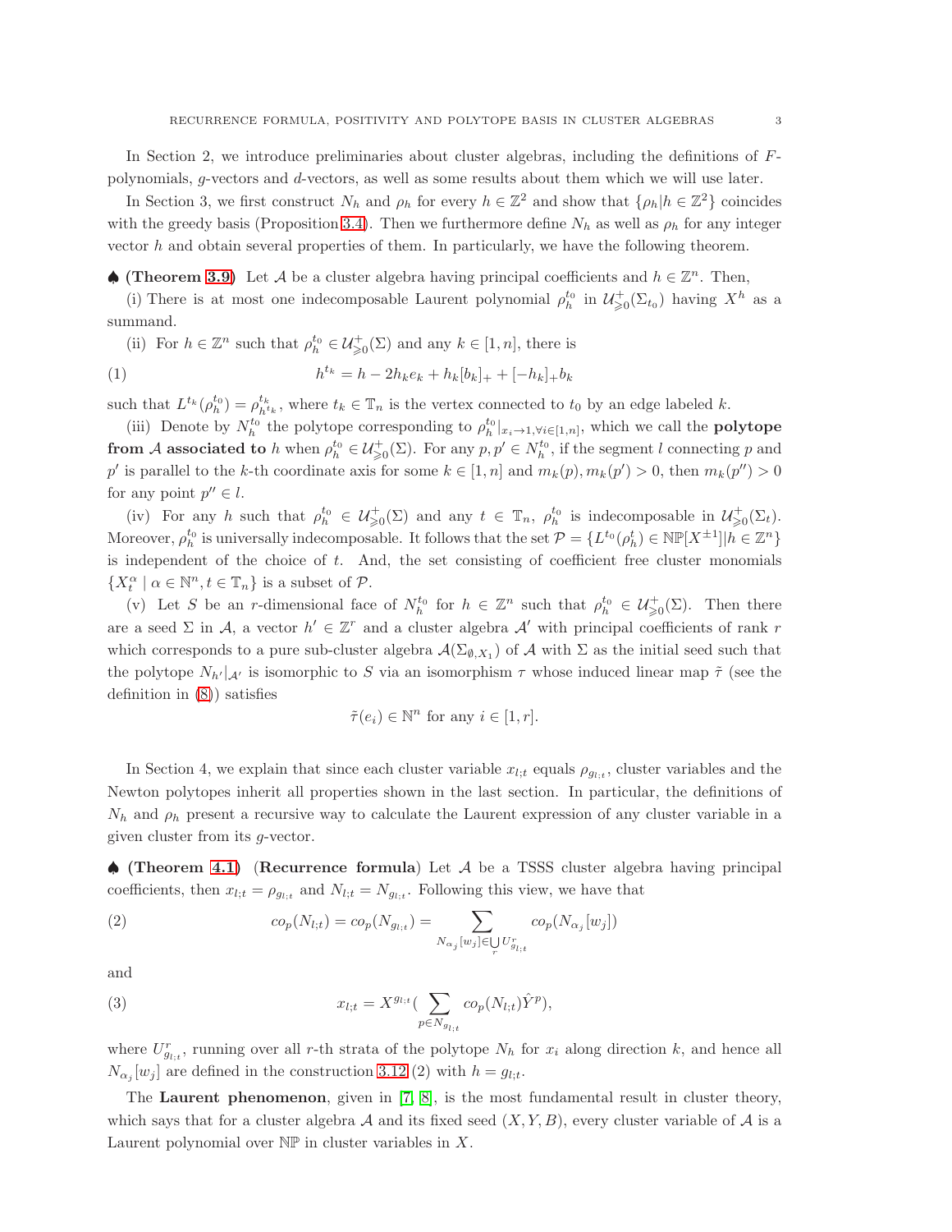In Section 2, we introduce preliminaries about cluster algebras, including the definitions of $F$-polynomials, $g$-vectors and $d$-vectors, as well as some results about them which we will use later.

In Section 3, we first construct $N_h$ and $\rho_h$ for every $h \in \mathbb{Z}^2$ and show that $\{\rho_h | h \in \mathbb{Z}^2\}$ coincides with the greedy basis (Proposition 3.4). Then we furthermore define $N_h$ as well as $\rho_h$ for any integer vector $h$ and obtain several properties of them. In particularly, we have the following theorem.

♠ **(Theorem 3.9)** Let $\mathcal{A}$ be a cluster algebra having principal coefficients and $h \in \mathbb{Z}^n$. Then,

(i) There is at most one indecomposable Laurent polynomial $\rho_h^{t_0}$ in $\mathcal{U}^+_{\geqslant 0}(\Sigma_{t_0})$ having $X^h$ as a summand.

(ii) For $h \in \mathbb{Z}^n$ such that $\rho_h^{t_0} \in \mathcal{U}^+_{\geqslant 0}(\Sigma)$ and any $k \in [1,n]$, there is

$$h^{t_k} = h - 2h_k e_k + h_k[b_k]_+ + [-h_k]_+ b_k \tag{1}$$

such that $L^{t_k}(\rho_h^{t_0}) = \rho_{h^{t_k}}^{t_k}$, where $t_k \in \mathbb{T}_n$ is the vertex connected to $t_0$ by an edge labeled $k$.

(iii) Denote by $N_h^{t_0}$ the polytope corresponding to $\rho_h^{t_0}|_{x_i \to 1, \forall i \in [1,n]}$, which we call the **polytope from $\mathcal{A}$ associated to** $h$ when $\rho_h^{t_0} \in \mathcal{U}^+_{\geqslant 0}(\Sigma)$. For any $p, p' \in N_h^{t_0}$, if the segment $l$ connecting $p$ and $p'$ is parallel to the $k$-th coordinate axis for some $k \in [1,n]$ and $m_k(p), m_k(p') > 0$, then $m_k(p'') > 0$ for any point $p'' \in l$.

(iv) For any $h$ such that $\rho_h^{t_0} \in \mathcal{U}^+_{\geqslant 0}(\Sigma)$ and any $t \in \mathbb{T}_n$, $\rho_h^{t_0}$ is indecomposable in $\mathcal{U}^+_{\geqslant 0}(\Sigma_t)$. Moreover, $\rho_h^{t_0}$ is universally indecomposable. It follows that the set $\mathcal{P} = \{L^{t_0}(\rho_h^t) \in \mathbb{NP}[X^{\pm 1}] | h \in \mathbb{Z}^n\}$ is independent of the choice of $t$. And, the set consisting of coefficient free cluster monomials $\{X_t^\alpha \mid \alpha \in \mathbb{N}^n, t \in \mathbb{T}_n\}$ is a subset of $\mathcal{P}$.

(v) Let $S$ be an $r$-dimensional face of $N_h^{t_0}$ for $h \in \mathbb{Z}^n$ such that $\rho_h^{t_0} \in \mathcal{U}^+_{\geqslant 0}(\Sigma)$. Then there are a seed $\Sigma$ in $\mathcal{A}$, a vector $h' \in \mathbb{Z}^r$ and a cluster algebra $\mathcal{A}'$ with principal coefficients of rank $r$ which corresponds to a pure sub-cluster algebra $\mathcal{A}(\Sigma_{\emptyset, X_1})$ of $\mathcal{A}$ with $\Sigma$ as the initial seed such that the polytope $N_{h'}|_{\mathcal{A}'}$ is isomorphic to $S$ via an isomorphism $\tau$ whose induced linear map $\tilde{\tau}$ (see the definition in (8)) satisfies

$$\tilde{\tau}(e_i) \in \mathbb{N}^n \text{ for any } i \in [1,r].$$

In Section 4, we explain that since each cluster variable $x_{l;t}$ equals $\rho_{g_{l;t}}$, cluster variables and the Newton polytopes inherit all properties shown in the last section. In particular, the definitions of $N_h$ and $\rho_h$ present a recursive way to calculate the Laurent expression of any cluster variable in a given cluster from its $g$-vector.

♠ **(Theorem 4.1)** **(Recurrence formula)** Let $\mathcal{A}$ be a TSSS cluster algebra having principal coefficients, then $x_{l;t} = \rho_{g_{l;t}}$ and $N_{l;t} = N_{g_{l;t}}$. Following this view, we have that

$$co_p(N_{l;t}) = co_p(N_{g_{l;t}}) = \sum_{N_{\alpha_j}[w_j] \in \bigcup\limits_r U^r_{g_{l;t}}} co_p(N_{\alpha_j}[w_j]) \tag{2}$$

and

$$x_{l;t} = X^{g_{l;t}} \Big( \sum_{p \in N_{g_{l;t}}} co_p(N_{l;t}) \hat{Y}^p \Big), \tag{3}$$

where $U^r_{g_{l;t}}$, running over all $r$-th strata of the polytope $N_h$ for $x_i$ along direction $k$, and hence all $N_{\alpha_j}[w_j]$ are defined in the construction 3.12 (2) with $h = g_{l;t}$.

The **Laurent phenomenon**, given in [7, 8], is the most fundamental result in cluster theory, which says that for a cluster algebra $\mathcal{A}$ and its fixed seed $(X, Y, B)$, every cluster variable of $\mathcal{A}$ is a Laurent polynomial over $\mathbb{NP}$ in cluster variables in $X$.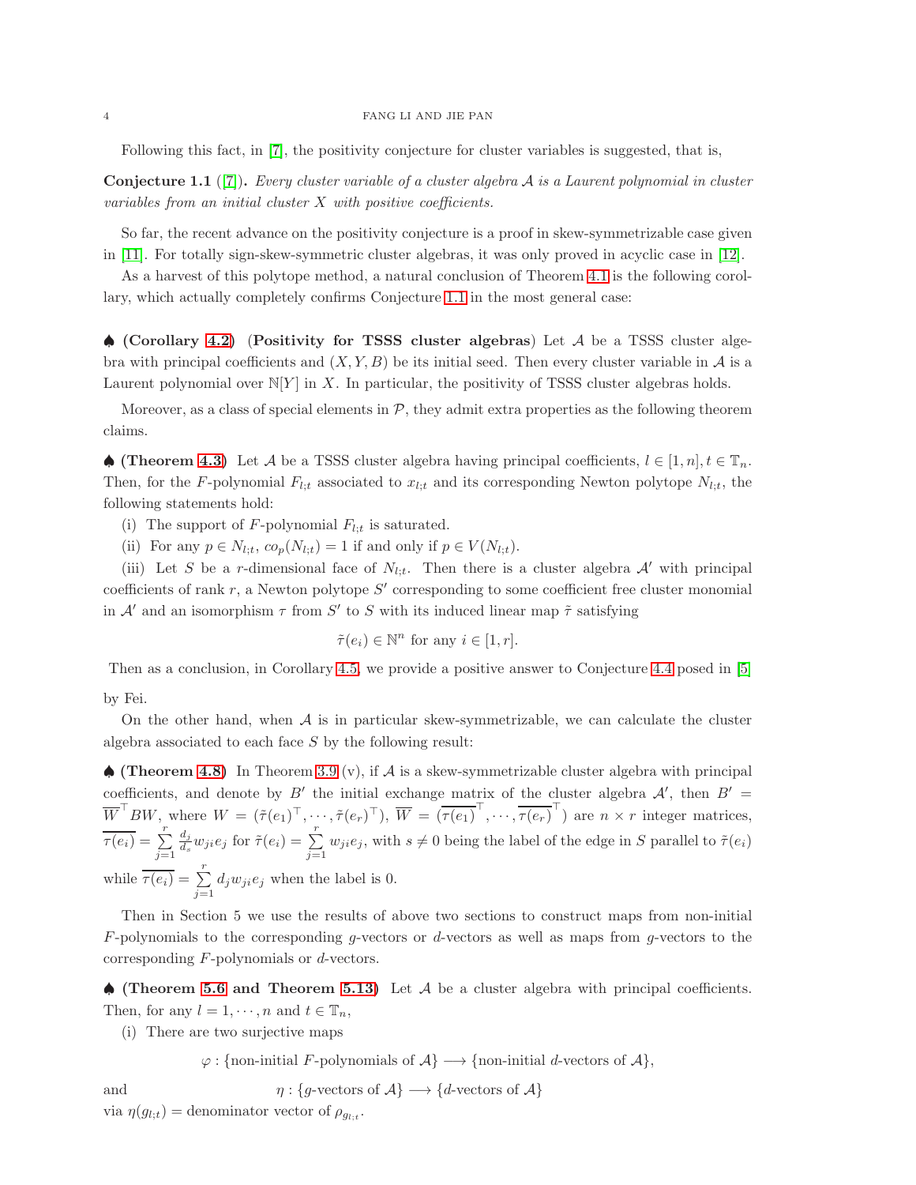Following this fact, in [7], the positivity conjecture for cluster variables is suggested, that is,

**Conjecture 1.1** ([7]). *Every cluster variable of a cluster algebra $\mathcal{A}$ is a Laurent polynomial in cluster variables from an initial cluster $X$ with positive coefficients.*

So far, the recent advance on the positivity conjecture is a proof in skew-symmetrizable case given in [11]. For totally sign-skew-symmetric cluster algebras, it was only proved in acyclic case in [12].

As a harvest of this polytope method, a natural conclusion of Theorem 4.1 is the following corollary, which actually completely confirms Conjecture 1.1 in the most general case:

♠ **(Corollary 4.2)** **(Positivity for TSSS cluster algebras)** Let $\mathcal{A}$ be a TSSS cluster algebra with principal coefficients and $(X, Y, B)$ be its initial seed. Then every cluster variable in $\mathcal{A}$ is a Laurent polynomial over $\mathbb{N}[Y]$ in $X$. In particular, the positivity of TSSS cluster algebras holds.

Moreover, as a class of special elements in $\mathcal{P}$, they admit extra properties as the following theorem claims.

♠ **(Theorem 4.3)** Let $\mathcal{A}$ be a TSSS cluster algebra having principal coefficients, $l \in [1, n], t \in \mathbb{T}_n$. Then, for the $F$-polynomial $F_{l;t}$ associated to $x_{l;t}$ and its corresponding Newton polytope $N_{l;t}$, the following statements hold:

(i) The support of $F$-polynomial $F_{l;t}$ is saturated.

(ii) For any $p \in N_{l;t}$, $co_p(N_{l;t}) = 1$ if and only if $p \in V(N_{l;t})$.

(iii) Let $S$ be a $r$-dimensional face of $N_{l;t}$. Then there is a cluster algebra $\mathcal{A}'$ with principal coefficients of rank $r$, a Newton polytope $S'$ corresponding to some coefficient free cluster monomial in $\mathcal{A}'$ and an isomorphism $\tau$ from $S'$ to $S$ with its induced linear map $\tilde{\tau}$ satisfying

$$\tilde{\tau}(e_i) \in \mathbb{N}^n \text{ for any } i \in [1, r].$$

Then as a conclusion, in Corollary 4.5, we provide a positive answer to Conjecture 4.4 posed in [5] by Fei.

On the other hand, when $\mathcal{A}$ is in particular skew-symmetrizable, we can calculate the cluster algebra associated to each face $S$ by the following result:

♠ **(Theorem 4.8)** In Theorem 3.9 (v), if $\mathcal{A}$ is a skew-symmetrizable cluster algebra with principal coefficients, and denote by $B'$ the initial exchange matrix of the cluster algebra $\mathcal{A}'$, then $B' = \overline{W}^{\top} BW$, where $W = (\tilde{\tau}(e_1)^{\top}, \cdots, \tilde{\tau}(e_r)^{\top})$, $\overline{W} = (\overline{\tau(e_1)}^{\top}, \cdots, \overline{\tau(e_r)}^{\top})$ are $n \times r$ integer matrices, $\overline{\tau(e_i)} = \sum_{j=1}^{r} \frac{d_j}{d_s} w_{ji} e_j$ for $\tilde{\tau}(e_i) = \sum_{j=1}^{r} w_{ji} e_j$, with $s \neq 0$ being the label of the edge in $S$ parallel to $\tilde{\tau}(e_i)$ while $\overline{\tau(e_i)} = \sum_{j=1}^{r} d_j w_{ji} e_j$ when the label is 0.

Then in Section 5 we use the results of above two sections to construct maps from non-initial $F$-polynomials to the corresponding $g$-vectors or $d$-vectors as well as maps from $g$-vectors to the corresponding $F$-polynomials or $d$-vectors.

♠ **(Theorem 5.6 and Theorem 5.13)** Let $\mathcal{A}$ be a cluster algebra with principal coefficients. Then, for any $l = 1, \cdots, n$ and $t \in \mathbb{T}_n$,

(i) There are two surjective maps

$$\varphi : \{\text{non-initial } F\text{-polynomials of } \mathcal{A}\} \longrightarrow \{\text{non-initial } d\text{-vectors of } \mathcal{A}\},$$

and

$$\eta : \{g\text{-vectors of } \mathcal{A}\} \longrightarrow \{d\text{-vectors of } \mathcal{A}\}$$

via $\eta(g_{l;t}) = $ denominator vector of $\rho_{g_{l;t}}$.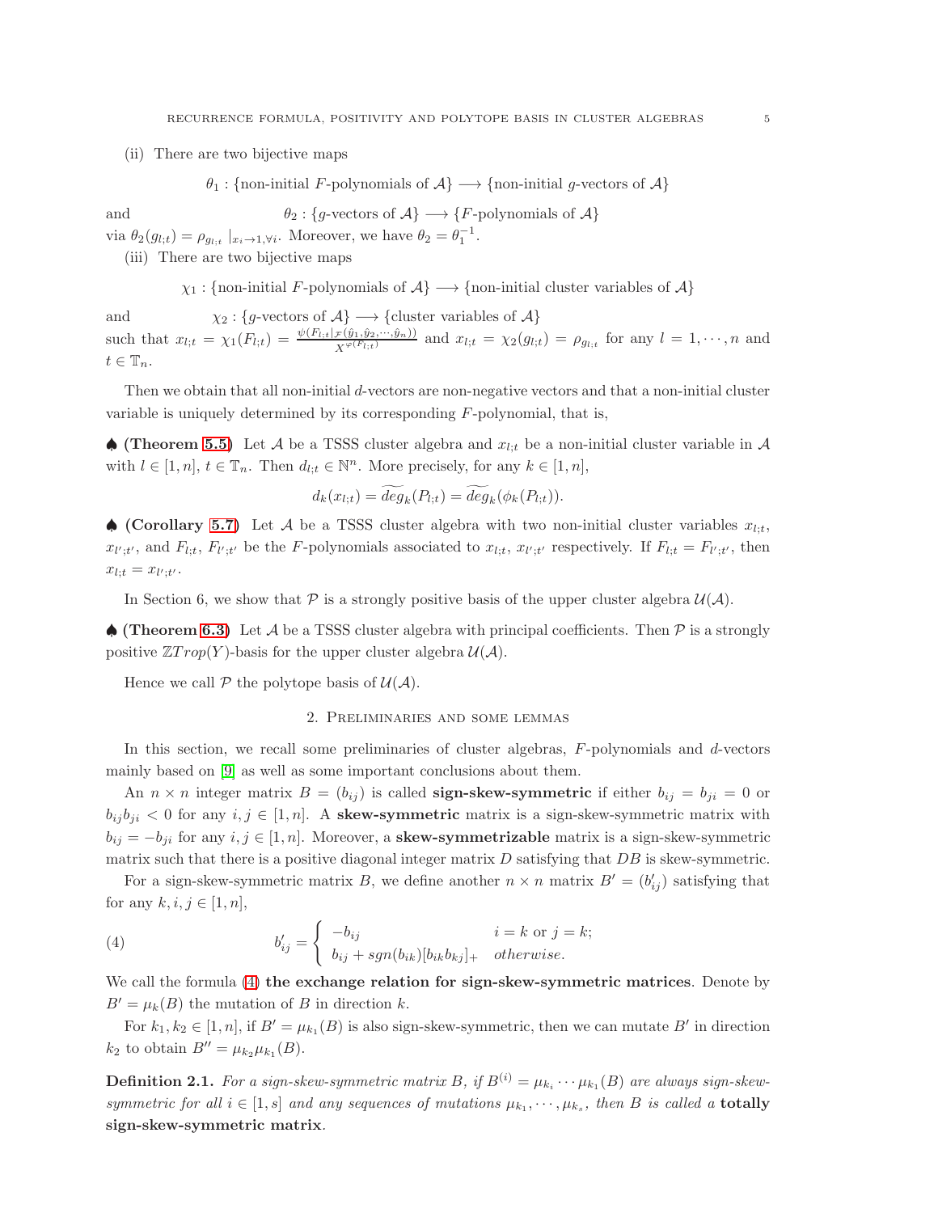(ii) There are two bijective maps

$$\theta_1 : \{\text{non-initial } F\text{-polynomials of } \mathcal{A}\} \longrightarrow \{\text{non-initial } g\text{-vectors of } \mathcal{A}\}$$

and
$$\theta_2 : \{g\text{-vectors of } \mathcal{A}\} \longrightarrow \{F\text{-polynomials of } \mathcal{A}\}$$

via $\theta_2(g_{l;t}) = \rho_{g_{l;t}} |_{x_i \to 1, \forall i}$. Moreover, we have $\theta_2 = \theta_1^{-1}$.

(iii) There are two bijective maps

$$\chi_1 : \{\text{non-initial } F\text{-polynomials of } \mathcal{A}\} \longrightarrow \{\text{non-initial cluster variables of } \mathcal{A}\}$$

and
$$\chi_2 : \{g\text{-vectors of } \mathcal{A}\} \longrightarrow \{\text{cluster variables of } \mathcal{A}\}$$

such that $x_{l;t} = \chi_1(F_{l;t}) = \frac{\psi(F_{l;t}|_{\mathcal{F}}(\hat{y}_1, \hat{y}_2, \cdots, \hat{y}_n))}{X^{\varphi(F_{l;t})}}$ and $x_{l;t} = \chi_2(g_{l;t}) = \rho_{g_{l;t}}$ for any $l = 1, \cdots, n$ and $t \in \mathbb{T}_n$.

Then we obtain that all non-initial $d$-vectors are non-negative vectors and that a non-initial cluster variable is uniquely determined by its corresponding $F$-polynomial, that is,

♠ **(Theorem 5.5)** Let $\mathcal{A}$ be a TSSS cluster algebra and $x_{l;t}$ be a non-initial cluster variable in $\mathcal{A}$ with $l \in [1, n]$, $t \in \mathbb{T}_n$. Then $d_{l;t} \in \mathbb{N}^n$. More precisely, for any $k \in [1, n]$,

$$d_k(x_{l;t}) = \widetilde{deg}_k(P_{l;t}) = \widetilde{deg}_k(\phi_k(P_{l;t})).$$

♠ **(Corollary 5.7)** Let $\mathcal{A}$ be a TSSS cluster algebra with two non-initial cluster variables $x_{l;t}$, $x_{l';t'}$, and $F_{l;t}$, $F_{l';t'}$ be the $F$-polynomials associated to $x_{l;t}$, $x_{l';t'}$ respectively. If $F_{l;t} = F_{l';t'}$, then $x_{l;t} = x_{l';t'}$.

In Section 6, we show that $\mathcal{P}$ is a strongly positive basis of the upper cluster algebra $\mathcal{U}(\mathcal{A})$.

♠ **(Theorem 6.3)** Let $\mathcal{A}$ be a TSSS cluster algebra with principal coefficients. Then $\mathcal{P}$ is a strongly positive $\mathbb{Z}Trop(Y)$-basis for the upper cluster algebra $\mathcal{U}(\mathcal{A})$.

Hence we call $\mathcal{P}$ the polytope basis of $\mathcal{U}(\mathcal{A})$.

## 2. Preliminaries and some lemmas

In this section, we recall some preliminaries of cluster algebras, $F$-polynomials and $d$-vectors mainly based on [9] as well as some important conclusions about them.

An $n \times n$ integer matrix $B = (b_{ij})$ is called **sign-skew-symmetric** if either $b_{ij} = b_{ji} = 0$ or $b_{ij}b_{ji} < 0$ for any $i, j \in [1, n]$. A **skew-symmetric** matrix is a sign-skew-symmetric matrix with $b_{ij} = -b_{ji}$ for any $i, j \in [1, n]$. Moreover, a **skew-symmetrizable** matrix is a sign-skew-symmetric matrix such that there is a positive diagonal integer matrix $D$ satisfying that $DB$ is skew-symmetric.

For a sign-skew-symmetric matrix $B$, we define another $n \times n$ matrix $B' = (b'_{ij})$ satisfying that for any $k, i, j \in [1, n]$,

$$b'_{ij} = \begin{cases} -b_{ij} & i = k \text{ or } j = k; \\ b_{ij} + sgn(b_{ik})[b_{ik}b_{kj}]_+ & otherwise. \end{cases} \tag{4}$$

We call the formula (4) **the exchange relation for sign-skew-symmetric matrices**. Denote by $B' = \mu_k(B)$ the mutation of $B$ in direction $k$.

For $k_1, k_2 \in [1, n]$, if $B' = \mu_{k_1}(B)$ is also sign-skew-symmetric, then we can mutate $B'$ in direction $k_2$ to obtain $B'' = \mu_{k_2}\mu_{k_1}(B)$.

**Definition 2.1.** *For a sign-skew-symmetric matrix $B$, if $B^{(i)} = \mu_{k_i} \cdots \mu_{k_1}(B)$ are always sign-skew-symmetric for all $i \in [1, s]$ and any sequences of mutations $\mu_{k_1}, \cdots, \mu_{k_s}$, then $B$ is called a* **totally sign-skew-symmetric matrix**.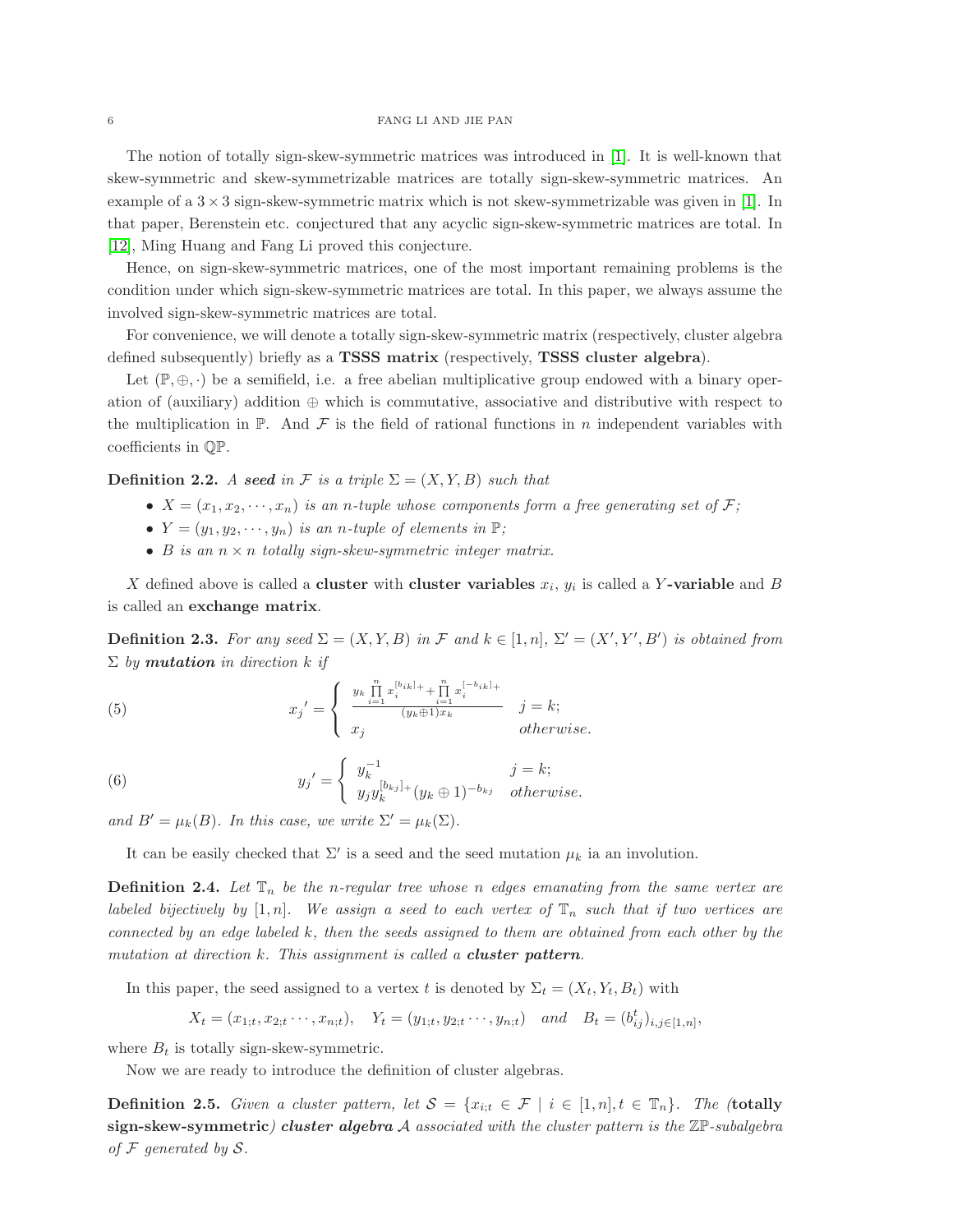The notion of totally sign-skew-symmetric matrices was introduced in [1]. It is well-known that skew-symmetric and skew-symmetrizable matrices are totally sign-skew-symmetric matrices. An example of a $3 \times 3$ sign-skew-symmetric matrix which is not skew-symmetrizable was given in [1]. In that paper, Berenstein etc. conjectured that any acyclic sign-skew-symmetric matrices are total. In [12], Ming Huang and Fang Li proved this conjecture.

Hence, on sign-skew-symmetric matrices, one of the most important remaining problems is the condition under which sign-skew-symmetric matrices are total. In this paper, we always assume the involved sign-skew-symmetric matrices are total.

For convenience, we will denote a totally sign-skew-symmetric matrix (respectively, cluster algebra defined subsequently) briefly as a **TSSS matrix** (respectively, **TSSS cluster algebra**).

Let $(\mathbb{P}, \oplus, \cdot)$ be a semifield, i.e. a free abelian multiplicative group endowed with a binary operation of (auxiliary) addition $\oplus$ which is commutative, associative and distributive with respect to the multiplication in $\mathbb{P}$. And $\mathcal{F}$ is the field of rational functions in $n$ independent variables with coefficients in $\mathbb{QP}$.

**Definition 2.2.** *A* ***seed*** *in $\mathcal{F}$ is a triple $\Sigma = (X, Y, B)$ such that*

- *$X = (x_1, x_2, \cdots, x_n)$ is an $n$-tuple whose components form a free generating set of $\mathcal{F}$;*
- *$Y = (y_1, y_2, \cdots, y_n)$ is an $n$-tuple of elements in $\mathbb{P}$;*
- *$B$ is an $n \times n$ totally sign-skew-symmetric integer matrix.*

$X$ defined above is called a **cluster** with **cluster variables** $x_i$, $y_i$ is called a $Y$**-variable** and $B$ is called an **exchange matrix**.

**Definition 2.3.** *For any seed $\Sigma = (X, Y, B)$ in $\mathcal{F}$ and $k \in [1, n]$, $\Sigma' = (X', Y', B')$ is obtained from $\Sigma$ by* ***mutation*** *in direction $k$ if*

$$x_j{}' = \begin{cases} \dfrac{y_k \prod\limits_{i=1}^{n} x_i^{[b_{ik}]_+} + \prod\limits_{i=1}^{n} x_i^{[-b_{ik}]_+}}{(y_k \oplus 1) x_k} & j = k; \\ x_j & otherwise. \end{cases} \tag{5}$$

$$y_j{}' = \begin{cases} y_k^{-1} & j = k; \\ y_j y_k^{[b_{kj}]_+} (y_k \oplus 1)^{-b_{kj}} & otherwise. \end{cases} \tag{6}$$

*and $B' = \mu_k(B)$. In this case, we write $\Sigma' = \mu_k(\Sigma)$.*

It can be easily checked that $\Sigma'$ is a seed and the seed mutation $\mu_k$ ia an involution.

**Definition 2.4.** *Let $\mathbb{T}_n$ be the $n$-regular tree whose $n$ edges emanating from the same vertex are labeled bijectively by $[1, n]$. We assign a seed to each vertex of $\mathbb{T}_n$ such that if two vertices are connected by an edge labeled $k$, then the seeds assigned to them are obtained from each other by the mutation at direction $k$. This assignment is called a* ***cluster pattern****.*

In this paper, the seed assigned to a vertex $t$ is denoted by $\Sigma_t = (X_t, Y_t, B_t)$ with

$$X_t = (x_{1;t}, x_{2;t} \cdots, x_{n;t}), \quad Y_t = (y_{1;t}, y_{2;t} \cdots, y_{n;t}) \quad and \quad B_t = (b_{ij}^t)_{i,j \in [1,n]},$$

where $B_t$ is totally sign-skew-symmetric.

Now we are ready to introduce the definition of cluster algebras.

**Definition 2.5.** *Given a cluster pattern, let $\mathcal{S} = \{x_{i;t} \in \mathcal{F} \mid i \in [1, n], t \in \mathbb{T}_n\}$. The (***totally sign-skew-symmetric***)* ***cluster algebra*** *$\mathcal{A}$ associated with the cluster pattern is the $\mathbb{ZP}$-subalgebra of $\mathcal{F}$ generated by $\mathcal{S}$.*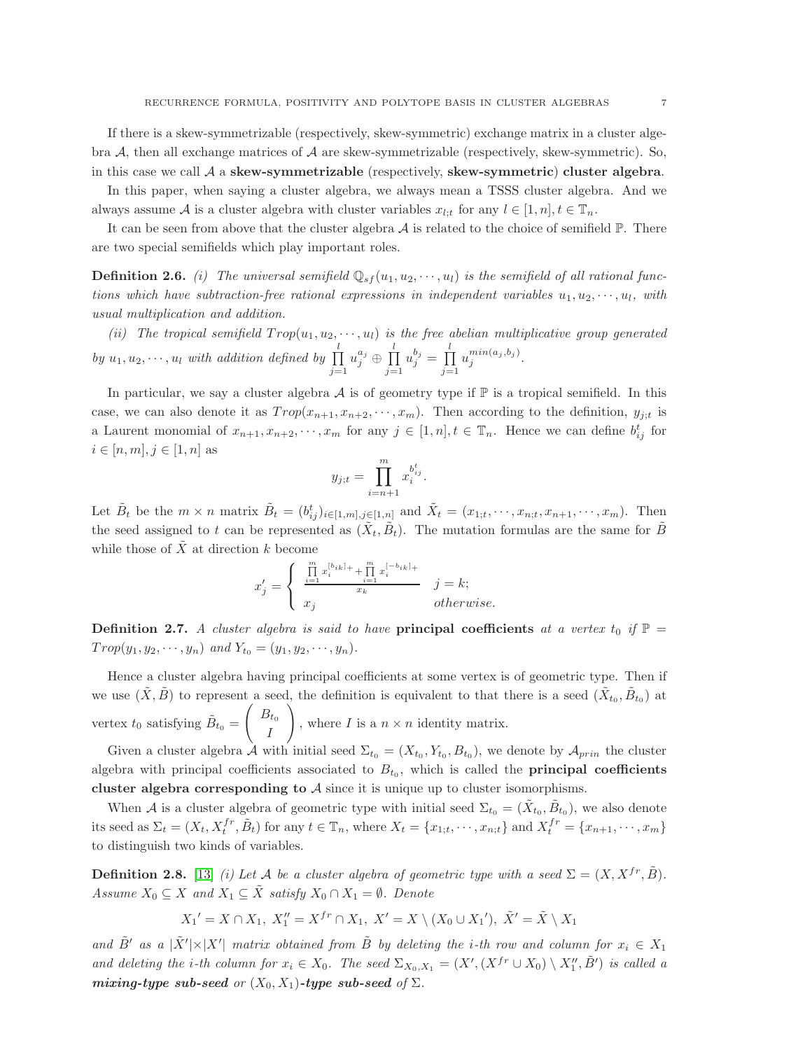If there is a skew-symmetrizable (respectively, skew-symmetric) exchange matrix in a cluster algebra $\mathcal{A}$, then all exchange matrices of $\mathcal{A}$ are skew-symmetrizable (respectively, skew-symmetric). So, in this case we call $\mathcal{A}$ a **skew-symmetrizable** (respectively, **skew-symmetric**) **cluster algebra**.

In this paper, when saying a cluster algebra, we always mean a TSSS cluster algebra. And we always assume $\mathcal{A}$ is a cluster algebra with cluster variables $x_{l;t}$ for any $l \in [1, n], t \in \mathbb{T}_n$.

It can be seen from above that the cluster algebra $\mathcal{A}$ is related to the choice of semifield $\mathbb{P}$. There are two special semifields which play important roles.

**Definition 2.6.** *(i) The universal semifield $\mathbb{Q}_{sf}(u_1, u_2, \cdots, u_l)$ is the semifield of all rational functions which have subtraction-free rational expressions in independent variables $u_1, u_2, \cdots, u_l$, with usual multiplication and addition.*

*(ii) The tropical semifield $Trop(u_1, u_2, \cdots, u_l)$ is the free abelian multiplicative group generated by $u_1, u_2, \cdots, u_l$ with addition defined by $\prod\limits_{j=1}^{l} u_j^{a_j} \oplus \prod\limits_{j=1}^{l} u_j^{b_j} = \prod\limits_{j=1}^{l} u_j^{min(a_j, b_j)}$.*

In particular, we say a cluster algebra $\mathcal{A}$ is of geometry type if $\mathbb{P}$ is a tropical semifield. In this case, we can also denote it as $Trop(x_{n+1}, x_{n+2}, \cdots, x_m)$. Then according to the definition, $y_{j;t}$ is a Laurent monomial of $x_{n+1}, x_{n+2}, \cdots, x_m$ for any $j \in [1, n], t \in \mathbb{T}_n$. Hence we can define $b_{ij}^t$ for $i \in [n, m], j \in [1, n]$ as

$$y_{j;t} = \prod_{i=n+1}^{m} x_i^{b_{ij}^t}.$$

Let $\tilde{B}_t$ be the $m \times n$ matrix $\tilde{B}_t = (b_{ij}^t)_{i \in [1,m], j \in [1,n]}$ and $\tilde{X}_t = (x_{1;t}, \cdots, x_{n;t}, x_{n+1}, \cdots, x_m)$. Then the seed assigned to $t$ can be represented as $(\tilde{X}_t, \tilde{B}_t)$. The mutation formulas are the same for $\tilde{B}$ while those of $\tilde{X}$ at direction $k$ become

$$x'_j = \begin{cases} \dfrac{\prod\limits_{i=1}^{m} x_i^{[b_{ik}]_+} + \prod\limits_{i=1}^{m} x_i^{[-b_{ik}]_+}}{x_k} & j = k; \\ x_j & otherwise. \end{cases}$$

**Definition 2.7.** *A cluster algebra is said to have* **principal coefficients** *at a vertex $t_0$ if $\mathbb{P} = Trop(y_1, y_2, \cdots, y_n)$ and $Y_{t_0} = (y_1, y_2, \cdots, y_n)$.*

Hence a cluster algebra having principal coefficients at some vertex is of geometric type. Then if we use $(\tilde{X}, \tilde{B})$ to represent a seed, the definition is equivalent to that there is a seed $(\tilde{X}_{t_0}, \tilde{B}_{t_0})$ at vertex $t_0$ satisfying $\tilde{B}_{t_0} = \begin{pmatrix} B_{t_0} \\ I \end{pmatrix}$, where $I$ is a $n \times n$ identity matrix.

Given a cluster algebra $\mathcal{A}$ with initial seed $\Sigma_{t_0} = (X_{t_0}, Y_{t_0}, B_{t_0})$, we denote by $\mathcal{A}_{prin}$ the cluster algebra with principal coefficients associated to $B_{t_0}$, which is called the **principal coefficients cluster algebra corresponding to** $\mathcal{A}$ since it is unique up to cluster isomorphisms.

When $\mathcal{A}$ is a cluster algebra of geometric type with initial seed $\Sigma_{t_0} = (\tilde{X}_{t_0}, \tilde{B}_{t_0})$, we also denote its seed as $\Sigma_t = (X_t, X_t^{fr}, \tilde{B}_t)$ for any $t \in \mathbb{T}_n$, where $X_t = \{x_{1;t}, \cdots, x_{n;t}\}$ and $X_t^{fr} = \{x_{n+1}, \cdots, x_m\}$ to distinguish two kinds of variables.

**Definition 2.8.** [13] *(i) Let $\mathcal{A}$ be a cluster algebra of geometric type with a seed $\Sigma = (X, X^{fr}, \tilde{B})$. Assume $X_0 \subseteq X$ and $X_1 \subseteq \tilde{X}$ satisfy $X_0 \cap X_1 = \emptyset$. Denote*

$$X_1{}' = X \cap X_1, \; X_1'' = X^{fr} \cap X_1, \; X' = X \setminus (X_0 \cup X_1{}'), \; \tilde{X}' = \tilde{X} \setminus X_1$$

*and $\tilde{B}'$ as a $|\tilde{X}'| \times |X'|$ matrix obtained from $\tilde{B}$ by deleting the $i$-th row and column for $x_i \in X_1$ and deleting the $i$-th column for $x_i \in X_0$. The seed $\Sigma_{X_0, X_1} = (X', (X^{fr} \cup X_0) \setminus X_1'', \tilde{B}')$ is called a* ***mixing-type sub-seed*** *or* $(X_0, X_1)$***-type sub-seed*** *of $\Sigma$.*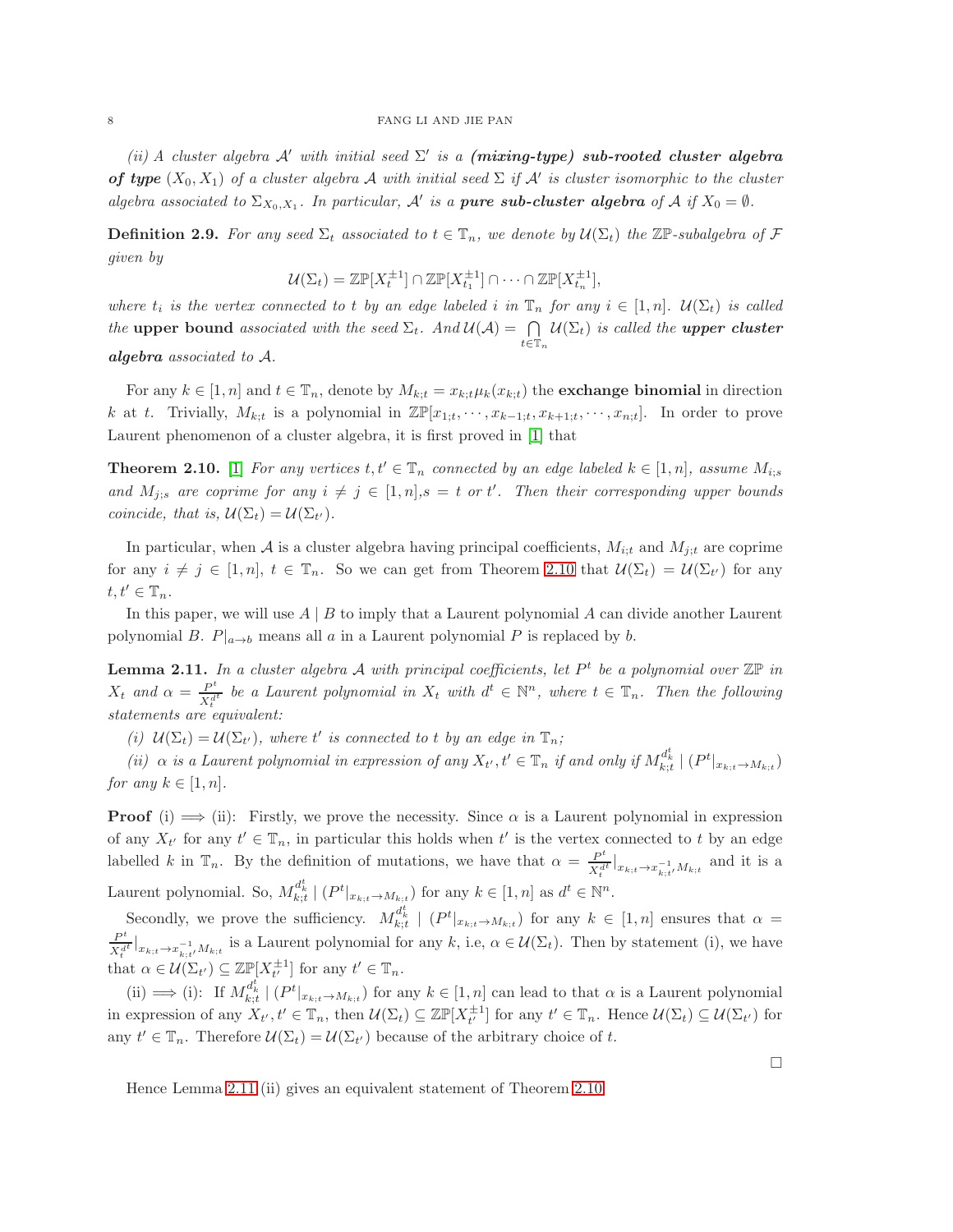*(ii) A cluster algebra $\mathcal{A}'$ with initial seed $\Sigma'$ is a **(mixing-type) sub-rooted cluster algebra of type** $(X_0, X_1)$ of a cluster algebra $\mathcal{A}$ with initial seed $\Sigma$ if $\mathcal{A}'$ is cluster isomorphic to the cluster algebra associated to $\Sigma_{X_0,X_1}$. In particular, $\mathcal{A}'$ is a **pure sub-cluster algebra** of $\mathcal{A}$ if $X_0 = \emptyset$.*

**Definition 2.9.** *For any seed $\Sigma_t$ associated to $t \in \mathbb{T}_n$, we denote by $\mathcal{U}(\Sigma_t)$ the $\mathbb{ZP}$-subalgebra of $\mathcal{F}$ given by*

$$\mathcal{U}(\Sigma_t) = \mathbb{ZP}[X_t^{\pm 1}] \cap \mathbb{ZP}[X_{t_1}^{\pm 1}] \cap \cdots \cap \mathbb{ZP}[X_{t_n}^{\pm 1}],$$

*where $t_i$ is the vertex connected to $t$ by an edge labeled $i$ in $\mathbb{T}_n$ for any $i \in [1, n]$. $\mathcal{U}(\Sigma_t)$ is called the **upper bound** associated with the seed $\Sigma_t$. And $\mathcal{U}(\mathcal{A}) = \bigcap_{t \in \mathbb{T}_n} \mathcal{U}(\Sigma_t)$ is called the **upper cluster algebra** associated to $\mathcal{A}$.*

For any $k \in [1, n]$ and $t \in \mathbb{T}_n$, denote by $M_{k;t} = x_{k;t}\mu_k(x_{k;t})$ the **exchange binomial** in direction $k$ at $t$. Trivially, $M_{k;t}$ is a polynomial in $\mathbb{ZP}[x_{1;t}, \cdots, x_{k-1;t}, x_{k+1;t}, \cdots, x_{n;t}]$. In order to prove Laurent phenomenon of a cluster algebra, it is first proved in [1] that

**Theorem 2.10.** [1] *For any vertices $t, t' \in \mathbb{T}_n$ connected by an edge labeled $k \in [1, n]$, assume $M_{i;s}$ and $M_{j;s}$ are coprime for any $i \neq j \in [1, n], s = t$ or $t'$. Then their corresponding upper bounds coincide, that is, $\mathcal{U}(\Sigma_t) = \mathcal{U}(\Sigma_{t'})$.*

In particular, when $\mathcal{A}$ is a cluster algebra having principal coefficients, $M_{i;t}$ and $M_{j;t}$ are coprime for any $i \neq j \in [1, n]$, $t \in \mathbb{T}_n$. So we can get from Theorem 2.10 that $\mathcal{U}(\Sigma_t) = \mathcal{U}(\Sigma_{t'})$ for any $t, t' \in \mathbb{T}_n$.

In this paper, we will use $A \mid B$ to imply that a Laurent polynomial $A$ can divide another Laurent polynomial $B$. $P|_{a \to b}$ means all $a$ in a Laurent polynomial $P$ is replaced by $b$.

**Lemma 2.11.** *In a cluster algebra $\mathcal{A}$ with principal coefficients, let $P^t$ be a polynomial over $\mathbb{ZP}$ in $X_t$ and $\alpha = \frac{P^t}{X_t^{d^t}}$ be a Laurent polynomial in $X_t$ with $d^t \in \mathbb{N}^n$, where $t \in \mathbb{T}_n$. Then the following statements are equivalent:*

*(i) $\mathcal{U}(\Sigma_t) = \mathcal{U}(\Sigma_{t'})$, where $t'$ is connected to $t$ by an edge in $\mathbb{T}_n$;*

*(ii) $\alpha$ is a Laurent polynomial in expression of any $X_{t'}, t' \in \mathbb{T}_n$ if and only if $M_{k;t}^{d_k^t} \mid (P^t|_{x_{k;t} \to M_{k;t}})$ for any $k \in [1, n]$.*

**Proof** (i) $\Longrightarrow$ (ii): Firstly, we prove the necessity. Since $\alpha$ is a Laurent polynomial in expression of any $X_{t'}$ for any $t' \in \mathbb{T}_n$, in particular this holds when $t'$ is the vertex connected to $t$ by an edge labelled $k$ in $\mathbb{T}_n$. By the definition of mutations, we have that $\alpha = \frac{P^t}{X_t^{d^t}}|_{x_{k;t} \to x_{k;t'}^{-1} M_{k;t}}$ and it is a Laurent polynomial. So, $M_{k;t}^{d_k^t} \mid (P^t|_{x_{k;t} \to M_{k;t}})$ for any $k \in [1, n]$ as $d^t \in \mathbb{N}^n$.

Secondly, we prove the sufficiency. $M_{k;t}^{d_k^t} \mid (P^t|_{x_{k;t} \to M_{k;t}})$ for any $k \in [1, n]$ ensures that $\alpha = \frac{P^t}{X_t^{d^t}}|_{x_{k;t} \to x_{k;t'}^{-1} M_{k;t}}$ is a Laurent polynomial for any $k$, i.e, $\alpha \in \mathcal{U}(\Sigma_t)$. Then by statement (i), we have that $\alpha \in \mathcal{U}(\Sigma_{t'}) \subseteq \mathbb{ZP}[X_{t'}^{\pm 1}]$ for any $t' \in \mathbb{T}_n$.

(ii) $\Longrightarrow$ (i): If $M_{k;t}^{d_k^t} \mid (P^t|_{x_{k;t} \to M_{k;t}})$ for any $k \in [1, n]$ can lead to that $\alpha$ is a Laurent polynomial in expression of any $X_{t'}, t' \in \mathbb{T}_n$, then $\mathcal{U}(\Sigma_t) \subseteq \mathbb{ZP}[X_{t'}^{\pm 1}]$ for any $t' \in \mathbb{T}_n$. Hence $\mathcal{U}(\Sigma_t) \subseteq \mathcal{U}(\Sigma_{t'})$ for any $t' \in \mathbb{T}_n$. Therefore $\mathcal{U}(\Sigma_t) = \mathcal{U}(\Sigma_{t'})$ because of the arbitrary choice of $t$.

□

Hence Lemma 2.11 (ii) gives an equivalent statement of Theorem 2.10.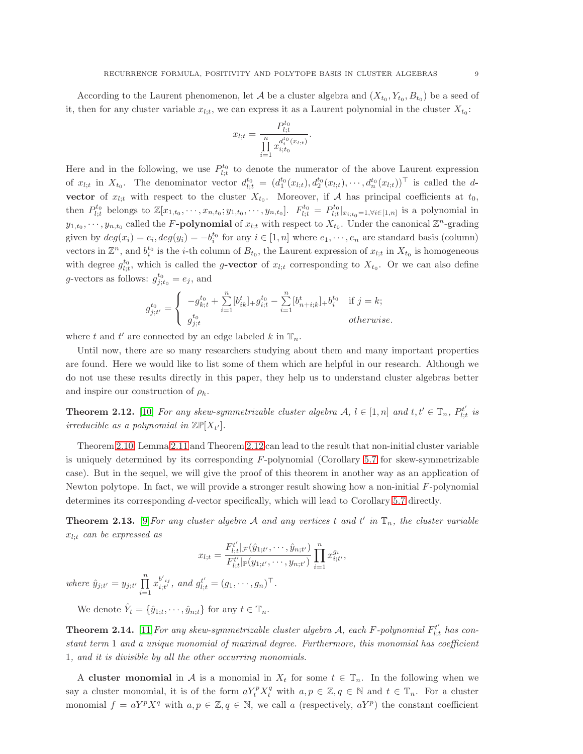According to the Laurent phenomenon, let $\mathcal{A}$ be a cluster algebra and $(X_{t_0}, Y_{t_0}, B_{t_0})$ be a seed of it, then for any cluster variable $x_{l;t}$, we can express it as a Laurent polynomial in the cluster $X_{t_0}$:

$$x_{l;t} = \frac{P_{l;t}^{t_0}}{\prod\limits_{i=1}^{n} x_{i;t_0}^{d_i^{t_0}(x_{l;t})}}.$$

Here and in the following, we use $P_{l;t}^{t_0}$ to denote the numerator of the above Laurent expression of $x_{l;t}$ in $X_{t_0}$. The denominator vector $d_{l;t}^{t_0} = (d_1^{t_0}(x_{l;t}), d_2^{t_0}(x_{l;t}), \cdots, d_n^{t_0}(x_{l;t}))^\top$ is called the **$d$-vector** of $x_{l;t}$ with respect to the cluster $X_{t_0}$. Moreover, if $\mathcal{A}$ has principal coefficients at $t_0$, then $P_{l;t}^{t_0}$ belongs to $\mathbb{Z}[x_{1,t_0}, \cdots, x_{n,t_0}; y_{1,t_0}, \cdots, y_{n,t_0}]$. $F_{l;t}^{t_0} = P_{l;t}^{t_0}|_{x_{i;t_0}=1, \forall i \in [1,n]}$ is a polynomial in $y_{1,t_0}, \cdots, y_{n,t_0}$ called the **$F$-polynomial** of $x_{l;t}$ with respect to $X_{t_0}$. Under the canonical $\mathbb{Z}^n$-grading given by $deg(x_i) = e_i, deg(y_i) = -b_i^{t_0}$ for any $i \in [1, n]$ where $e_1, \cdots, e_n$ are standard basis (column) vectors in $\mathbb{Z}^n$, and $b_i^{t_0}$ is the $i$-th column of $B_{t_0}$, the Laurent expression of $x_{l;t}$ in $X_{t_0}$ is homogeneous with degree $g_{l;t}^{t_0}$, which is called the **$g$-vector** of $x_{l;t}$ corresponding to $X_{t_0}$. Or we can also define $g$-vectors as follows: $g_{j;t_0}^{t_0} = e_j$, and

$$g_{j;t'}^{t_0} = \begin{cases} -g_{k;t}^{t_0} + \sum\limits_{i=1}^{n} [b_{ik}^t]_+ g_{i;t}^{t_0} - \sum\limits_{i=1}^{n} [b_{n+i;k}^t]_+ b_i^{t_0} & \text{if } j = k; \\ g_{j;t}^{t_0} & \textit{otherwise}. \end{cases}$$

where $t$ and $t'$ are connected by an edge labeled $k$ in $\mathbb{T}_n$.

Until now, there are so many researchers studying about them and many important properties are found. Here we would like to list some of them which are helpful in our research. Although we do not use these results directly in this paper, they help us to understand cluster algebras better and inspire our construction of $\rho_h$.

**Theorem 2.12.** [10] *For any skew-symmetrizable cluster algebra $\mathcal{A}$, $l \in [1, n]$ and $t, t' \in \mathbb{T}_n$, $P_{l;t}^{t'}$ is irreducible as a polynomial in $\mathbb{ZP}[X_{t'}]$.*

Theorem 2.10, Lemma 2.11 and Theorem 2.12 can lead to the result that non-initial cluster variable is uniquely determined by its corresponding $F$-polynomial (Corollary 5.7 for skew-symmetrizable case). But in the sequel, we will give the proof of this theorem in another way as an application of Newton polytope. In fact, we will provide a stronger result showing how a non-initial $F$-polynomial determines its corresponding $d$-vector specifically, which will lead to Corollary 5.7 directly.

**Theorem 2.13.** [9] *For any cluster algebra $\mathcal{A}$ and any vertices $t$ and $t'$ in $\mathbb{T}_n$, the cluster variable $x_{l;t}$ can be expressed as*

$$x_{l;t} = \frac{F_{l;t}^{t'}|_{\mathcal{F}}(\hat{y}_{1;t'}, \cdots, \hat{y}_{n;t'})}{F_{l;t}^{t'}|_{\mathbb{P}}(y_{1;t'}, \cdots, y_{n;t'})} \prod_{i=1}^{n} x_{i;t'}^{g_i},$$

*where $\hat{y}_{j;t'} = y_{j;t'} \prod\limits_{i=1}^{n} x_{i;t'}^{b'_{ij}}$, and $g_{l;t}^{t'} = (g_1, \cdots, g_n)^\top$.*

We denote $\hat{Y}_t = \{\hat{y}_{1;t}, \cdots, \hat{y}_{n;t}\}$ for any $t \in \mathbb{T}_n$.

**Theorem 2.14.** [11] *For any skew-symmetrizable cluster algebra $\mathcal{A}$, each $F$-polynomial $F_{l;t}^{t'}$ has constant term 1 and a unique monomial of maximal degree. Furthermore, this monomial has coefficient 1, and it is divisible by all the other occurring monomials.*

A **cluster monomial** in $\mathcal{A}$ is a monomial in $X_t$ for some $t \in \mathbb{T}_n$. In the following when we say a cluster monomial, it is of the form $aY_t^p X_t^q$ with $a, p \in \mathbb{Z}, q \in \mathbb{N}$ and $t \in \mathbb{T}_n$. For a cluster monomial $f = aY^p X^q$ with $a, p \in \mathbb{Z}, q \in \mathbb{N}$, we call $a$ (respectively, $aY^p$) the constant coefficient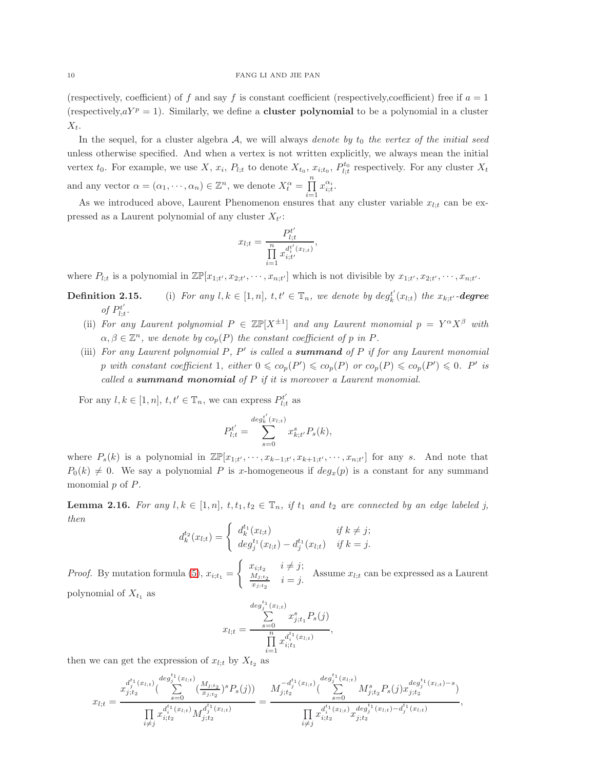(respectively, coefficient) of $f$ and say $f$ is constant coefficient (respectively,coefficient) free if $a = 1$ (respectively,$aY^p = 1$). Similarly, we define a **cluster polynomial** to be a polynomial in a cluster $X_t$.

In the sequel, for a cluster algebra $\mathcal{A}$, we will always *denote by $t_0$ the vertex of the initial seed* unless otherwise specified. And when a vertex is not written explicitly, we always mean the initial vertex $t_0$. For example, we use $X$, $x_i$, $P_{l;t}$ to denote $X_{t_0}$, $x_{i;t_0}$, $P_{l;t}^{t_0}$ respectively. For any cluster $X_t$ and any vector $\alpha = (\alpha_1, \cdots, \alpha_n) \in \mathbb{Z}^n$, we denote $X_t^\alpha = \prod_{i=1}^n x_{i;t}^{\alpha_i}$.

As we introduced above, Laurent Phenomenon ensures that any cluster variable $x_{l;t}$ can be expressed as a Laurent polynomial of any cluster $X_{t'}$:

$$x_{l;t} = \frac{P_{l;t}^{t'}}{\prod_{i=1}^n x_{i;t'}^{d_i^{t'}(x_{l;t})}},$$

where $P_{l;t}$ is a polynomial in $\mathbb{ZP}[x_{1;t'}, x_{2;t'}, \cdots, x_{n;t'}]$ which is not divisible by $x_{1;t'}, x_{2;t'}, \cdots, x_{n;t'}$.

**Definition 2.15.** (i) *For any $l, k \in [1, n]$, $t, t' \in \mathbb{T}_n$, we denote by $deg_k^{t'}(x_{l;t})$ the $x_{k;t'}$-**degree** of $P_{l;t}^{t'}$.*

(ii) *For any Laurent polynomial $P \in \mathbb{ZP}[X^{\pm 1}]$ and any Laurent monomial $p = Y^\alpha X^\beta$ with $\alpha, \beta \in \mathbb{Z}^n$, we denote by $co_p(P)$ the constant coefficient of $p$ in $P$.*

(iii) *For any Laurent polynomial $P$, $P'$ is called a **summand** of $P$ if for any Laurent monomial $p$ with constant coefficient 1, either $0 \leqslant co_p(P') \leqslant co_p(P)$ or $co_p(P) \leqslant co_p(P') \leqslant 0$. $P'$ is called a **summand monomial** of $P$ if it is moreover a Laurent monomial.*

For any $l, k \in [1, n]$, $t, t' \in \mathbb{T}_n$, we can express $P_{l;t}^{t'}$ as

$$P_{l;t}^{t'} = \sum_{s=0}^{deg_k^{t'}(x_{l;t})} x_{k;t'}^s P_s(k),$$

where $P_s(k)$ is a polynomial in $\mathbb{ZP}[x_{1;t'}, \cdots, x_{k-1;t'}, x_{k+1;t'}, \cdots, x_{n;t'}]$ for any $s$. And note that $P_0(k) \neq 0$. We say a polynomial $P$ is $x$-homogeneous if $deg_x(p)$ is a constant for any summand monomial $p$ of $P$.

**Lemma 2.16.** *For any $l, k \in [1, n]$, $t, t_1, t_2 \in \mathbb{T}_n$, if $t_1$ and $t_2$ are connected by an edge labeled $j$, then*

$$d_k^{t_2}(x_{l;t}) = \begin{cases} d_k^{t_1}(x_{l;t}) & \text{if } k \neq j; \\ deg_j^{t_1}(x_{l;t}) - d_j^{t_1}(x_{l;t}) & \text{if } k = j. \end{cases}$$

*Proof.* By mutation formula (5), $x_{i;t_1} = \begin{cases} x_{i;t_2} & i \neq j; \\ \frac{M_{j;t_2}}{x_{j;t_2}} & i = j. \end{cases}$ Assume $x_{l;t}$ can be expressed as a Laurent polynomial of $X_{t_1}$ as

$$x_{l;t} = \frac{\sum_{s=0}^{deg_j^{t_1}(x_{l;t})} x_{j;t_1}^s P_s(j)}{\prod_{i=1}^n x_{i;t_1}^{d_i^{t_1}(x_{l;t})}},$$

then we can get the expression of $x_{l;t}$ by $X_{t_2}$ as

$$x_{l;t} = \frac{x_{j;t_2}^{d_j^{t_1}(x_{l;t})}\left(\sum_{s=0}^{deg_j^{t_1}(x_{l;t})} \left(\frac{M_{j;t_2}}{x_{j;t_2}}\right)^s P_s(j)\right)}{\prod_{i\neq j} x_{i;t_2}^{d_i^{t_1}(x_{l;t})} M_{j;t_2}^{d_j^{t_1}(x_{l;t})}} = \frac{M_{j;t_2}^{-d_j^{t_1}(x_{l;t})}\left(\sum_{s=0}^{deg_j^{t_1}(x_{l;t})} M_{j;t_2}^s P_s(j) x_{j;t_2}^{deg_j^{t_1}(x_{l;t})-s}\right)}{\prod_{i\neq j} x_{i;t_2}^{d_i^{t_1}(x_{l;t})} x_{j;t_2}^{deg_j^{t_1}(x_{l;t})-d_j^{t_1}(x_{l;t})}},$$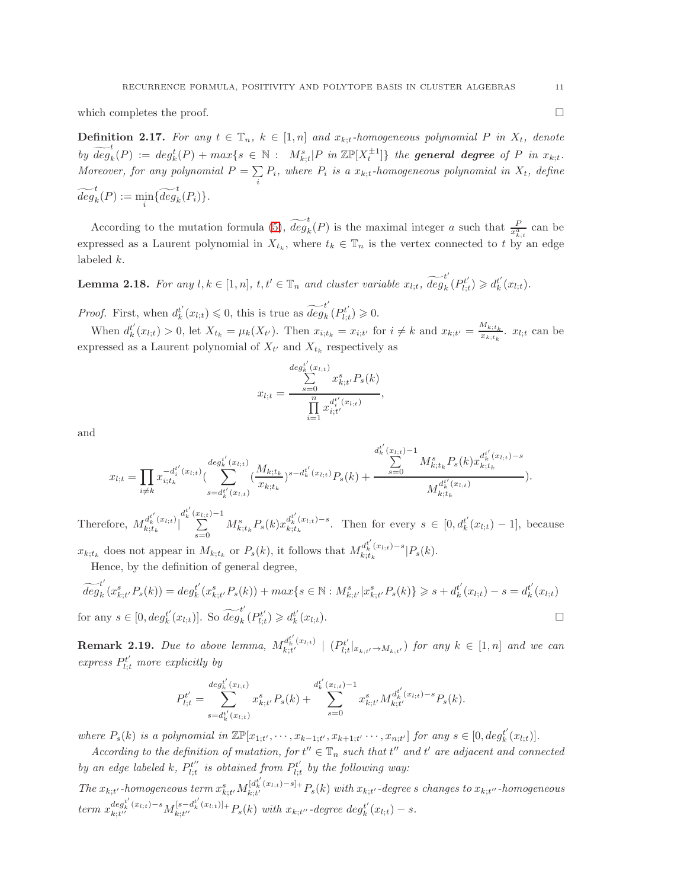which completes the proof. $\square$

**Definition 2.17.** *For any $t \in \mathbb{T}_n$, $k \in [1,n]$ and $x_{k;t}$-homogeneous polynomial $P$ in $X_t$, denote by $\widetilde{deg}_k^t(P) := deg_k^t(P) + max\{s \in \mathbb{N} : \ M_{k;t}^s | P \text{ in } \mathbb{ZP}[X_t^{\pm 1}]\}$ the **general degree** of $P$ in $x_{k;t}$. Moreover, for any polynomial $P = \sum_i P_i$, where $P_i$ is a $x_{k;t}$-homogeneous polynomial in $X_t$, define $\widetilde{deg}_k^t(P) := \min_i \{\widetilde{deg}_k^t(P_i)\}$.*

According to the mutation formula (5), $\widetilde{deg}_k^t(P)$ is the maximal integer $a$ such that $\frac{P}{x_{k;t}^a}$ can be expressed as a Laurent polynomial in $X_{t_k}$, where $t_k \in \mathbb{T}_n$ is the vertex connected to $t$ by an edge labeled $k$.

**Lemma 2.18.** *For any $l, k \in [1,n]$, $t, t' \in \mathbb{T}_n$ and cluster variable $x_{l;t}$, $\widetilde{deg}_k^{t'}(P_{l;t}^{t'}) \geqslant d_k^{t'}(x_{l;t})$.*

*Proof.* First, when $d_k^{t'}(x_{l;t}) \leqslant 0$, this is true as $\widetilde{deg}_k^{t'}(P_{l;t}^{t'}) \geqslant 0$.

When $d_k^{t'}(x_{l;t}) > 0$, let $X_{t_k} = \mu_k(X_{t'})$. Then $x_{i;t_k} = x_{i;t'}$ for $i \neq k$ and $x_{k;t'} = \frac{M_{k;t_k}}{x_{k;t_k}}$. $x_{l;t}$ can be expressed as a Laurent polynomial of $X_{t'}$ and $X_{t_k}$ respectively as

$$x_{l;t} = \frac{\sum\limits_{s=0}^{deg_k^{t'}(x_{l;t})} x_{k;t'}^s P_s(k)}{\prod\limits_{i=1}^{n} x_{i;t'}^{d_i^{t'}(x_{l;t})}},$$

and

$$x_{l;t} = \prod_{i \neq k} x_{i;t_k}^{-d_i^{t'}(x_{l;t})} \Big( \sum_{s=d_k^{t'}(x_{l;t})}^{deg_k^{t'}(x_{l;t})} \big(\frac{M_{k;t_k}}{x_{k;t_k}}\big)^{s-d_k^{t'}(x_{l;t})} P_s(k) + \frac{\sum\limits_{s=0}^{d_k^{t'}(x_{l;t})-1} M_{k;t_k}^s P_s(k) x_{k;t_k}^{d_k^{t'}(x_{l;t})-s}}{M_{k;t_k}^{d_k^{t'}(x_{l;t})}} \Big).$$

Therefore, $M_{k;t_k}^{d_k^{t'}(x_{l;t})} | \sum\limits_{s=0}^{d_k^{t'}(x_{l;t})-1} M_{k;t_k}^s P_s(k) x_{k;t_k}^{d_k^{t'}(x_{l;t})-s}$. Then for every $s \in [0, d_k^{t'}(x_{l;t})-1]$, because $x_{k;t_k}$ does not appear in $M_{k;t_k}$ or $P_s(k)$, it follows that $M_{k;t_k}^{d_k^{t'}(x_{l;t})-s} | P_s(k)$.

Hence, by the definition of general degree,

$$\widetilde{deg}_k^{t'}(x_{k;t'}^s P_s(k)) = deg_k^{t'}(x_{k;t'}^s P_s(k)) + max\{s \in \mathbb{N} : M_{k;t'}^s | x_{k;t'}^s P_s(k)\} \geqslant s + d_k^{t'}(x_{l;t}) - s = d_k^{t'}(x_{l;t})$$

for any $s \in [0, deg_k^{t'}(x_{l;t})]$. So $\widetilde{deg}_k^{t'}(P_{l;t}^{t'}) \geqslant d_k^{t'}(x_{l;t})$. $\square$

**Remark 2.19.** *Due to above lemma, $M_{k;t'}^{d_k^{t'}(x_{l;t})} \mid (P_{l;t}^{t'}|_{x_{k;t'} \to M_{k;t'}})$ for any $k \in [1,n]$ and we can express $P_{l;t}^{t'}$ more explicitly by*

$$P_{l;t}^{t'} = \sum_{s=d_k^{t'}(x_{l;t})}^{deg_k^{t'}(x_{l;t})} x_{k;t'}^s P_s(k) + \sum_{s=0}^{d_k^{t'}(x_{l;t})-1} x_{k;t'}^s M_{k;t'}^{d_k^{t'}(x_{l;t})-s} P_s(k).$$

*where $P_s(k)$ is a polynomial in $\mathbb{ZP}[x_{1;t'}, \cdots, x_{k-1;t'}, x_{k+1;t'} \cdots, x_{n;t'}]$ for any $s \in [0, deg_k^{t'}(x_{l;t})]$.*

*According to the definition of mutation, for $t'' \in \mathbb{T}_n$ such that $t''$ and $t'$ are adjacent and connected by an edge labeled $k$, $P_{l;t}^{t''}$ is obtained from $P_{l;t}^{t'}$ by the following way:*

*The $x_{k;t'}$-homogeneous term $x_{k;t'}^s M_{k;t'}^{[d_k^{t'}(x_{l;t})-s]_+} P_s(k)$ with $x_{k;t'}$-degree $s$ changes to $x_{k;t''}$-homogeneous term $x_{k;t''}^{deg_k^{t'}(x_{l;t})-s} M_{k;t''}^{[s-d_k^{t'}(x_{l;t})]_+} P_s(k)$ with $x_{k;t''}$-degree $deg_k^{t'}(x_{l;t}) - s$.*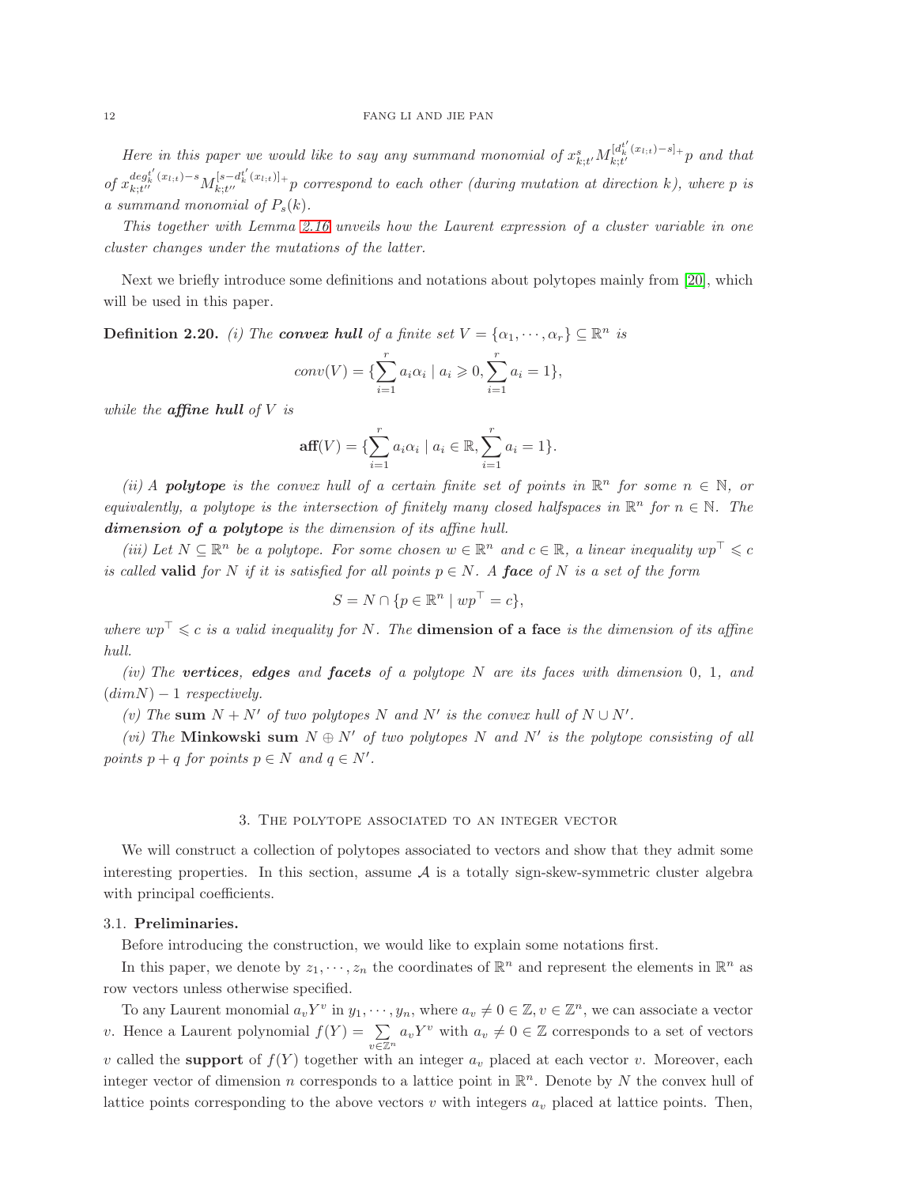*Here in this paper we would like to say any summand monomial of $x_{k;t'}^{s}M_{k;t'}^{[d_k^{t'}(x_{l;t})-s]_+}p$ and that of $x_{k;t''}^{deg_k^{t'}(x_{l;t})-s}M_{k;t''}^{[s-d_k^{t'}(x_{l;t})]_+}p$ correspond to each other (during mutation at direction $k$), where $p$ is a summand monomial of $P_s(k)$.*

*This together with Lemma 2.16 unveils how the Laurent expression of a cluster variable in one cluster changes under the mutations of the latter.*

Next we briefly introduce some definitions and notations about polytopes mainly from [20], which will be used in this paper.

**Definition 2.20.** *(i) The* ***convex hull*** *of a finite set $V = \{\alpha_1, \cdots, \alpha_r\} \subseteq \mathbb{R}^n$ is*

$$conv(V) = \{\sum_{i=1}^{r} a_i\alpha_i \mid a_i \geqslant 0, \sum_{i=1}^{r} a_i = 1\},$$

*while the* ***affine hull*** *of $V$ is*

$$\mathbf{aff}(V) = \{\sum_{i=1}^{r} a_i\alpha_i \mid a_i \in \mathbb{R}, \sum_{i=1}^{r} a_i = 1\}.$$

*(ii) A* ***polytope*** *is the convex hull of a certain finite set of points in $\mathbb{R}^n$ for some $n \in \mathbb{N}$, or equivalently, a polytope is the intersection of finitely many closed halfspaces in $\mathbb{R}^n$ for $n \in \mathbb{N}$. The* ***dimension of a polytope*** *is the dimension of its affine hull.*

*(iii) Let $N \subseteq \mathbb{R}^n$ be a polytope. For some chosen $w \in \mathbb{R}^n$ and $c \in \mathbb{R}$, a linear inequality $wp^\top \leqslant c$ is called* **valid** *for $N$ if it is satisfied for all points $p \in N$. A* ***face*** *of $N$ is a set of the form*

$$S = N \cap \{p \in \mathbb{R}^n \mid wp^\top = c\},$$

*where $wp^\top \leqslant c$ is a valid inequality for $N$. The* **dimension of a face** *is the dimension of its affine hull.*

*(iv) The* ***vertices****,* ***edges*** *and* ***facets*** *of a polytope $N$ are its faces with dimension 0, 1, and $(dimN) - 1$ respectively.*

*(v) The* **sum** *$N + N'$ of two polytopes $N$ and $N'$ is the convex hull of $N \cup N'$.*

*(vi) The* **Minkowski sum** *$N \oplus N'$ of two polytopes $N$ and $N'$ is the polytope consisting of all points $p + q$ for points $p \in N$ and $q \in N'$.*

## 3. The polytope associated to an integer vector

We will construct a collection of polytopes associated to vectors and show that they admit some interesting properties. In this section, assume $\mathcal{A}$ is a totally sign-skew-symmetric cluster algebra with principal coefficients.

### 3.1. Preliminaries.

Before introducing the construction, we would like to explain some notations first.

In this paper, we denote by $z_1, \cdots, z_n$ the coordinates of $\mathbb{R}^n$ and represent the elements in $\mathbb{R}^n$ as row vectors unless otherwise specified.

To any Laurent monomial $a_vY^v$ in $y_1, \cdots, y_n$, where $a_v \neq 0 \in \mathbb{Z}, v \in \mathbb{Z}^n$, we can associate a vector $v$. Hence a Laurent polynomial $f(Y) = \sum\limits_{v \in \mathbb{Z}^n} a_vY^v$ with $a_v \neq 0 \in \mathbb{Z}$ corresponds to a set of vectors $v$ called the **support** of $f(Y)$ together with an integer $a_v$ placed at each vector $v$. Moreover, each integer vector of dimension $n$ corresponds to a lattice point in $\mathbb{R}^n$. Denote by $N$ the convex hull of lattice points corresponding to the above vectors $v$ with integers $a_v$ placed at lattice points. Then,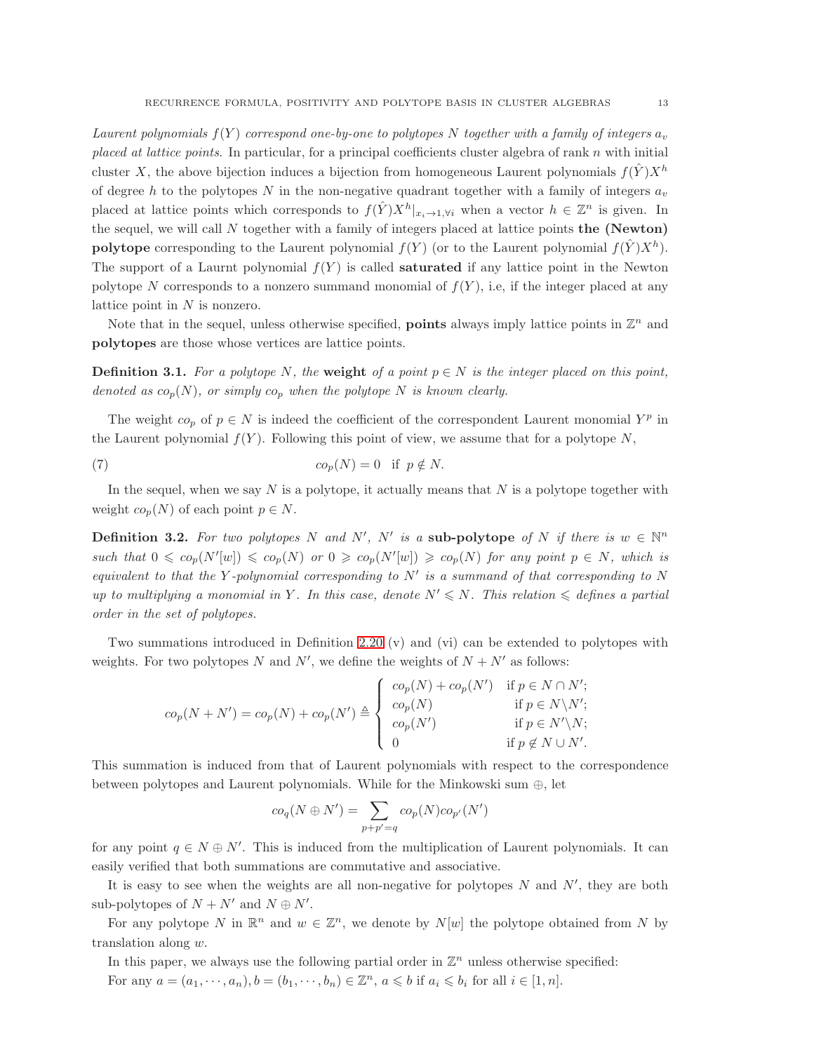*Laurent polynomials $f(Y)$ correspond one-by-one to polytopes $N$ together with a family of integers $a_v$ placed at lattice points.* In particular, for a principal coefficients cluster algebra of rank $n$ with initial cluster $X$, the above bijection induces a bijection from homogeneous Laurent polynomials $f(\hat{Y})X^h$ of degree $h$ to the polytopes $N$ in the non-negative quadrant together with a family of integers $a_v$ placed at lattice points which corresponds to $f(\hat{Y})X^h|_{x_i\to 1,\forall i}$ when a vector $h\in\mathbb{Z}^n$ is given. In the sequel, we will call $N$ together with a family of integers placed at lattice points **the (Newton) polytope** corresponding to the Laurent polynomial $f(Y)$ (or to the Laurent polynomial $f(\hat{Y})X^h$). The support of a Laurnt polynomial $f(Y)$ is called **saturated** if any lattice point in the Newton polytope $N$ corresponds to a nonzero summand monomial of $f(Y)$, i.e, if the integer placed at any lattice point in $N$ is nonzero.

Note that in the sequel, unless otherwise specified, **points** always imply lattice points in $\mathbb{Z}^n$ and **polytopes** are those whose vertices are lattice points.

**Definition 3.1.** *For a polytope $N$, the* **weight** *of a point $p\in N$ is the integer placed on this point, denoted as $co_p(N)$, or simply $co_p$ when the polytope $N$ is known clearly.*

The weight $co_p$ of $p\in N$ is indeed the coefficient of the correspondent Laurent monomial $Y^p$ in the Laurent polynomial $f(Y)$. Following this point of view, we assume that for a polytope $N$,

$$co_p(N)=0 \quad \text{if } p\notin N. \tag{7}$$

In the sequel, when we say $N$ is a polytope, it actually means that $N$ is a polytope together with weight $co_p(N)$ of each point $p\in N$.

**Definition 3.2.** *For two polytopes $N$ and $N'$, $N'$ is a* **sub-polytope** *of $N$ if there is $w\in\mathbb{N}^n$ such that $0\leqslant co_p(N'[w])\leqslant co_p(N)$ or $0\geqslant co_p(N'[w])\geqslant co_p(N)$ for any point $p\in N$, which is equivalent to that the $Y$-polynomial corresponding to $N'$ is a summand of that corresponding to $N$ up to multiplying a monomial in $Y$. In this case, denote $N'\leqslant N$. This relation $\leqslant$ defines a partial order in the set of polytopes.*

Two summations introduced in Definition 2.20 (v) and (vi) can be extended to polytopes with weights. For two polytopes $N$ and $N'$, we define the weights of $N+N'$ as follows:

$$co_p(N+N')=co_p(N)+co_p(N')\triangleq\begin{cases} co_p(N)+co_p(N') & \text{if } p\in N\cap N';\\ co_p(N) & \text{if } p\in N\backslash N';\\ co_p(N') & \text{if } p\in N'\backslash N;\\ 0 & \text{if } p\notin N\cup N'.\end{cases}$$

This summation is induced from that of Laurent polynomials with respect to the correspondence between polytopes and Laurent polynomials. While for the Minkowski sum $\oplus$, let

$$co_q(N\oplus N')=\sum_{p+p'=q}co_p(N)co_{p'}(N')$$

for any point $q\in N\oplus N'$. This is induced from the multiplication of Laurent polynomials. It can easily verified that both summations are commutative and associative.

It is easy to see when the weights are all non-negative for polytopes $N$ and $N'$, they are both sub-polytopes of $N+N'$ and $N\oplus N'$.

For any polytope $N$ in $\mathbb{R}^n$ and $w\in\mathbb{Z}^n$, we denote by $N[w]$ the polytope obtained from $N$ by translation along $w$.

In this paper, we always use the following partial order in $\mathbb{Z}^n$ unless otherwise specified:

For any $a=(a_1,\cdots,a_n),b=(b_1,\cdots,b_n)\in\mathbb{Z}^n$, $a\leqslant b$ if $a_i\leqslant b_i$ for all $i\in[1,n]$.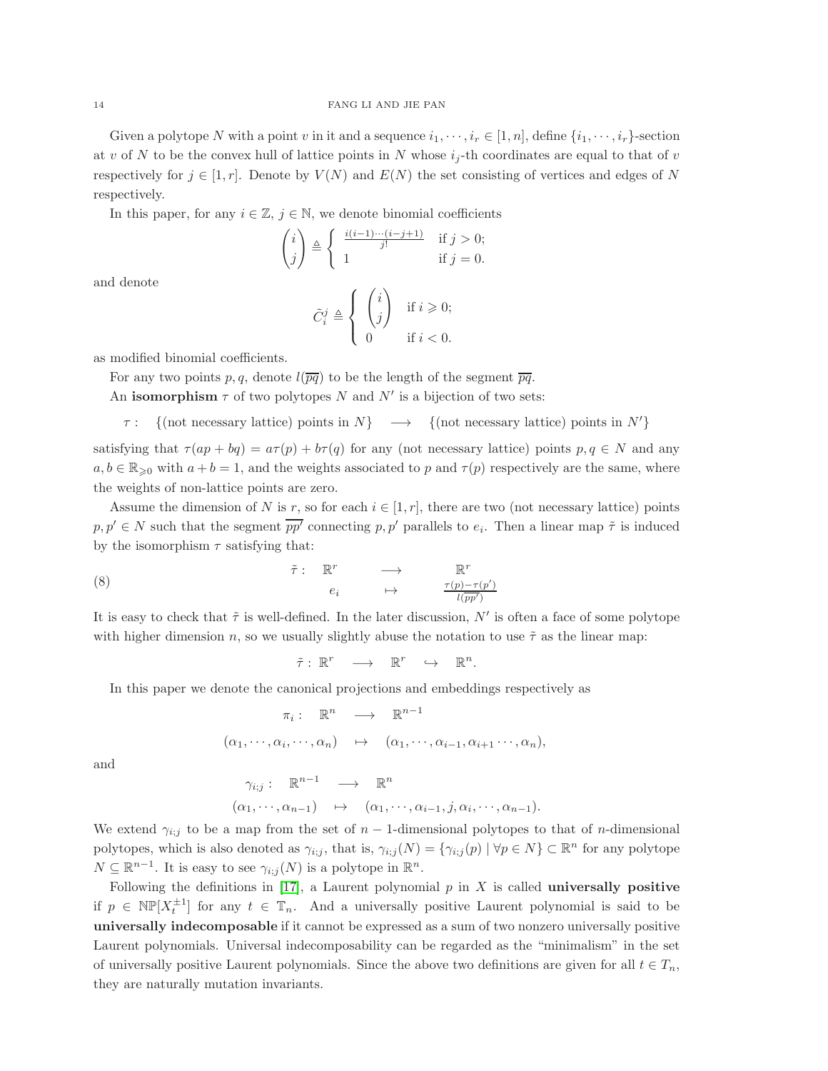Given a polytope $N$ with a point $v$ in it and a sequence $i_1, \cdots, i_r \in [1,n]$, define $\{i_1, \cdots, i_r\}$-section at $v$ of $N$ to be the convex hull of lattice points in $N$ whose $i_j$-th coordinates are equal to that of $v$ respectively for $j \in [1,r]$. Denote by $V(N)$ and $E(N)$ the set consisting of vertices and edges of $N$ respectively.

In this paper, for any $i \in \mathbb{Z}$, $j \in \mathbb{N}$, we denote binomial coefficients

$$\binom{i}{j} \triangleq \begin{cases} \frac{i(i-1)\cdots(i-j+1)}{j!} & \text{if } j > 0; \\ 1 & \text{if } j = 0. \end{cases}$$

and denote

$$\tilde{C}_i^j \triangleq \begin{cases} \binom{i}{j} & \text{if } i \geqslant 0; \\ 0 & \text{if } i < 0. \end{cases}$$

as modified binomial coefficients.

For any two points $p, q$, denote $l(\overline{pq})$ to be the length of the segment $\overline{pq}$.

An **isomorphism** $\tau$ of two polytopes $N$ and $N'$ is a bijection of two sets:

$$\tau: \quad \{\text{(not necessary lattice) points in } N\} \quad \longrightarrow \quad \{\text{(not necessary lattice) points in } N'\}$$

satisfying that $\tau(ap+bq) = a\tau(p) + b\tau(q)$ for any (not necessary lattice) points $p, q \in N$ and any $a, b \in \mathbb{R}_{\geqslant 0}$ with $a+b=1$, and the weights associated to $p$ and $\tau(p)$ respectively are the same, where the weights of non-lattice points are zero.

Assume the dimension of $N$ is $r$, so for each $i \in [1,r]$, there are two (not necessary lattice) points $p, p' \in N$ such that the segment $\overline{pp'}$ connecting $p, p'$ parallels to $e_i$. Then a linear map $\tilde{\tau}$ is induced by the isomorphism $\tau$ satisfying that:

$$\tilde{\tau}: \quad \mathbb{R}^r \longrightarrow \mathbb{R}^r, \qquad e_i \mapsto \frac{\tau(p)-\tau(p')}{l(\overline{pp'})} \tag{8}$$

It is easy to check that $\tilde{\tau}$ is well-defined. In the later discussion, $N'$ is often a face of some polytope with higher dimension $n$, so we usually slightly abuse the notation to use $\tilde{\tau}$ as the linear map:

$$\tilde{\tau}: \mathbb{R}^r \longrightarrow \mathbb{R}^r \hookrightarrow \mathbb{R}^n.$$

In this paper we denote the canonical projections and embeddings respectively as

$$\pi_i: \quad \mathbb{R}^n \longrightarrow \mathbb{R}^{n-1}$$
$$(\alpha_1, \cdots, \alpha_i, \cdots, \alpha_n) \mapsto (\alpha_1, \cdots, \alpha_{i-1}, \alpha_{i+1} \cdots, \alpha_n),$$

and

$$\gamma_{i;j}: \quad \mathbb{R}^{n-1} \longrightarrow \mathbb{R}^n$$
$$(\alpha_1, \cdots, \alpha_{n-1}) \mapsto (\alpha_1, \cdots, \alpha_{i-1}, j, \alpha_i, \cdots, \alpha_{n-1}).$$

We extend $\gamma_{i;j}$ to be a map from the set of $n-1$-dimensional polytopes to that of $n$-dimensional polytopes, which is also denoted as $\gamma_{i;j}$, that is, $\gamma_{i;j}(N) = \{\gamma_{i;j}(p) \mid \forall p \in N\} \subset \mathbb{R}^n$ for any polytope $N \subseteq \mathbb{R}^{n-1}$. It is easy to see $\gamma_{i;j}(N)$ is a polytope in $\mathbb{R}^n$.

Following the definitions in [17], a Laurent polynomial $p$ in $X$ is called **universally positive** if $p \in \mathbb{NP}[X_t^{\pm 1}]$ for any $t \in \mathbb{T}_n$. And a universally positive Laurent polynomial is said to be **universally indecomposable** if it cannot be expressed as a sum of two nonzero universally positive Laurent polynomials. Universal indecomposability can be regarded as the "minimalism" in the set of universally positive Laurent polynomials. Since the above two definitions are given for all $t \in T_n$, they are naturally mutation invariants.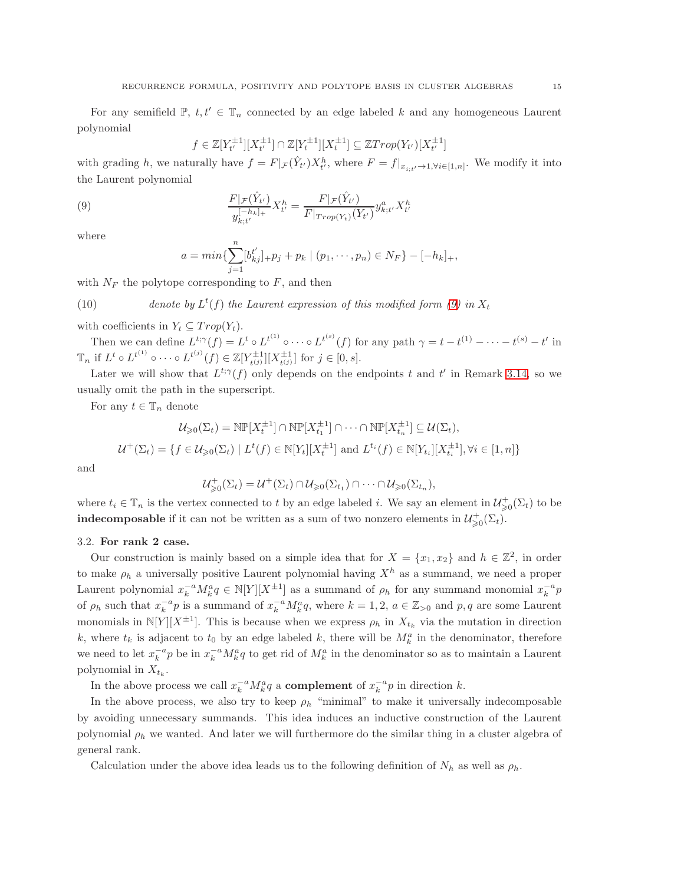For any semifield $\mathbb{P}$, $t, t' \in \mathbb{T}_n$ connected by an edge labeled $k$ and any homogeneous Laurent polynomial

$$f \in \mathbb{Z}[Y_{t'}^{\pm 1}][X_{t'}^{\pm 1}] \cap \mathbb{Z}[Y_t^{\pm 1}][X_t^{\pm 1}] \subseteq \mathbb{Z}Trop(Y_{t'})[X_{t'}^{\pm 1}]$$

with grading $h$, we naturally have $f = F|_{\mathcal{F}}(\hat{Y}_{t'})X_{t'}^h$, where $F = f|_{x_{i;t'} \to 1, \forall i \in [1,n]}$. We modify it into the Laurent polynomial

$$\frac{F|_{\mathcal{F}}(\hat{Y}_{t'})}{y_{k;t'}^{[-h_k]_+}} X_{t'}^h = \frac{F|_{\mathcal{F}}(\hat{Y}_{t'})}{F|_{Trop(Y_t)}(Y_{t'})} y_{k;t'}^a X_{t'}^h \tag{9}$$

where

$$a = min\{\sum_{j=1}^{n}[b_{kj}^{t'}]_+ p_j + p_k \mid (p_1, \cdots, p_n) \in N_F\} - [-h_k]_+,$$

with $N_F$ the polytope corresponding to $F$, and then

(10) *denote by $L^t(f)$ the Laurent expression of this modified form (9) in $X_t$*

with coefficients in $Y_t \subseteq Trop(Y_t)$.

Then we can define $L^{t;\gamma}(f) = L^t \circ L^{t^{(1)}} \circ \cdots \circ L^{t^{(s)}}(f)$ for any path $\gamma = t - t^{(1)} - \cdots - t^{(s)} - t'$ in $\mathbb{T}_n$ if $L^t \circ L^{t^{(1)}} \circ \cdots \circ L^{t^{(j)}}(f) \in \mathbb{Z}[Y_{t^{(j)}}^{\pm 1}][X_{t^{(j)}}^{\pm 1}]$ for $j \in [0, s]$.

Later we will show that $L^{t;\gamma}(f)$ only depends on the endpoints $t$ and $t'$ in Remark 3.14, so we usually omit the path in the superscript.

For any $t \in \mathbb{T}_n$ denote

$$\mathcal{U}_{\geqslant 0}(\Sigma_t) = \mathbb{NP}[X_t^{\pm 1}] \cap \mathbb{NP}[X_{t_1}^{\pm 1}] \cap \cdots \cap \mathbb{NP}[X_{t_n}^{\pm 1}] \subseteq \mathcal{U}(\Sigma_t),$$

$$\mathcal{U}^+(\Sigma_t) = \{f \in \mathcal{U}_{\geqslant 0}(\Sigma_t) \mid L^t(f) \in \mathbb{N}[Y_t][X_t^{\pm 1}] \text{ and } L^{t_i}(f) \in \mathbb{N}[Y_{t_i}][X_{t_i}^{\pm 1}], \forall i \in [1, n]\}$$

and

$$\mathcal{U}_{\geqslant 0}^+(\Sigma_t) = \mathcal{U}^+(\Sigma_t) \cap \mathcal{U}_{\geqslant 0}(\Sigma_{t_1}) \cap \cdots \cap \mathcal{U}_{\geqslant 0}(\Sigma_{t_n}),$$

where $t_i \in \mathbb{T}_n$ is the vertex connected to $t$ by an edge labeled $i$. We say an element in $\mathcal{U}_{\geqslant 0}^+(\Sigma_t)$ to be **indecomposable** if it can not be written as a sum of two nonzero elements in $\mathcal{U}_{\geqslant 0}^+(\Sigma_t)$.

### 3.2. For rank 2 case.

Our construction is mainly based on a simple idea that for $X = \{x_1, x_2\}$ and $h \in \mathbb{Z}^2$, in order to make $\rho_h$ a universally positive Laurent polynomial having $X^h$ as a summand, we need a proper Laurent polynomial $x_k^{-a} M_k^a q \in \mathbb{N}[Y][X^{\pm 1}]$ as a summand of $\rho_h$ for any summand monomial $x_k^{-a} p$ of $\rho_h$ such that $x_k^{-a} p$ is a summand of $x_k^{-a} M_k^a q$, where $k = 1, 2$, $a \in \mathbb{Z}_{>0}$ and $p, q$ are some Laurent monomials in $\mathbb{N}[Y][X^{\pm 1}]$. This is because when we express $\rho_h$ in $X_{t_k}$ via the mutation in direction $k$, where $t_k$ is adjacent to $t_0$ by an edge labeled $k$, there will be $M_k^a$ in the denominator, therefore we need to let $x_k^{-a} p$ be in $x_k^{-a} M_k^a q$ to get rid of $M_k^a$ in the denominator so as to maintain a Laurent polynomial in $X_{t_k}$.

In the above process we call $x_k^{-a} M_k^a q$ a **complement** of $x_k^{-a} p$ in direction $k$.

In the above process, we also try to keep $\rho_h$ "minimal" to make it universally indecomposable by avoiding unnecessary summands. This idea induces an inductive construction of the Laurent polynomial $\rho_h$ we wanted. And later we will furthermore do the similar thing in a cluster algebra of general rank.

Calculation under the above idea leads us to the following definition of $N_h$ as well as $\rho_h$.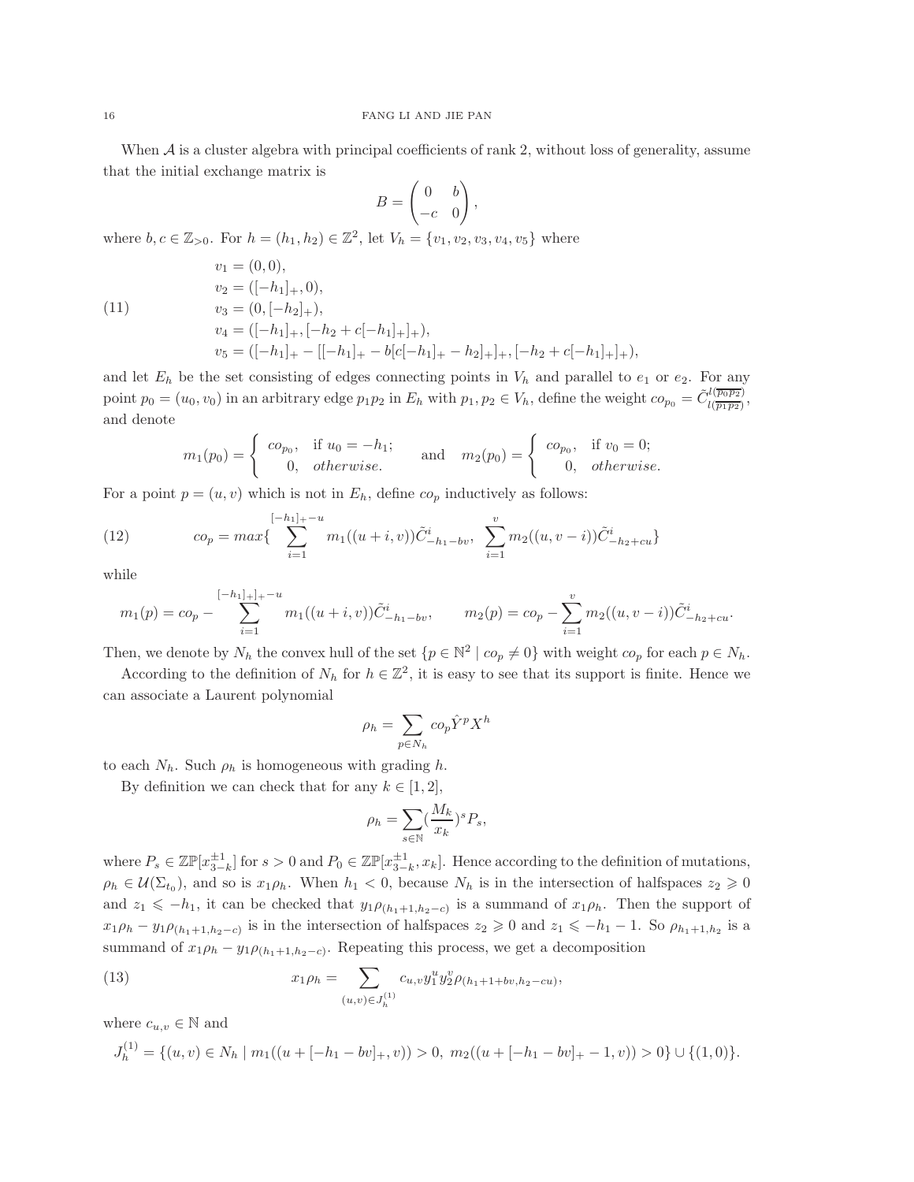When $\mathcal{A}$ is a cluster algebra with principal coefficients of rank 2, without loss of generality, assume that the initial exchange matrix is

$$B = \begin{pmatrix} 0 & b \\ -c & 0 \end{pmatrix},$$

where $b, c \in \mathbb{Z}_{>0}$. For $h = (h_1, h_2) \in \mathbb{Z}^2$, let $V_h = \{v_1, v_2, v_3, v_4, v_5\}$ where

$$
\begin{aligned}
& v_1 = (0, 0), \\
& v_2 = ([-h_1]_+, 0), \\
& v_3 = (0, [-h_2]_+), \\
& v_4 = ([-h_1]_+, [-h_2 + c[-h_1]_+]_+), \\
& v_5 = ([-h_1]_+ - [[-h_1]_+ - b[c[-h_1]_+ - h_2]_+]_+, [-h_2 + c[-h_1]_+]_+),
\end{aligned}
\tag{11}
$$

and let $E_h$ be the set consisting of edges connecting points in $V_h$ and parallel to $e_1$ or $e_2$. For any point $p_0 = (u_0, v_0)$ in an arbitrary edge $p_1p_2$ in $E_h$ with $p_1, p_2 \in V_h$, define the weight $co_{p_0} = \tilde{C}^{l(\overline{p_0 p_2})}_{l(\overline{p_1 p_2})}$, and denote

$$m_1(p_0) = \begin{cases} co_{p_0}, & \text{if } u_0 = -h_1; \\ 0, & \textit{otherwise}. \end{cases} \quad \text{and} \quad m_2(p_0) = \begin{cases} co_{p_0}, & \text{if } v_0 = 0; \\ 0, & \textit{otherwise}. \end{cases}$$

For a point $p = (u, v)$ which is not in $E_h$, define $co_p$ inductively as follows:

$$co_p = max\{\sum_{i=1}^{[-h_1]_+ - u} m_1((u+i, v))\tilde{C}^i_{-h_1 - bv}, \ \sum_{i=1}^{v} m_2((u, v-i))\tilde{C}^i_{-h_2 + cu}\} \tag{12}$$

while

$$m_1(p) = co_p - \sum_{i=1}^{[-h_1]_+ - u} m_1((u+i, v))\tilde{C}^i_{-h_1 - bv}, \qquad m_2(p) = co_p - \sum_{i=1}^{v} m_2((u, v-i))\tilde{C}^i_{-h_2 + cu}.$$

Then, we denote by $N_h$ the convex hull of the set $\{p \in \mathbb{N}^2 \mid co_p \neq 0\}$ with weight $co_p$ for each $p \in N_h$.

According to the definition of $N_h$ for $h \in \mathbb{Z}^2$, it is easy to see that its support is finite. Hence we can associate a Laurent polynomial

$$\rho_h = \sum_{p \in N_h} co_p \hat{Y}^p X^h$$

to each $N_h$. Such $\rho_h$ is homogeneous with grading $h$.

By definition we can check that for any $k \in [1, 2]$,

$$\rho_h = \sum_{s \in \mathbb{N}} (\frac{M_k}{x_k})^s P_s,$$

where $P_s \in \mathbb{ZP}[x_{3-k}^{\pm 1}]$ for $s > 0$ and $P_0 \in \mathbb{ZP}[x_{3-k}^{\pm 1}, x_k]$. Hence according to the definition of mutations, $\rho_h \in \mathcal{U}(\Sigma_{t_0})$, and so is $x_1\rho_h$. When $h_1 < 0$, because $N_h$ is in the intersection of halfspaces $z_2 \geqslant 0$ and $z_1 \leqslant -h_1$, it can be checked that $y_1\rho_{(h_1+1, h_2-c)}$ is a summand of $x_1\rho_h$. Then the support of $x_1\rho_h - y_1\rho_{(h_1+1, h_2-c)}$ is in the intersection of halfspaces $z_2 \geqslant 0$ and $z_1 \leqslant -h_1 - 1$. So $\rho_{h_1+1, h_2}$ is a summand of $x_1\rho_h - y_1\rho_{(h_1+1, h_2-c)}$. Repeating this process, we get a decomposition

$$x_1\rho_h = \sum_{(u,v) \in J_h^{(1)}} c_{u,v} y_1^u y_2^v \rho_{(h_1+1+bv, h_2-cu)}, \tag{13}$$

where $c_{u,v} \in \mathbb{N}$ and

$$J_h^{(1)} = \{(u, v) \in N_h \mid m_1((u + [-h_1 - bv]_+, v)) > 0, \ m_2((u + [-h_1 - bv]_+ - 1, v)) > 0\} \cup \{(1, 0)\}.$$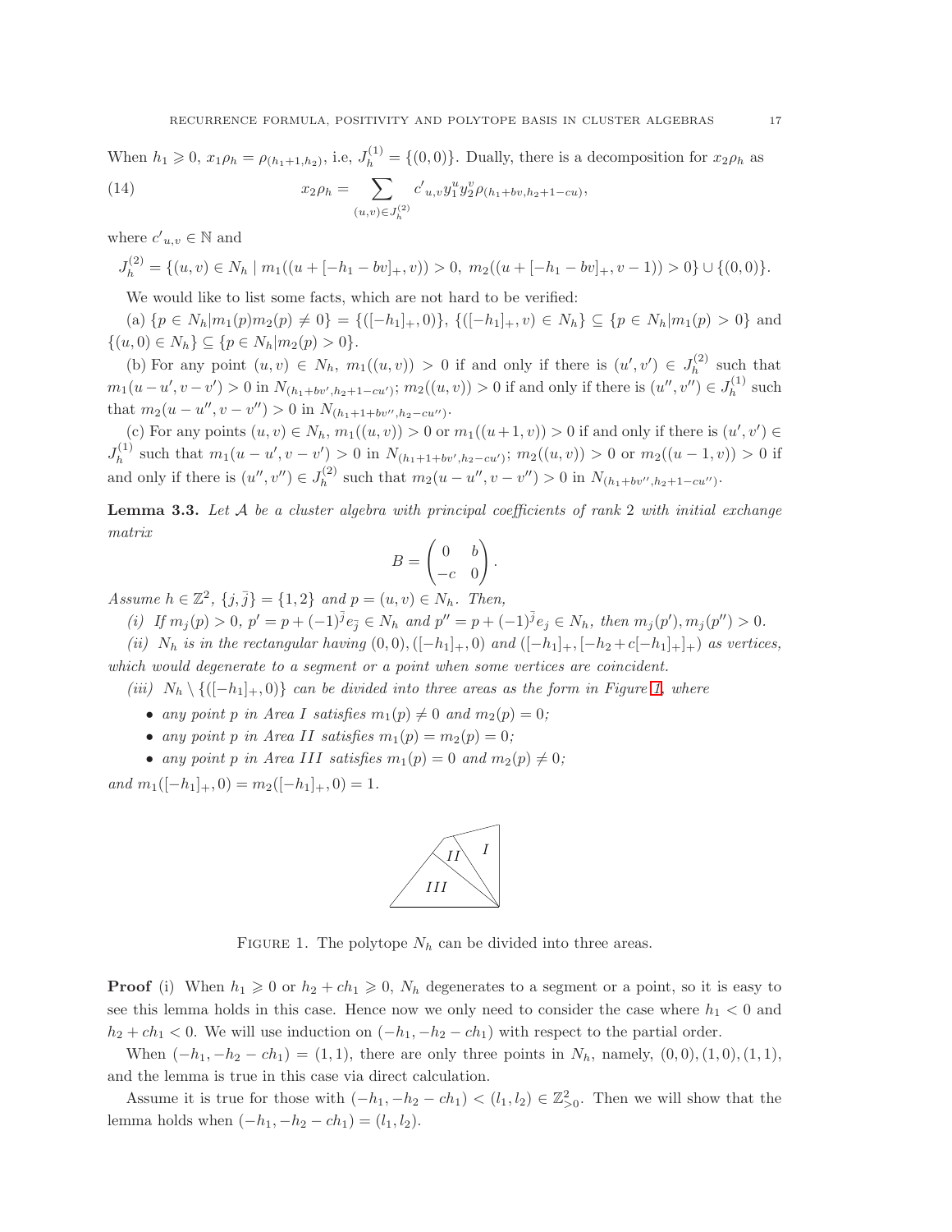When $h_1 \geqslant 0$, $x_1\rho_h = \rho_{(h_1+1,h_2)}$, i.e, $J_h^{(1)} = \{(0,0)\}$. Dually, there is a decomposition for $x_2\rho_h$ as

$$x_2\rho_h = \sum_{(u,v)\in J_h^{(2)}} c'_{u,v} y_1^u y_2^v \rho_{(h_1+bv,h_2+1-cu)}, \tag{14}$$

where $c'_{u,v} \in \mathbb{N}$ and

$$J_h^{(2)} = \{(u,v) \in N_h \mid m_1((u+[-h_1-bv]_+, v)) > 0,\ m_2((u+[-h_1-bv]_+, v-1)) > 0\} \cup \{(0,0)\}.$$

We would like to list some facts, which are not hard to be verified:

(a) $\{p \in N_h | m_1(p)m_2(p) \neq 0\} = \{([-h_1]_+, 0)\}$, $\{([-h_1]_+, v) \in N_h\} \subseteq \{p \in N_h | m_1(p) > 0\}$ and $\{(u,0) \in N_h\} \subseteq \{p \in N_h | m_2(p) > 0\}$.

(b) For any point $(u,v) \in N_h$, $m_1((u,v)) > 0$ if and only if there is $(u',v') \in J_h^{(2)}$ such that $m_1(u-u', v-v') > 0$ in $N_{(h_1+bv',h_2+1-cu')}$; $m_2((u,v)) > 0$ if and only if there is $(u'',v'') \in J_h^{(1)}$ such that $m_2(u-u'', v-v'') > 0$ in $N_{(h_1+1+bv'',h_2-cu'')}$.

(c) For any points $(u,v) \in N_h$, $m_1((u,v)) > 0$ or $m_1((u+1,v)) > 0$ if and only if there is $(u',v') \in J_h^{(1)}$ such that $m_1(u-u', v-v') > 0$ in $N_{(h_1+1+bv',h_2-cu')}$; $m_2((u,v)) > 0$ or $m_2((u-1,v)) > 0$ if and only if there is $(u'',v'') \in J_h^{(2)}$ such that $m_2(u-u'', v-v'') > 0$ in $N_{(h_1+bv'',h_2+1-cu'')}$.

**Lemma 3.3.** *Let $\mathcal{A}$ be a cluster algebra with principal coefficients of rank 2 with initial exchange matrix*

$$B = \begin{pmatrix} 0 & b \\ -c & 0 \end{pmatrix}.$$

*Assume $h \in \mathbb{Z}^2$, $\{j, \bar{j}\} = \{1,2\}$ and $p = (u,v) \in N_h$. Then,*

*(i) If $m_j(p) > 0$, $p' = p + (-1)^{\bar{j}} e_{\bar{j}} \in N_h$ and $p'' = p + (-1)^{\bar{j}} e_j \in N_h$, then $m_j(p'), m_j(p'') > 0$.*

*(ii) $N_h$ is in the rectangular having $(0,0), ([-h_1]_+, 0)$ and $([-h_1]_+, [-h_2+c[-h_1]_+]_+)$ as vertices, which would degenerate to a segment or a point when some vertices are coincident.*

*(iii) $N_h \setminus \{([-h_1]_+, 0)\}$ can be divided into three areas as the form in Figure 1, where*

- *any point $p$ in Area I satisfies $m_1(p) \neq 0$ and $m_2(p) = 0$;*
- *any point $p$ in Area II satisfies $m_1(p) = m_2(p) = 0$;*
- *any point $p$ in Area III satisfies $m_1(p) = 0$ and $m_2(p) \neq 0$;*

*and $m_1([-h_1]_+, 0) = m_2([-h_1]_+, 0) = 1$.*

FIGURE 1. The polytope $N_h$ can be divided into three areas.

**Proof** (i) When $h_1 \geqslant 0$ or $h_2 + ch_1 \geqslant 0$, $N_h$ degenerates to a segment or a point, so it is easy to see this lemma holds in this case. Hence now we only need to consider the case where $h_1 < 0$ and $h_2 + ch_1 < 0$. We will use induction on $(-h_1, -h_2 - ch_1)$ with respect to the partial order.

When $(-h_1, -h_2 - ch_1) = (1,1)$, there are only three points in $N_h$, namely, $(0,0), (1,0), (1,1)$, and the lemma is true in this case via direct calculation.

Assume it is true for those with $(-h_1, -h_2 - ch_1) < (l_1, l_2) \in \mathbb{Z}^2_{>0}$. Then we will show that the lemma holds when $(-h_1, -h_2 - ch_1) = (l_1, l_2)$.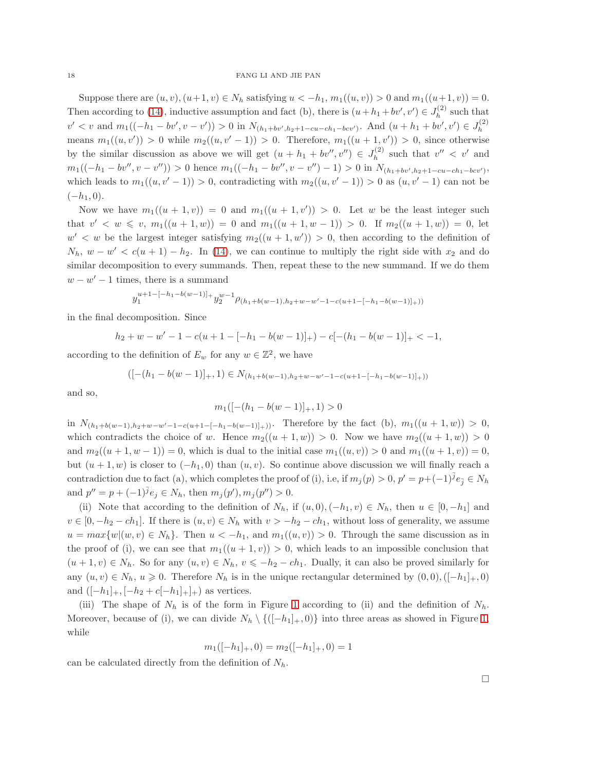Suppose there are $(u,v),(u+1,v)\in N_h$ satisfying $u<-h_1$, $m_1((u,v))>0$ and $m_1((u+1,v))=0$. Then according to (14), inductive assumption and fact (b), there is $(u+h_1+bv',v')\in J_h^{(2)}$ such that $v'<v$ and $m_1((-h_1-bv',v-v'))>0$ in $N_{(h_1+bv',h_2+1-cu-ch_1-bcv')}$. And $(u+h_1+bv',v')\in J_h^{(2)}$ means $m_1((u,v'))>0$ while $m_2((u,v'-1))>0$. Therefore, $m_1((u+1,v'))>0$, since otherwise by the similar discussion as above we will get $(u+h_1+bv'',v'')\in J_h^{(2)}$ such that $v''<v'$ and $m_1((-h_1-bv'',v-v''))>0$ hence $m_1((-h_1-bv'',v-v'')-1)>0$ in $N_{(h_1+bv',h_2+1-cu-ch_1-bcv')}$, which leads to $m_1((u,v'-1))>0$, contradicting with $m_2((u,v'-1))>0$ as $(u,v'-1)$ can not be $(-h_1,0)$.

Now we have $m_1((u+1,v))=0$ and $m_1((u+1,v'))>0$. Let $w$ be the least integer such that $v'<w\leqslant v$, $m_1((u+1,w))=0$ and $m_1((u+1,w-1))>0$. If $m_2((u+1,w))=0$, let $w'<w$ be the largest integer satisfying $m_2((u+1,w'))>0$, then according to the definition of $N_h$, $w-w'<c(u+1)-h_2$. In (14), we can continue to multiply the right side with $x_2$ and do similar decomposition to every summands. Then, repeat these to the new summand. If we do them $w-w'-1$ times, there is a summand

$$y_1^{u+1-[-h_1-b(w-1)]_+}y_2^{w-1}\rho_{(h_1+b(w-1),h_2+w-w'-1-c(u+1-[-h_1-b(w-1)]_+))}$$

in the final decomposition. Since

$$h_2+w-w'-1-c(u+1-[-h_1-b(w-1)]_+)-c[-(h_1-b(w-1)]_+<-1,$$

according to the definition of $E_w$ for any $w\in\mathbb{Z}^2$, we have

$$([-(h_1-b(w-1)]_+,1)\in N_{(h_1+b(w-1),h_2+w-w'-1-c(u+1-[-h_1-b(w-1)]_+))}$$

and so,

$$m_1([-(h_1-b(w-1)]_+,1)>0$$

in $N_{(h_1+b(w-1),h_2+w-w'-1-c(u+1-[-h_1-b(w-1)]_+))}$. Therefore by the fact (b), $m_1((u+1,w))>0$, which contradicts the choice of $w$. Hence $m_2((u+1,w))>0$. Now we have $m_2((u+1,w))>0$ and $m_2((u+1,w-1))=0$, which is dual to the initial case $m_1((u,v))>0$ and $m_1((u+1,v))=0$, but $(u+1,w)$ is closer to $(-h_1,0)$ than $(u,v)$. So continue above discussion we will finally reach a contradiction due to fact (a), which completes the proof of (i), i.e, if $m_j(p)>0$, $p'=p+(-1)^{\bar{j}}e_{\bar{j}}\in N_h$ and $p''=p+(-1)^{\bar{j}}e_j\in N_h$, then $m_j(p'),m_j(p'')>0$.

(ii) Note that according to the definition of $N_h$, if $(u,0),(-h_1,v)\in N_h$, then $u\in[0,-h_1]$ and $v\in[0,-h_2-ch_1]$. If there is $(u,v)\in N_h$ with $v>-h_2-ch_1$, without loss of generality, we assume $u=max\{w|(w,v)\in N_h\}$. Then $u<-h_1$, and $m_1((u,v))>0$. Through the same discussion as in the proof of (i), we can see that $m_1((u+1,v))>0$, which leads to an impossible conclusion that $(u+1,v)\in N_h$. So for any $(u,v)\in N_h$, $v\leqslant -h_2-ch_1$. Dually, it can also be proved similarly for any $(u,v)\in N_h$, $u\geqslant 0$. Therefore $N_h$ is in the unique rectangular determined by $(0,0),([-h_1]_+,0)$ and $([-h_1]_+,[-h_2+c[-h_1]_+]_+)$ as vertices.

(iii) The shape of $N_h$ is of the form in Figure 1 according to (ii) and the definition of $N_h$. Moreover, because of (i), we can divide $N_h\setminus\{([-h_1]_+,0)\}$ into three areas as showed in Figure 1, while

$$m_1([-h_1]_+,0)=m_2([-h_1]_+,0)=1$$

can be calculated directly from the definition of $N_h$.

□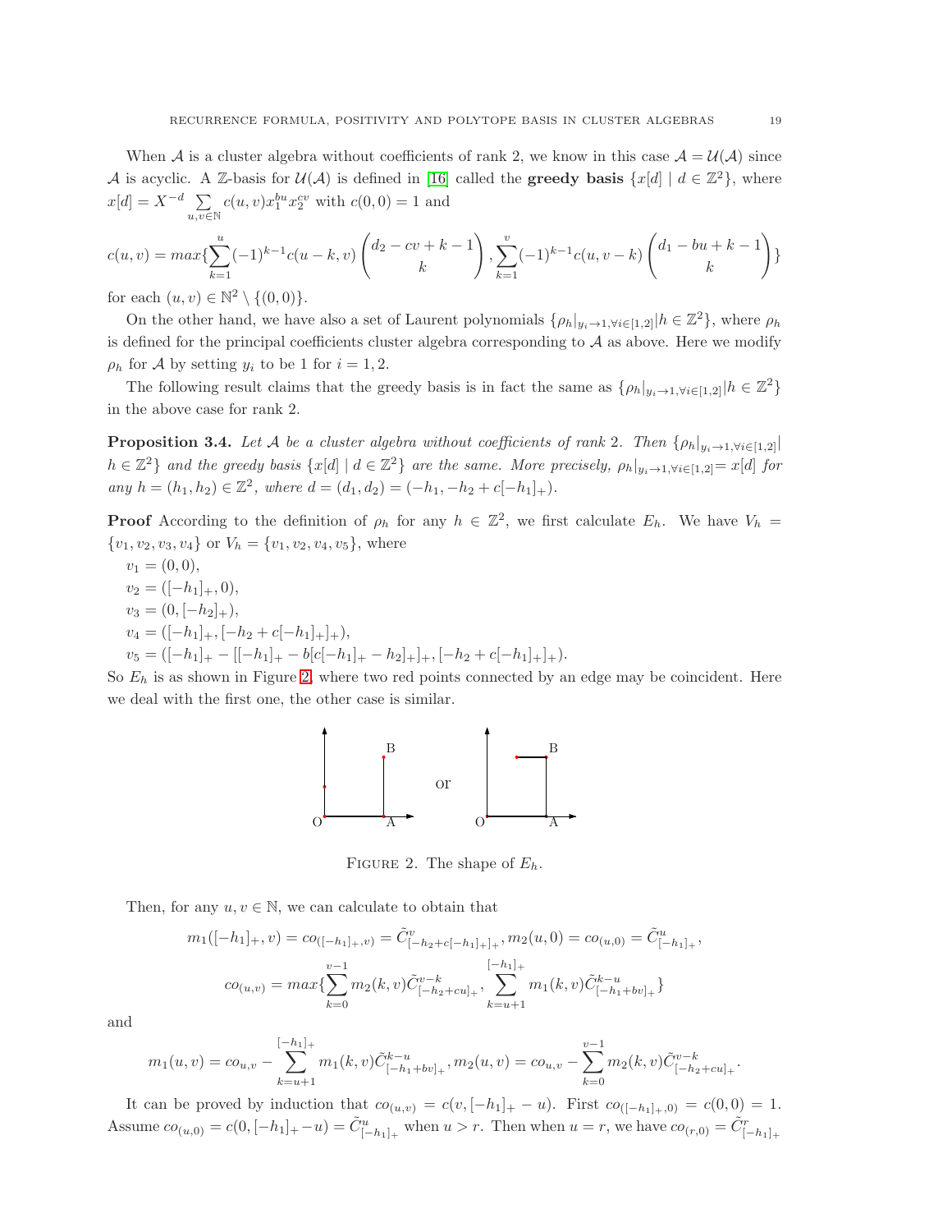When $\mathcal{A}$ is a cluster algebra without coefficients of rank 2, we know in this case $\mathcal{A} = \mathcal{U}(\mathcal{A})$ since $\mathcal{A}$ is acyclic. A $\mathbb{Z}$-basis for $\mathcal{U}(\mathcal{A})$ is defined in [16] called the **greedy basis** $\{x[d] \mid d \in \mathbb{Z}^2\}$, where $x[d] = X^{-d} \sum_{u,v\in\mathbb{N}} c(u,v) x_1^{bu} x_2^{cv}$ with $c(0,0) = 1$ and

$$c(u,v) = max\{\sum_{k=1}^{u}(-1)^{k-1}c(u-k,v)\binom{d_2 - cv + k - 1}{k}, \sum_{k=1}^{v}(-1)^{k-1}c(u,v-k)\binom{d_1 - bu + k - 1}{k}\}$$

for each $(u,v) \in \mathbb{N}^2 \setminus \{(0,0)\}$.

On the other hand, we have also a set of Laurent polynomials $\{\rho_h|_{y_i \to 1, \forall i \in [1,2]} | h \in \mathbb{Z}^2\}$, where $\rho_h$ is defined for the principal coefficients cluster algebra corresponding to $\mathcal{A}$ as above. Here we modify $\rho_h$ for $\mathcal{A}$ by setting $y_i$ to be 1 for $i = 1, 2$.

The following result claims that the greedy basis is in fact the same as $\{\rho_h|_{y_i \to 1, \forall i \in [1,2]} | h \in \mathbb{Z}^2\}$ in the above case for rank 2.

**Proposition 3.4.** *Let $\mathcal{A}$ be a cluster algebra without coefficients of rank 2. Then $\{\rho_h|_{y_i \to 1, \forall i \in [1,2]} | h \in \mathbb{Z}^2\}$ and the greedy basis $\{x[d] \mid d \in \mathbb{Z}^2\}$ are the same. More precisely, $\rho_h|_{y_i \to 1, \forall i \in [1,2]} = x[d]$ for any $h = (h_1, h_2) \in \mathbb{Z}^2$, where $d = (d_1, d_2) = (-h_1, -h_2 + c[-h_1]_+)$.*

**Proof** According to the definition of $\rho_h$ for any $h \in \mathbb{Z}^2$, we first calculate $E_h$. We have $V_h = \{v_1, v_2, v_3, v_4\}$ or $V_h = \{v_1, v_2, v_4, v_5\}$, where

$v_1 = (0, 0)$,
$v_2 = ([-h_1]_+, 0)$,
$v_3 = (0, [-h_2]_+)$,
$v_4 = ([-h_1]_+, [-h_2 + c[-h_1]_+]_+)$,
$v_5 = ([-h_1]_+ - [[-h_1]_+ - b[c[-h_1]_+ - h_2]_+]_+, [-h_2 + c[-h_1]_+]_+)$.

So $E_h$ is as shown in Figure 2, where two red points connected by an edge may be coincident. Here we deal with the first one, the other case is similar.

FIGURE 2. The shape of $E_h$.

Then, for any $u, v \in \mathbb{N}$, we can calculate to obtain that

$$m_1([-h_1]_+, v) = co_{([-h_1]_+, v)} = \tilde{C}^v_{[-h_2 + c[-h_1]_+]_+}, m_2(u, 0) = co_{(u,0)} = \tilde{C}^u_{[-h_1]_+},$$

$$co_{(u,v)} = max\{\sum_{k=0}^{v-1} m_2(k, v)\tilde{C}^{v-k}_{[-h_2+cu]_+}, \sum_{k=u+1}^{[-h_1]_+} m_1(k, v)\tilde{C}^{k-u}_{[-h_1+bv]_+}\}$$

and

$$m_1(u, v) = co_{u,v} - \sum_{k=u+1}^{[-h_1]_+} m_1(k, v)\tilde{C}^{k-u}_{[-h_1+bv]_+}, m_2(u, v) = co_{u,v} - \sum_{k=0}^{v-1} m_2(k, v)\tilde{C}^{v-k}_{[-h_2+cu]_+}.$$

It can be proved by induction that $co_{(u,v)} = c(v, [-h_1]_+ - u)$. First $co_{([-h_1]_+, 0)} = c(0, 0) = 1$. Assume $co_{(u,0)} = c(0, [-h_1]_+ - u) = \tilde{C}^u_{[-h_1]_+}$ when $u > r$. Then when $u = r$, we have $co_{(r,0)} = \tilde{C}^r_{[-h_1]_+}$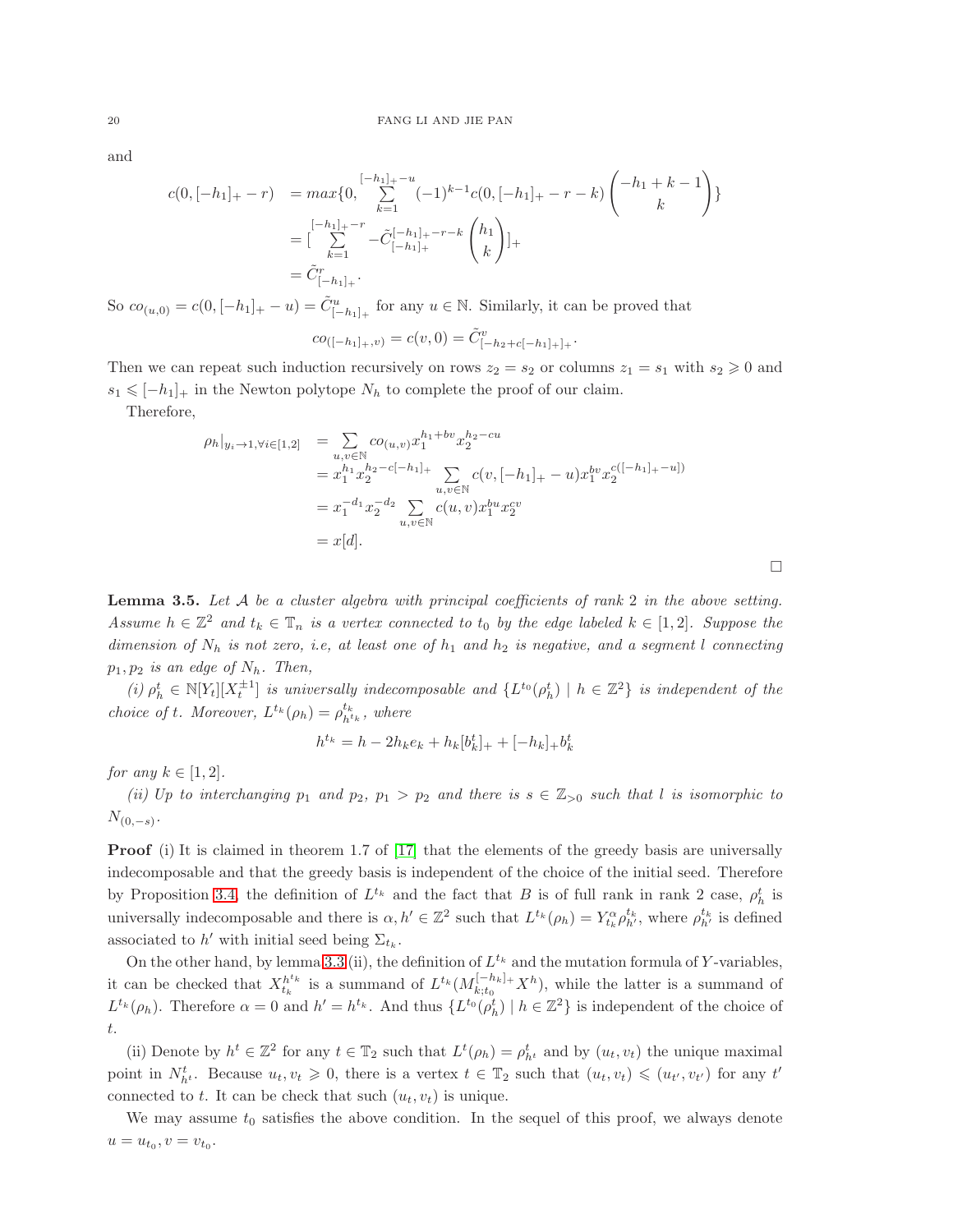and

$$
\begin{aligned}
c(0,[-h_1]_+-r) &= max\{0, \sum_{k=1}^{[-h_1]_+-u}(-1)^{k-1}c(0,[-h_1]_+-r-k)\binom{-h_1+k-1}{k}\} \\
&= [\sum_{k=1}^{[-h_1]_+-r} -\tilde{C}_{[-h_1]_+}^{[-h_1]_+-r-k}\binom{h_1}{k}]_+ \\
&= \tilde{C}^r_{[-h_1]_+}.
\end{aligned}
$$

So $co_{(u,0)} = c(0,[-h_1]_+-u) = \tilde{C}^u_{[-h_1]_+}$ for any $u \in \mathbb{N}$. Similarly, it can be proved that

$$co_{([-h_1]_+,v)} = c(v,0) = \tilde{C}^v_{[-h_2+c[-h_1]_+]_+}.$$

Then we can repeat such induction recursively on rows $z_2 = s_2$ or columns $z_1 = s_1$ with $s_2 \geqslant 0$ and $s_1 \leqslant [-h_1]_+$ in the Newton polytope $N_h$ to complete the proof of our claim.

Therefore,

$$
\begin{aligned}
\rho_h|_{y_i\to 1,\forall i\in[1,2]} &= \sum_{u,v\in\mathbb{N}} co_{(u,v)} x_1^{h_1+bv}x_2^{h_2-cu} \\
&= x_1^{h_1}x_2^{h_2-c[-h_1]_+}\sum_{u,v\in\mathbb{N}} c(v,[-h_1]_+-u)x_1^{bv}x_2^{c([-h_1]_+-u])} \\
&= x_1^{-d_1}x_2^{-d_2}\sum_{u,v\in\mathbb{N}} c(u,v)x_1^{bu}x_2^{cv} \\
&= x[d].
\end{aligned}
$$

□

**Lemma 3.5.** *Let $\mathcal{A}$ be a cluster algebra with principal coefficients of rank 2 in the above setting. Assume $h \in \mathbb{Z}^2$ and $t_k \in \mathbb{T}_n$ is a vertex connected to $t_0$ by the edge labeled $k \in [1,2]$. Suppose the dimension of $N_h$ is not zero, i.e, at least one of $h_1$ and $h_2$ is negative, and a segment $l$ connecting $p_1, p_2$ is an edge of $N_h$. Then,*

*(i) $\rho_h^t \in \mathbb{N}[Y_t][X_t^{\pm 1}]$ is universally indecomposable and $\{L^{t_0}(\rho_h^t) \mid h \in \mathbb{Z}^2\}$ is independent of the choice of $t$. Moreover, $L^{t_k}(\rho_h) = \rho^{t_k}_{h^{t_k}}$, where*

$$h^{t_k} = h - 2h_k e_k + h_k[b_k^t]_+ + [-h_k]_+ b_k^t$$

*for any $k \in [1,2]$.*

*(ii) Up to interchanging $p_1$ and $p_2$, $p_1 > p_2$ and there is $s \in \mathbb{Z}_{>0}$ such that $l$ is isomorphic to $N_{(0,-s)}$.*

**Proof** (i) It is claimed in theorem 1.7 of [17] that the elements of the greedy basis are universally indecomposable and that the greedy basis is independent of the choice of the initial seed. Therefore by Proposition 3.4, the definition of $L^{t_k}$ and the fact that $B$ is of full rank in rank 2 case, $\rho_h^t$ is universally indecomposable and there is $\alpha, h' \in \mathbb{Z}^2$ such that $L^{t_k}(\rho_h) = Y^\alpha_{t_k}\rho^{t_k}_{h'}$, where $\rho^{t_k}_{h'}$ is defined associated to $h'$ with initial seed being $\Sigma_{t_k}$.

On the other hand, by lemma 3.3 (ii), the definition of $L^{t_k}$ and the mutation formula of $Y$-variables, it can be checked that $X^{h^{t_k}}_{t_k}$ is a summand of $L^{t_k}(M^{[-h_k]_+}_{k;t_0}X^h)$, while the latter is a summand of $L^{t_k}(\rho_h)$. Therefore $\alpha = 0$ and $h' = h^{t_k}$. And thus $\{L^{t_0}(\rho^t_h) \mid h \in \mathbb{Z}^2\}$ is independent of the choice of $t$.

(ii) Denote by $h^t \in \mathbb{Z}^2$ for any $t \in \mathbb{T}_2$ such that $L^t(\rho_h) = \rho^t_{h^t}$ and by $(u_t, v_t)$ the unique maximal point in $N^t_{h^t}$. Because $u_t, v_t \geqslant 0$, there is a vertex $t \in \mathbb{T}_2$ such that $(u_t, v_t) \leqslant (u_{t'}, v_{t'})$ for any $t'$ connected to $t$. It can be check that such $(u_t, v_t)$ is unique.

We may assume $t_0$ satisfies the above condition. In the sequel of this proof, we always denote $u = u_{t_0}, v = v_{t_0}$.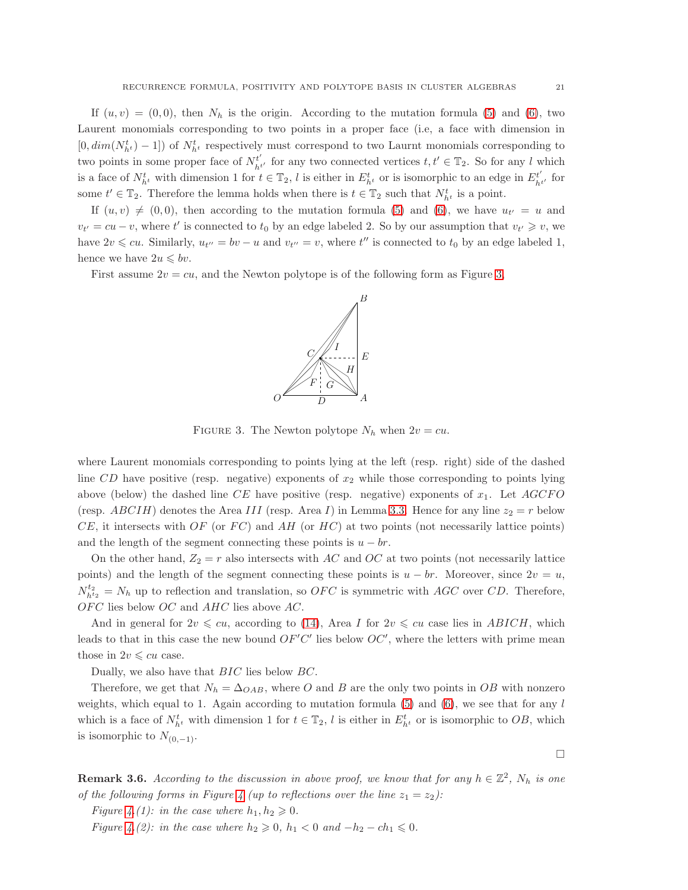If $(u, v) = (0, 0)$, then $N_h$ is the origin. According to the mutation formula (5) and (6), two Laurent monomials corresponding to two points in a proper face (i.e, a face with dimension in $[0, dim(N^t_{h^t}) - 1]$) of $N^t_{h^t}$ respectively must correspond to two Laurnt monomials corresponding to two points in some proper face of $N^{t'}_{h^{t'}}$ for any two connected vertices $t, t' \in \mathbb{T}_2$. So for any $l$ which is a face of $N^t_{h^t}$ with dimension 1 for $t \in \mathbb{T}_2$, $l$ is either in $E^t_{h^t}$ or is isomorphic to an edge in $E^{t'}_{h^{t'}}$ for some $t' \in \mathbb{T}_2$. Therefore the lemma holds when there is $t \in \mathbb{T}_2$ such that $N^t_{h^t}$ is a point.

If $(u, v) \neq (0, 0)$, then according to the mutation formula (5) and (6), we have $u_{t'} = u$ and $v_{t'} = cu - v$, where $t'$ is connected to $t_0$ by an edge labeled 2. So by our assumption that $v_{t'} \geqslant v$, we have $2v \leqslant cu$. Similarly, $u_{t''} = bv - u$ and $v_{t''} = v$, where $t''$ is connected to $t_0$ by an edge labeled 1, hence we have $2u \leqslant bv$.

First assume $2v = cu$, and the Newton polytope is of the following form as Figure 3

FIGURE 3. The Newton polytope $N_h$ when $2v = cu$.

where Laurent monomials corresponding to points lying at the left (resp. right) side of the dashed line $CD$ have positive (resp. negative) exponents of $x_2$ while those corresponding to points lying above (below) the dashed line $CE$ have positive (resp. negative) exponents of $x_1$. Let $AGCFO$ (resp. $ABCIH$) denotes the Area $III$ (resp. Area $I$) in Lemma 3.3. Hence for any line $z_2 = r$ below $CE$, it intersects with $OF$ (or $FC$) and $AH$ (or $HC$) at two points (not necessarily lattice points) and the length of the segment connecting these points is $u - br$.

On the other hand, $Z_2 = r$ also intersects with $AC$ and $OC$ at two points (not necessarily lattice points) and the length of the segment connecting these points is $u - br$. Moreover, since $2v = u$, $N^{t_2}_{h^{t_2}} = N_h$ up to reflection and translation, so $OFC$ is symmetric with $AGC$ over $CD$. Therefore, $OFC$ lies below $OC$ and $AHC$ lies above $AC$.

And in general for $2v \leqslant cu$, according to (14), Area $I$ for $2v \leqslant cu$ case lies in $ABICH$, which leads to that in this case the new bound $OF'C'$ lies below $OC'$, where the letters with prime mean those in $2v \leqslant cu$ case.

Dually, we also have that $BIC$ lies below $BC$.

Therefore, we get that $N_h = \Delta_{OAB}$, where $O$ and $B$ are the only two points in $OB$ with nonzero weights, which equal to 1. Again according to mutation formula (5) and (6), we see that for any $l$ which is a face of $N^t_{h^t}$ with dimension 1 for $t \in \mathbb{T}_2$, $l$ is either in $E^t_{h^t}$ or is isomorphic to $OB$, which is isomorphic to $N_{(0,-1)}$.

□

**Remark 3.6.** *According to the discussion in above proof, we know that for any $h \in \mathbb{Z}^2$, $N_h$ is one of the following forms in Figure 4 (up to reflections over the line $z_1 = z_2$):*

*Figure 4.(1): in the case where $h_1, h_2 \geqslant 0$.*

*Figure 4.(2): in the case where $h_2 \geqslant 0$, $h_1 < 0$ and $-h_2 - ch_1 \leqslant 0$.*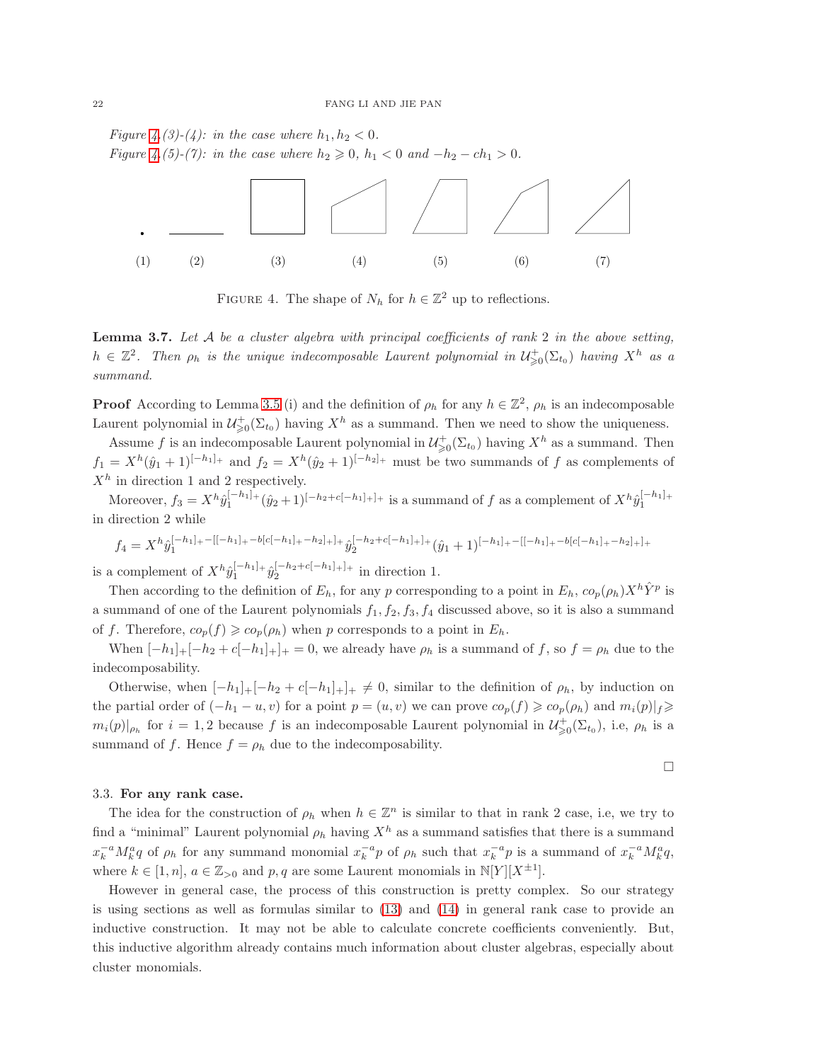*Figure 4.(3)-(4): in the case where $h_1, h_2 < 0$.*
*Figure 4.(5)-(7): in the case where $h_2 \geqslant 0$, $h_1 < 0$ and $-h_2 - ch_1 > 0$.*

(1) (2) (3) (4) (5) (6) (7)

Figure 4. The shape of $N_h$ for $h \in \mathbb{Z}^2$ up to reflections.

**Lemma 3.7.** *Let $\mathcal{A}$ be a cluster algebra with principal coefficients of rank 2 in the above setting, $h \in \mathbb{Z}^2$. Then $\rho_h$ is the unique indecomposable Laurent polynomial in $\mathcal{U}^+_{\geqslant 0}(\Sigma_{t_0})$ having $X^h$ as a summand.*

**Proof** According to Lemma 3.5 (i) and the definition of $\rho_h$ for any $h \in \mathbb{Z}^2$, $\rho_h$ is an indecomposable Laurent polynomial in $\mathcal{U}^+_{\geqslant 0}(\Sigma_{t_0})$ having $X^h$ as a summand. Then we need to show the uniqueness.

Assume $f$ is an indecomposable Laurent polynomial in $\mathcal{U}^+_{\geqslant 0}(\Sigma_{t_0})$ having $X^h$ as a summand. Then $f_1 = X^h(\hat{y}_1 + 1)^{[-h_1]_+}$ and $f_2 = X^h(\hat{y}_2 + 1)^{[-h_2]_+}$ must be two summands of $f$ as complements of $X^h$ in direction 1 and 2 respectively.

Moreover, $f_3 = X^h \hat{y}_1^{[-h_1]_+}(\hat{y}_2 + 1)^{[-h_2 + c[-h_1]_+]_+}$ is a summand of $f$ as a complement of $X^h \hat{y}_1^{[-h_1]_+}$ in direction 2 while

$$f_4 = X^h \hat{y}_1^{[-h_1]_+ - [[-h_1]_+ - b[c[-h_1]_+ - h_2]_+]_+} \hat{y}_2^{[-h_2 + c[-h_1]_+]_+}(\hat{y}_1 + 1)^{[-h_1]_+ - [[-h_1]_+ - b[c[-h_1]_+ - h_2]_+]_+}$$

is a complement of $X^h \hat{y}_1^{[-h_1]_+} \hat{y}_2^{[-h_2 + c[-h_1]_+]_+}$ in direction 1.

Then according to the definition of $E_h$, for any $p$ corresponding to a point in $E_h$, $co_p(\rho_h) X^h \hat{Y}^p$ is a summand of one of the Laurent polynomials $f_1, f_2, f_3, f_4$ discussed above, so it is also a summand of $f$. Therefore, $co_p(f) \geqslant co_p(\rho_h)$ when $p$ corresponds to a point in $E_h$.

When $[-h_1]_+[-h_2 + c[-h_1]_+]_+ = 0$, we already have $\rho_h$ is a summand of $f$, so $f = \rho_h$ due to the indecomposability.

Otherwise, when $[-h_1]_+[-h_2 + c[-h_1]_+]_+ \neq 0$, similar to the definition of $\rho_h$, by induction on the partial order of $(-h_1 - u, v)$ for a point $p = (u, v)$ we can prove $co_p(f) \geqslant co_p(\rho_h)$ and $m_i(p)|_f \geqslant m_i(p)|_{\rho_h}$ for $i = 1, 2$ because $f$ is an indecomposable Laurent polynomial in $\mathcal{U}^+_{\geqslant 0}(\Sigma_{t_0})$, i.e, $\rho_h$ is a summand of $f$. Hence $f = \rho_h$ due to the indecomposability.

□

### 3.3. For any rank case.

The idea for the construction of $\rho_h$ when $h \in \mathbb{Z}^n$ is similar to that in rank 2 case, i.e, we try to find a "minimal" Laurent polynomial $\rho_h$ having $X^h$ as a summand satisfies that there is a summand $x_k^{-a} M_k^a q$ of $\rho_h$ for any summand monomial $x_k^{-a} p$ of $\rho_h$ such that $x_k^{-a} p$ is a summand of $x_k^{-a} M_k^a q$, where $k \in [1, n]$, $a \in \mathbb{Z}_{>0}$ and $p, q$ are some Laurent monomials in $\mathbb{N}[Y][X^{\pm 1}]$.

However in general case, the process of this construction is pretty complex. So our strategy is using sections as well as formulas similar to (13) and (14) in general rank case to provide an inductive construction. It may not be able to calculate concrete coefficients conveniently. But, this inductive algorithm already contains much information about cluster algebras, especially about cluster monomials.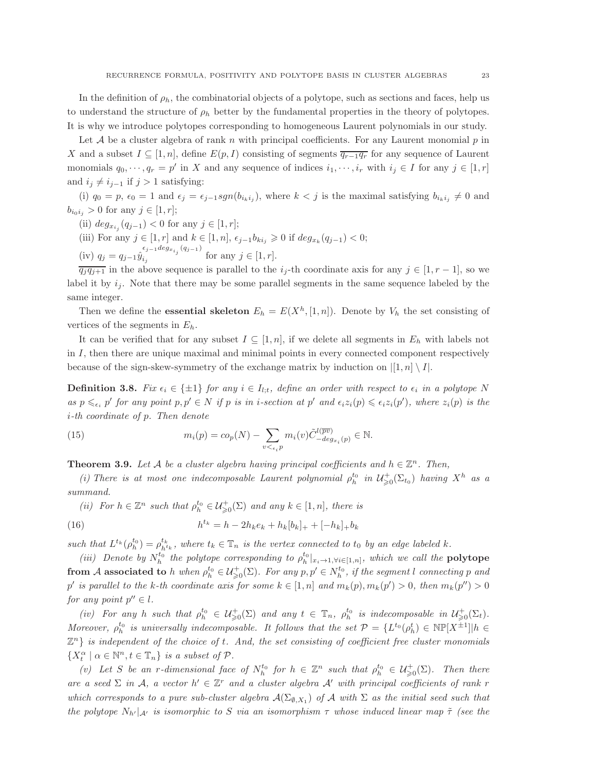In the definition of $\rho_h$, the combinatorial objects of a polytope, such as sections and faces, help us to understand the structure of $\rho_h$ better by the fundamental properties in the theory of polytopes. It is why we introduce polytopes corresponding to homogeneous Laurent polynomials in our study.

Let $\mathcal{A}$ be a cluster algebra of rank $n$ with principal coefficients. For any Laurent monomial $p$ in $X$ and a subset $I \subseteq [1,n]$, define $E(p,I)$ consisting of segments $\overline{q_{r-1}q_r}$ for any sequence of Laurent monomials $q_0,\cdots,q_r = p'$ in $X$ and any sequence of indices $i_1,\cdots,i_r$ with $i_j \in I$ for any $j \in [1,r]$ and $i_j \neq i_{j-1}$ if $j > 1$ satisfying:

(i) $q_0 = p$, $\epsilon_0 = 1$ and $\epsilon_j = \epsilon_{j-1} sgn(b_{i_k i_j})$, where $k < j$ is the maximal satisfying $b_{i_k i_j} \neq 0$ and $b_{i_0 i_j} > 0$ for any $j \in [1,r]$;

(ii) $deg_{x_{i_j}}(q_{j-1}) < 0$ for any $j \in [1,r]$;

(iii) For any $j \in [1,r]$ and $k \in [1,n]$, $\epsilon_{j-1} b_{ki_j} \geqslant 0$ if $deg_{x_k}(q_{j-1}) < 0$;

(iv) $q_j = q_{j-1}\hat{y}_{i_j}^{\epsilon_{j-1}deg_{x_{i_j}}(q_{j-1})}$ for any $j \in [1,r]$.

$\overline{q_j q_{j+1}}$ in the above sequence is parallel to the $i_j$-th coordinate axis for any $j \in [1,r-1]$, so we label it by $i_j$. Note that there may be some parallel segments in the same sequence labeled by the same integer.

Then we define the **essential skeleton** $E_h = E(X^h,[1,n])$. Denote by $V_h$ the set consisting of vertices of the segments in $E_h$.

It can be verified that for any subset $I \subseteq [1,n]$, if we delete all segments in $E_h$ with labels not in $I$, then there are unique maximal and minimal points in every connected component respectively because of the sign-skew-symmetry of the exchange matrix by induction on $|[1,n] \setminus I|$.

**Definition 3.8.** *Fix $\epsilon_i \in \{\pm 1\}$ for any $i \in I_{l;t}$, define an order with respect to $\epsilon_i$ in a polytope $N$ as $p \leqslant_{\epsilon_i} p'$ for any point $p,p' \in N$ if $p$ is in $i$-section at $p'$ and $\epsilon_i z_i(p) \leqslant \epsilon_i z_i(p')$, where $z_i(p)$ is the $i$-th coordinate of $p$. Then denote*

$$m_i(p) = co_p(N) - \sum_{v <_{\epsilon_i} p} m_i(v)\tilde{C}^{l(\overline{pv})}_{-deg_{x_i}(p)} \in \mathbb{N}. \tag{15}$$

**Theorem 3.9.** *Let $\mathcal{A}$ be a cluster algebra having principal coefficients and $h \in \mathbb{Z}^n$. Then,*

*(i) There is at most one indecomposable Laurent polynomial $\rho_h^{t_0}$ in $\mathcal{U}^+_{\geqslant 0}(\Sigma_{t_0})$ having $X^h$ as a summand.*

*(ii) For $h \in \mathbb{Z}^n$ such that $\rho_h^{t_0} \in \mathcal{U}^+_{\geqslant 0}(\Sigma)$ and any $k \in [1,n]$, there is*

$$h^{t_k} = h - 2h_k e_k + h_k[b_k]_+ + [-h_k]_+ b_k \tag{16}$$

*such that $L^{t_k}(\rho_h^{t_0}) = \rho_{h^{t_k}}^{t_k}$, where $t_k \in \mathbb{T}_n$ is the vertex connected to $t_0$ by an edge labeled $k$.*

*(iii) Denote by $N_h^{t_0}$ the polytope corresponding to $\rho_h^{t_0}|_{x_i \to 1, \forall i \in [1,n]}$, which we call the* **polytope from $\mathcal{A}$ associated to** *$h$ when $\rho_h^{t_0} \in \mathcal{U}^+_{\geqslant 0}(\Sigma)$. For any $p,p' \in N_h^{t_0}$, if the segment $l$ connecting $p$ and $p'$ is parallel to the $k$-th coordinate axis for some $k \in [1,n]$ and $m_k(p), m_k(p') > 0$, then $m_k(p'') > 0$ for any point $p'' \in l$.*

*(iv) For any $h$ such that $\rho_h^{t_0} \in \mathcal{U}^+_{\geqslant 0}(\Sigma)$ and any $t \in \mathbb{T}_n$, $\rho_h^{t_0}$ is indecomposable in $\mathcal{U}^+_{\geqslant 0}(\Sigma_t)$. Moreover, $\rho_h^{t_0}$ is universally indecomposable. It follows that the set $\mathcal{P} = \{L^{t_0}(\rho_h^t) \in \mathbb{NP}[X^{\pm 1}] | h \in \mathbb{Z}^n\}$ is independent of the choice of $t$. And, the set consisting of coefficient free cluster monomials $\{X_t^\alpha \mid \alpha \in \mathbb{N}^n, t \in \mathbb{T}_n\}$ is a subset of $\mathcal{P}$.*

*(v) Let $S$ be an $r$-dimensional face of $N_h^{t_0}$ for $h \in \mathbb{Z}^n$ such that $\rho_h^{t_0} \in \mathcal{U}^+_{\geqslant 0}(\Sigma)$. Then there are a seed $\Sigma$ in $\mathcal{A}$, a vector $h' \in \mathbb{Z}^r$ and a cluster algebra $\mathcal{A}'$ with principal coefficients of rank $r$ which corresponds to a pure sub-cluster algebra $\mathcal{A}(\Sigma_{\emptyset,X_1})$ of $\mathcal{A}$ with $\Sigma$ as the initial seed such that the polytope $N_{h'}|_{\mathcal{A}'}$ is isomorphic to $S$ via an isomorphism $\tau$ whose induced linear map $\tilde{\tau}$ (see the*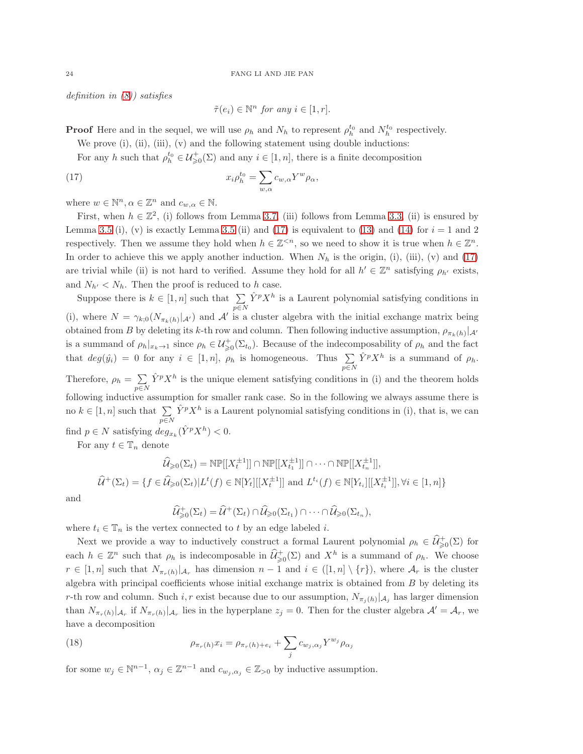*definition in (8)) satisfies*

$$\tilde{\tau}(e_i) \in \mathbb{N}^n \text{ for any } i \in [1, r].$$

**Proof** Here and in the sequel, we will use $\rho_h$ and $N_h$ to represent $\rho_h^{t_0}$ and $N_h^{t_0}$ respectively.

We prove (i), (ii), (iii), (v) and the following statement using double inductions:

For any $h$ such that $\rho_h^{t_0} \in \mathcal{U}^+_{\geqslant 0}(\Sigma)$ and any $i \in [1, n]$, there is a finite decomposition

$$x_i \rho_h^{t_0} = \sum_{w,\alpha} c_{w,\alpha} Y^w \rho_\alpha, \tag{17}$$

where $w \in \mathbb{N}^n, \alpha \in \mathbb{Z}^n$ and $c_{w,\alpha} \in \mathbb{N}$.

First, when $h \in \mathbb{Z}^2$, (i) follows from Lemma 3.7, (iii) follows from Lemma 3.3, (ii) is ensured by Lemma 3.5 (i), (v) is exactly Lemma 3.5 (ii) and (17) is equivalent to (13) and (14) for $i = 1$ and 2 respectively. Then we assume they hold when $h \in \mathbb{Z}^{<n}$, so we need to show it is true when $h \in \mathbb{Z}^n$. In order to achieve this we apply another induction. When $N_h$ is the origin, (i), (iii), (v) and (17) are trivial while (ii) is not hard to verified. Assume they hold for all $h' \in \mathbb{Z}^n$ satisfying $\rho_{h'}$ exists, and $N_{h'} < N_h$. Then the proof is reduced to $h$ case.

Suppose there is $k \in [1, n]$ such that $\sum\limits_{p \in N} \hat{Y}^p X^h$ is a Laurent polynomial satisfying conditions in (i), where $N = \gamma_{k;0}(N_{\pi_k(h)}|_{\mathcal{A}'})$ and $\mathcal{A}'$ is a cluster algebra with the initial exchange matrix being obtained from $B$ by deleting its $k$-th row and column. Then following inductive assumption, $\rho_{\pi_k(h)}|_{\mathcal{A}'}$ is a summand of $\rho_h|_{x_k \to 1}$ since $\rho_h \in \mathcal{U}^+_{\geqslant 0}(\Sigma_{t_0})$. Because of the indecomposability of $\rho_h$ and the fact that $deg(\hat{y}_i) = 0$ for any $i \in [1, n]$, $\rho_h$ is homogeneous. Thus $\sum\limits_{p \in N} \hat{Y}^p X^h$ is a summand of $\rho_h$. Therefore, $\rho_h = \sum\limits_{p \in N} \hat{Y}^p X^h$ is the unique element satisfying conditions in (i) and the theorem holds following inductive assumption for smaller rank case. So in the following we always assume there is no $k \in [1, n]$ such that $\sum\limits_{p \in N} \hat{Y}^p X^h$ is a Laurent polynomial satisfying conditions in (i), that is, we can find $p \in N$ satisfying $deg_{x_k}(\hat{Y}^p X^h) < 0$.

For any $t \in \mathbb{T}_n$ denote

$$\widehat{\mathcal{U}}_{\geqslant 0}(\Sigma_t) = \mathbb{NP}[[X_t^{\pm 1}]] \cap \mathbb{NP}[[X_{t_1}^{\pm 1}]] \cap \cdots \cap \mathbb{NP}[[X_{t_n}^{\pm 1}]],$$

$$\widehat{\mathcal{U}}^+(\Sigma_t) = \{f \in \widehat{\mathcal{U}}_{\geqslant 0}(\Sigma_t) | L^t(f) \in \mathbb{N}[Y_t][[X_t^{\pm 1}]] \text{ and } L^{t_i}(f) \in \mathbb{N}[Y_{t_i}][[X_{t_i}^{\pm 1}]], \forall i \in [1, n]\}$$

and

$$\widehat{\mathcal{U}}^+_{\geqslant 0}(\Sigma_t) = \widehat{\mathcal{U}}^+(\Sigma_t) \cap \widehat{\mathcal{U}}_{\geqslant 0}(\Sigma_{t_1}) \cap \cdots \cap \widehat{\mathcal{U}}_{\geqslant 0}(\Sigma_{t_n}),$$

where $t_i \in \mathbb{T}_n$ is the vertex connected to $t$ by an edge labeled $i$.

Next we provide a way to inductively construct a formal Laurent polynomial $\rho_h \in \widehat{\mathcal{U}}^+_{\geqslant 0}(\Sigma)$ for each $h \in \mathbb{Z}^n$ such that $\rho_h$ is indecomposable in $\widehat{\mathcal{U}}^+_{\geqslant 0}(\Sigma)$ and $X^h$ is a summand of $\rho_h$. We choose $r \in [1, n]$ such that $N_{\pi_r(h)}|_{\mathcal{A}_r}$ has dimension $n-1$ and $i \in ([1, n] \setminus \{r\})$, where $\mathcal{A}_r$ is the cluster algebra with principal coefficients whose initial exchange matrix is obtained from $B$ by deleting its $r$-th row and column. Such $i, r$ exist because due to our assumption, $N_{\pi_j(h)}|_{\mathcal{A}_j}$ has larger dimension than $N_{\pi_r(h)}|_{\mathcal{A}_r}$ if $N_{\pi_r(h)}|_{\mathcal{A}_r}$ lies in the hyperplane $z_j = 0$. Then for the cluster algebra $\mathcal{A}' = \mathcal{A}_r$, we have a decomposition

$$\rho_{\pi_r(h)} x_i = \rho_{\pi_r(h)+e_i} + \sum_j c_{w_j,\alpha_j} Y^{w_j} \rho_{\alpha_j} \tag{18}$$

for some $w_j \in \mathbb{N}^{n-1}$, $\alpha_j \in \mathbb{Z}^{n-1}$ and $c_{w_j,\alpha_j} \in \mathbb{Z}_{>0}$ by inductive assumption.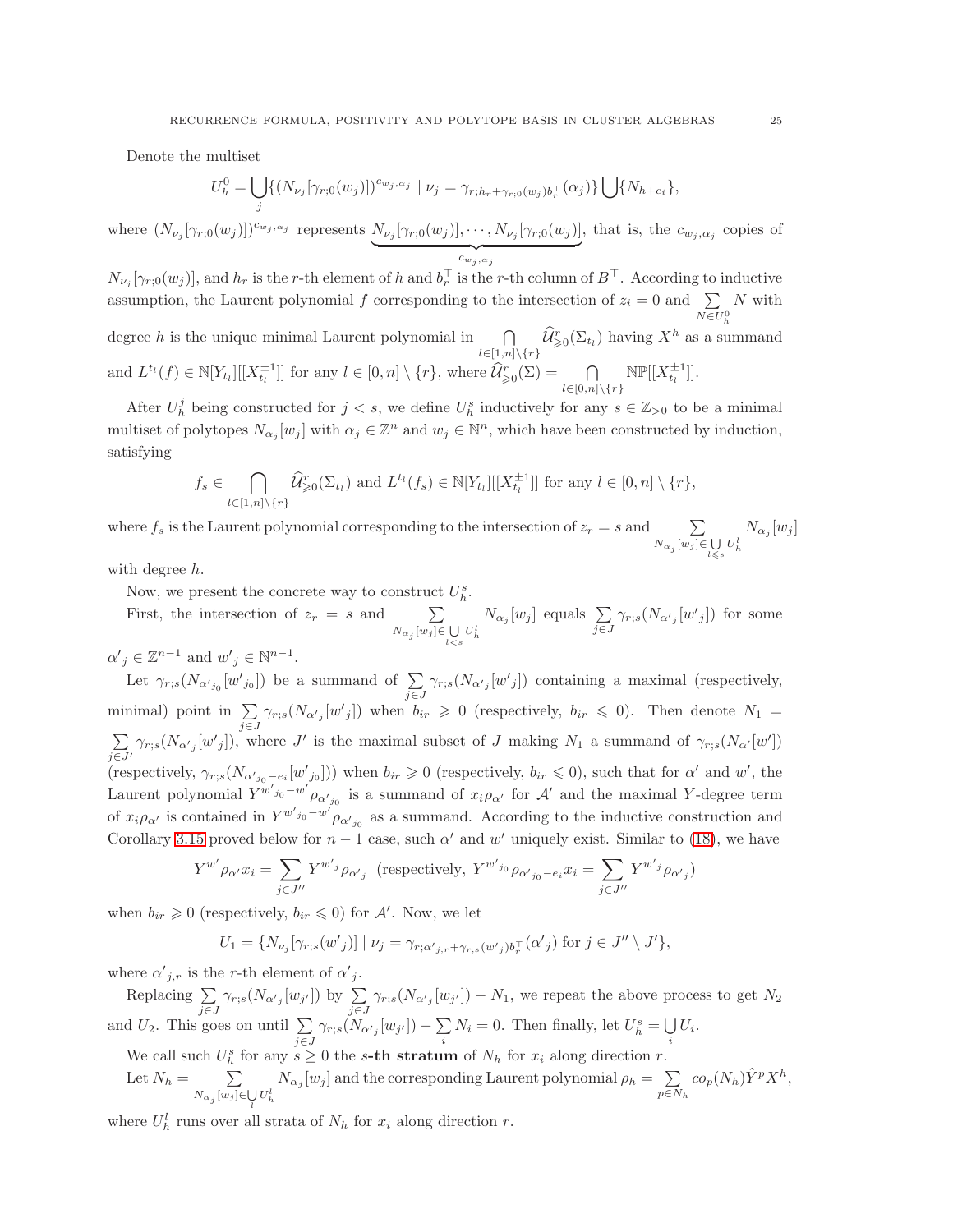Denote the multiset

$$U_h^0 = \bigcup_j \{(N_{\nu_j}[\gamma_{r;0}(w_j)])^{c_{w_j,\alpha_j}} \mid \nu_j = \gamma_{r;h_r+\gamma_{r;0}(w_j)b_r^\top}(\alpha_j)\} \bigcup \{N_{h+e_i}\},$$

where $(N_{\nu_j}[\gamma_{r;0}(w_j)])^{c_{w_j,\alpha_j}}$ represents $\underbrace{N_{\nu_j}[\gamma_{r;0}(w_j)],\cdots,N_{\nu_j}[\gamma_{r;0}(w_j)]}_{c_{w_j,\alpha_j}}$, that is, the $c_{w_j,\alpha_j}$ copies of $N_{\nu_j}[\gamma_{r;0}(w_j)]$, and $h_r$ is the $r$-th element of $h$ and $b_r^\top$ is the $r$-th column of $B^\top$. According to inductive assumption, the Laurent polynomial $f$ corresponding to the intersection of $z_i = 0$ and $\sum\limits_{N\in U_h^0} N$ with degree $h$ is the unique minimal Laurent polynomial in $\bigcap\limits_{l\in[1,n]\setminus\{r\}} \widehat{\mathcal{U}}^r_{\geqslant 0}(\Sigma_{t_l})$ having $X^h$ as a summand and $L^{t_l}(f) \in \mathbb{N}[Y_{t_l}][[X_{t_l}^{\pm 1}]]$ for any $l \in [0,n]\setminus\{r\}$, where $\widehat{\mathcal{U}}^r_{\geqslant 0}(\Sigma) = \bigcap\limits_{l\in[0,n]\setminus\{r\}} \mathbb{NP}[[X_{t_l}^{\pm 1}]]$.

After $U_h^j$ being constructed for $j < s$, we define $U_h^s$ inductively for any $s \in \mathbb{Z}_{>0}$ to be a minimal multiset of polytopes $N_{\alpha_j}[w_j]$ with $\alpha_j \in \mathbb{Z}^n$ and $w_j \in \mathbb{N}^n$, which have been constructed by induction, satisfying

$$f_s \in \bigcap_{l\in[1,n]\setminus\{r\}} \widehat{\mathcal{U}}^r_{\geqslant 0}(\Sigma_{t_l}) \text{ and } L^{t_l}(f_s) \in \mathbb{N}[Y_{t_l}][[X_{t_l}^{\pm 1}]] \text{ for any } l \in [0,n]\setminus\{r\},$$

where $f_s$ is the Laurent polynomial corresponding to the intersection of $z_r = s$ and $\sum\limits_{N_{\alpha_j}[w_j]\in \bigcup\limits_{l\leqslant s} U_h^l} N_{\alpha_j}[w_j]$ with degree $h$.

Now, we present the concrete way to construct $U_h^s$.

First, the intersection of $z_r = s$ and $\sum\limits_{N_{\alpha_j}[w_j]\in \bigcup\limits_{l<s} U_h^l} N_{\alpha_j}[w_j]$ equals $\sum\limits_{j\in J} \gamma_{r;s}(N_{\alpha'_j}[w'_j])$ for some $\alpha'_j \in \mathbb{Z}^{n-1}$ and $w'_j \in \mathbb{N}^{n-1}$.

Let $\gamma_{r;s}(N_{\alpha'_{j_0}}[w'_{j_0}])$ be a summand of $\sum\limits_{j\in J} \gamma_{r;s}(N_{\alpha'_j}[w'_j])$ containing a maximal (respectively, minimal) point in $\sum\limits_{j\in J} \gamma_{r;s}(N_{\alpha'_j}[w'_j])$ when $b_{ir} \geqslant 0$ (respectively, $b_{ir} \leqslant 0$). Then denote $N_1 = \sum\limits_{j\in J'} \gamma_{r;s}(N_{\alpha'_j}[w'_j])$, where $J'$ is the maximal subset of $J$ making $N_1$ a summand of $\gamma_{r;s}(N_{\alpha'}[w'])$ (respectively, $\gamma_{r;s}(N_{\alpha'_{j_0}-e_i}[w'_{j_0}])$) when $b_{ir} \geqslant 0$ (respectively, $b_{ir} \leqslant 0$), such that for $\alpha'$ and $w'$, the Laurent polynomial $Y^{w'_{j_0}-w'}\rho_{\alpha'_{j_0}}$ is a summand of $x_i\rho_{\alpha'}$ for $\mathcal{A}'$ and the maximal $Y$-degree term of $x_i\rho_{\alpha'}$ is contained in $Y^{w'_{j_0}-w'}\rho_{\alpha'_{j_0}}$ as a summand. According to the inductive construction and Corollary 3.15 proved below for $n-1$ case, such $\alpha'$ and $w'$ uniquely exist. Similar to (18), we have

$$Y^{w'}\rho_{\alpha'}x_i = \sum_{j\in J''} Y^{w'_j}\rho_{\alpha'_j} \text{ (respectively, } Y^{w'_{j_0}}\rho_{\alpha'_{j_0}-e_i}x_i = \sum_{j\in J''} Y^{w'_j}\rho_{\alpha'_j})$$

when $b_{ir} \geqslant 0$ (respectively, $b_{ir} \leqslant 0$) for $\mathcal{A}'$. Now, we let

$$U_1 = \{N_{\nu_j}[\gamma_{r;s}(w'_j)] \mid \nu_j = \gamma_{r;\alpha'_{j,r}+\gamma_{r;s}(w'_j)b_r^\top}(\alpha'_j) \text{ for } j \in J''\setminus J'\},$$

where $\alpha'_{j,r}$ is the $r$-th element of $\alpha'_j$.

Replacing $\sum\limits_{j\in J} \gamma_{r;s}(N_{\alpha'_j}[w_{j'}])$ by $\sum\limits_{j\in J} \gamma_{r;s}(N_{\alpha'_j}[w_{j'}]) - N_1$, we repeat the above process to get $N_2$ and $U_2$. This goes on until $\sum\limits_{j\in J} \gamma_{r;s}(N_{\alpha'_j}[w_{j'}]) - \sum\limits_i N_i = 0$. Then finally, let $U_h^s = \bigcup\limits_i U_i$.

We call such $U_h^s$ for any $s \geq 0$ the **$s$-th stratum** of $N_h$ for $x_i$ along direction $r$.

Let $N_h = \sum\limits_{N_{\alpha_j}[w_j]\in \bigcup\limits_l U_h^l} N_{\alpha_j}[w_j]$ and the corresponding Laurent polynomial $\rho_h = \sum\limits_{p\in N_h} co_p(N_h)\hat{Y}^p X^h$, where $U_h^l$ runs over all strata of $N_h$ for $x_i$ along direction $r$.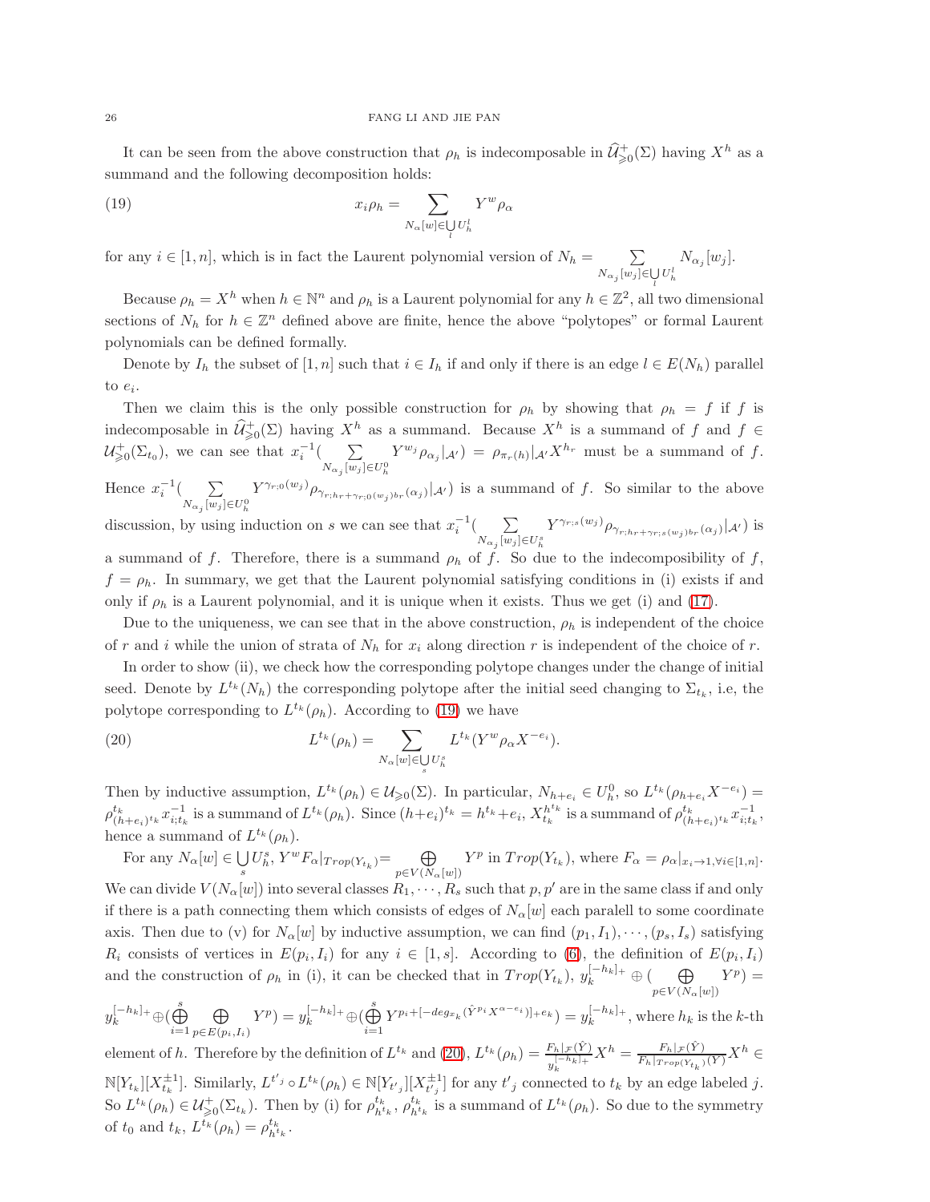It can be seen from the above construction that $\rho_h$ is indecomposable in $\widehat{\mathcal{U}}^+_{\geqslant 0}(\Sigma)$ having $X^h$ as a summand and the following decomposition holds:

$$x_i\rho_h = \sum_{N_\alpha[w]\in \bigcup_l U_h^l} Y^w\rho_\alpha \tag{19}$$

for any $i \in [1, n]$, which is in fact the Laurent polynomial version of $N_h = \sum_{N_{\alpha_j}[w_j]\in \bigcup_l U_h^l} N_{\alpha_j}[w_j]$.

Because $\rho_h = X^h$ when $h \in \mathbb{N}^n$ and $\rho_h$ is a Laurent polynomial for any $h \in \mathbb{Z}^2$, all two dimensional sections of $N_h$ for $h \in \mathbb{Z}^n$ defined above are finite, hence the above "polytopes" or formal Laurent polynomials can be defined formally.

Denote by $I_h$ the subset of $[1, n]$ such that $i \in I_h$ if and only if there is an edge $l \in E(N_h)$ parallel to $e_i$.

Then we claim this is the only possible construction for $\rho_h$ by showing that $\rho_h = f$ if $f$ is indecomposable in $\widehat{\mathcal{U}}^+_{\geqslant 0}(\Sigma)$ having $X^h$ as a summand. Because $X^h$ is a summand of $f$ and $f \in \mathcal{U}^+_{\geqslant 0}(\Sigma_{t_0})$, we can see that $x_i^{-1}(\sum_{N_{\alpha_j}[w_j]\in U_h^0} Y^{w_j}\rho_{\alpha_j}|_{\mathcal{A}'}) = \rho_{\pi_r(h)}|_{\mathcal{A}'}X^{h_r}$ must be a summand of $f$. Hence $x_i^{-1}(\sum_{N_{\alpha_j}[w_j]\in U_h^0} Y^{\gamma_{r;0}(w_j)}\rho_{\gamma_{r;h_r+\gamma_{r;0}(w_j)_{b_r}}(\alpha_j)}|_{\mathcal{A}'})$ is a summand of $f$. So similar to the above discussion, by using induction on $s$ we can see that $x_i^{-1}(\sum_{N_{\alpha_j}[w_j]\in U_h^s} Y^{\gamma_{r;s}(w_j)}\rho_{\gamma_{r;h_r+\gamma_{r;s}(w_j)_{b_r}}(\alpha_j)}|_{\mathcal{A}'})$ is a summand of $f$. Therefore, there is a summand $\rho_h$ of $f$. So due to the indecomposibility of $f$, $f = \rho_h$. In summary, we get that the Laurent polynomial satisfying conditions in (i) exists if and only if $\rho_h$ is a Laurent polynomial, and it is unique when it exists. Thus we get (i) and (17).

Due to the uniqueness, we can see that in the above construction, $\rho_h$ is independent of the choice of $r$ and $i$ while the union of strata of $N_h$ for $x_i$ along direction $r$ is independent of the choice of $r$.

In order to show (ii), we check how the corresponding polytope changes under the change of initial seed. Denote by $L^{t_k}(N_h)$ the corresponding polytope after the initial seed changing to $\Sigma_{t_k}$, i.e, the polytope corresponding to $L^{t_k}(\rho_h)$. According to (19) we have

$$L^{t_k}(\rho_h) = \sum_{N_\alpha[w]\in \bigcup_s U_h^s} L^{t_k}(Y^w\rho_\alpha X^{-e_i}). \tag{20}$$

Then by inductive assumption, $L^{t_k}(\rho_h) \in \mathcal{U}_{\geqslant 0}(\Sigma)$. In particular, $N_{h+e_i} \in U_h^0$, so $L^{t_k}(\rho_{h+e_i}X^{-e_i}) = \rho^{t_k}_{(h+e_i)^{t_k}}x^{-1}_{i;t_k}$ is a summand of $L^{t_k}(\rho_h)$. Since $(h+e_i)^{t_k} = h^{t_k}+e_i$, $X^{h^{t_k}}_{t_k}$ is a summand of $\rho^{t_k}_{(h+e_i)^{t_k}}x^{-1}_{i;t_k}$, hence a summand of $L^{t_k}(\rho_h)$.

For any $N_\alpha[w] \in \bigcup_s U_h^s$, $Y^wF_\alpha|_{Trop(Y_{t_k})} = \bigoplus_{p\in V(N_\alpha[w])} Y^p$ in $Trop(Y_{t_k})$, where $F_\alpha = \rho_\alpha|_{x_i\to 1,\forall i\in[1,n]}$. We can divide $V(N_\alpha[w])$ into several classes $R_1, \cdots, R_s$ such that $p, p'$ are in the same class if and only if there is a path connecting them which consists of edges of $N_\alpha[w]$ each paralell to some coordinate axis. Then due to (v) for $N_\alpha[w]$ by inductive assumption, we can find $(p_1, I_1), \cdots, (p_s, I_s)$ satisfying $R_i$ consists of vertices in $E(p_i, I_i)$ for any $i \in [1, s]$. According to (6), the definition of $E(p_i, I_i)$ and the construction of $\rho_h$ in (i), it can be checked that in $Trop(Y_{t_k})$, $y_k^{[-h_k]_+} \oplus (\bigoplus_{p\in V(N_\alpha[w])} Y^p) = y_k^{[-h_k]_+} \oplus (\bigoplus_{i=1}^s \bigoplus_{p\in E(p_i,I_i)} Y^p) = y_k^{[-h_k]_+} \oplus (\bigoplus_{i=1}^s Y^{p_i+[-deg_{x_k}(\hat{Y}^{p_i}X^{\alpha-e_i})]_+e_k}) = y_k^{[-h_k]_+}$, where $h_k$ is the $k$-th element of $h$. Therefore by the definition of $L^{t_k}$ and (20), $L^{t_k}(\rho_h) = \frac{F_h|_{\mathcal{F}}(\hat{Y})}{y_k^{[-h_k]_+}}X^h = \frac{F_h|_{\mathcal{F}}(\hat{Y})}{F_h|_{Trop(Y_{t_k})}(Y)}X^h \in \mathbb{N}[Y_{t_k}][X^{\pm 1}_{t_k}]$. Similarly, $L^{t'_j} \circ L^{t_k}(\rho_h) \in \mathbb{N}[Y_{t'_j}][X^{\pm 1}_{t'_j}]$ for any $t'_j$ connected to $t_k$ by an edge labeled $j$. So $L^{t_k}(\rho_h) \in \mathcal{U}^+_{\geqslant 0}(\Sigma_{t_k})$. Then by (i) for $\rho^{t_k}_{h^{t_k}}$, $\rho^{t_k}_{h^{t_k}}$ is a summand of $L^{t_k}(\rho_h)$. So due to the symmetry of $t_0$ and $t_k$, $L^{t_k}(\rho_h) = \rho^{t_k}_{h^{t_k}}$.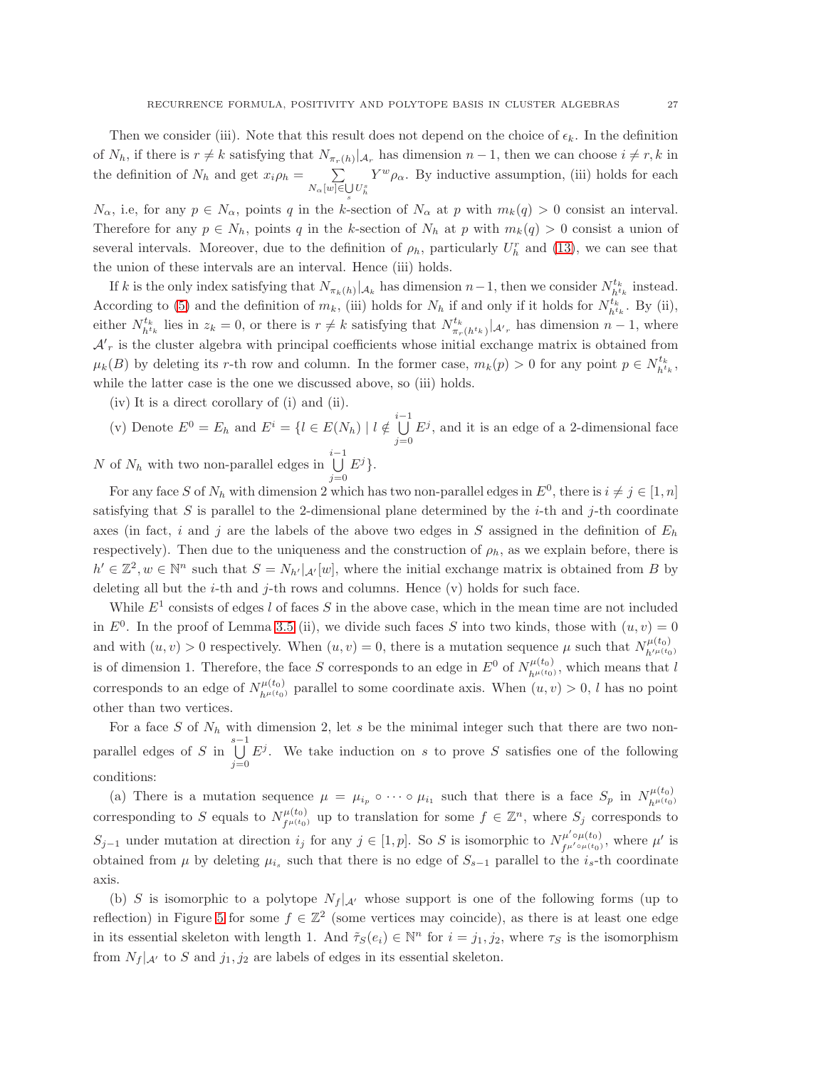Then we consider (iii). Note that this result does not depend on the choice of $\epsilon_k$. In the definition of $N_h$, if there is $r \neq k$ satisfying that $N_{\pi_r(h)}|_{\mathcal{A}_r}$ has dimension $n-1$, then we can choose $i \neq r, k$ in the definition of $N_h$ and get $x_i \rho_h = \sum_{N_\alpha[w] \in \bigcup_s U_h^s} Y^w \rho_\alpha$. By inductive assumption, (iii) holds for each $N_\alpha$, i.e, for any $p \in N_\alpha$, points $q$ in the $k$-section of $N_\alpha$ at $p$ with $m_k(q) > 0$ consist an interval. Therefore for any $p \in N_h$, points $q$ in the $k$-section of $N_h$ at $p$ with $m_k(q) > 0$ consist a union of several intervals. Moreover, due to the definition of $\rho_h$, particularly $U_h^r$ and (13), we can see that the union of these intervals are an interval. Hence (iii) holds.

If $k$ is the only index satisfying that $N_{\pi_k(h)}|_{\mathcal{A}_k}$ has dimension $n-1$, then we consider $N_{h^{t_k}}^{t_k}$ instead. According to (5) and the definition of $m_k$, (iii) holds for $N_h$ if and only if it holds for $N_{h^{t_k}}^{t_k}$. By (ii), either $N_{h^{t_k}}^{t_k}$ lies in $z_k = 0$, or there is $r \neq k$ satisfying that $N_{\pi_r(h^{t_k})}^{t_k}|_{\mathcal{A}'_r}$ has dimension $n-1$, where $\mathcal{A}'_r$ is the cluster algebra with principal coefficients whose initial exchange matrix is obtained from $\mu_k(B)$ by deleting its $r$-th row and column. In the former case, $m_k(p) > 0$ for any point $p \in N_{h^{t_k}}^{t_k}$, while the latter case is the one we discussed above, so (iii) holds.

(iv) It is a direct corollary of (i) and (ii).

(v) Denote $E^0 = E_h$ and $E^i = \{l \in E(N_h) \mid l \notin \bigcup_{j=0}^{i-1} E^j$, and it is an edge of a 2-dimensional face $N$ of $N_h$ with two non-parallel edges in $\bigcup_{j=0}^{i-1} E^j\}$.

For any face $S$ of $N_h$ with dimension 2 which has two non-parallel edges in $E^0$, there is $i \neq j \in [1,n]$ satisfying that $S$ is parallel to the 2-dimensional plane determined by the $i$-th and $j$-th coordinate axes (in fact, $i$ and $j$ are the labels of the above two edges in $S$ assigned in the definition of $E_h$ respectively). Then due to the uniqueness and the construction of $\rho_h$, as we explain before, there is $h' \in \mathbb{Z}^2, w \in \mathbb{N}^n$ such that $S = N_{h'}|_{\mathcal{A}'}[w]$, where the initial exchange matrix is obtained from $B$ by deleting all but the $i$-th and $j$-th rows and columns. Hence (v) holds for such face.

While $E^1$ consists of edges $l$ of faces $S$ in the above case, which in the mean time are not included in $E^0$. In the proof of Lemma 3.5 (ii), we divide such faces $S$ into two kinds, those with $(u,v) = 0$ and with $(u,v) > 0$ respectively. When $(u,v) = 0$, there is a mutation sequence $\mu$ such that $N_{h'^{\mu(t_0)}}^{\mu(t_0)}$ is of dimension 1. Therefore, the face $S$ corresponds to an edge in $E^0$ of $N_{h^{\mu(t_0)}}^{\mu(t_0)}$, which means that $l$ corresponds to an edge of $N_{h^{\mu(t_0)}}^{\mu(t_0)}$ parallel to some coordinate axis. When $(u,v) > 0$, $l$ has no point other than two vertices.

For a face $S$ of $N_h$ with dimension 2, let $s$ be the minimal integer such that there are two non-parallel edges of $S$ in $\bigcup_{j=0}^{s-1} E^j$. We take induction on $s$ to prove $S$ satisfies one of the following conditions:

(a) There is a mutation sequence $\mu = \mu_{i_p} \circ \cdots \circ \mu_{i_1}$ such that there is a face $S_p$ in $N_{h^{\mu(t_0)}}^{\mu(t_0)}$ corresponding to $S$ equals to $N_{f^{\mu(t_0)}}^{\mu(t_0)}$ up to translation for some $f \in \mathbb{Z}^n$, where $S_j$ corresponds to $S_{j-1}$ under mutation at direction $i_j$ for any $j \in [1,p]$. So $S$ is isomorphic to $N_{f^{\mu' \circ \mu(t_0)}}^{\mu' \circ \mu(t_0)}$, where $\mu'$ is obtained from $\mu$ by deleting $\mu_{i_s}$ such that there is no edge of $S_{s-1}$ parallel to the $i_s$-th coordinate axis.

(b) $S$ is isomorphic to a polytope $N_f|_{\mathcal{A}'}$ whose support is one of the following forms (up to reflection) in Figure 5 for some $f \in \mathbb{Z}^2$ (some vertices may coincide), as there is at least one edge in its essential skeleton with length 1. And $\tilde{\tau}_S(e_i) \in \mathbb{N}^n$ for $i = j_1, j_2$, where $\tau_S$ is the isomorphism from $N_f|_{\mathcal{A}'}$ to $S$ and $j_1, j_2$ are labels of edges in its essential skeleton.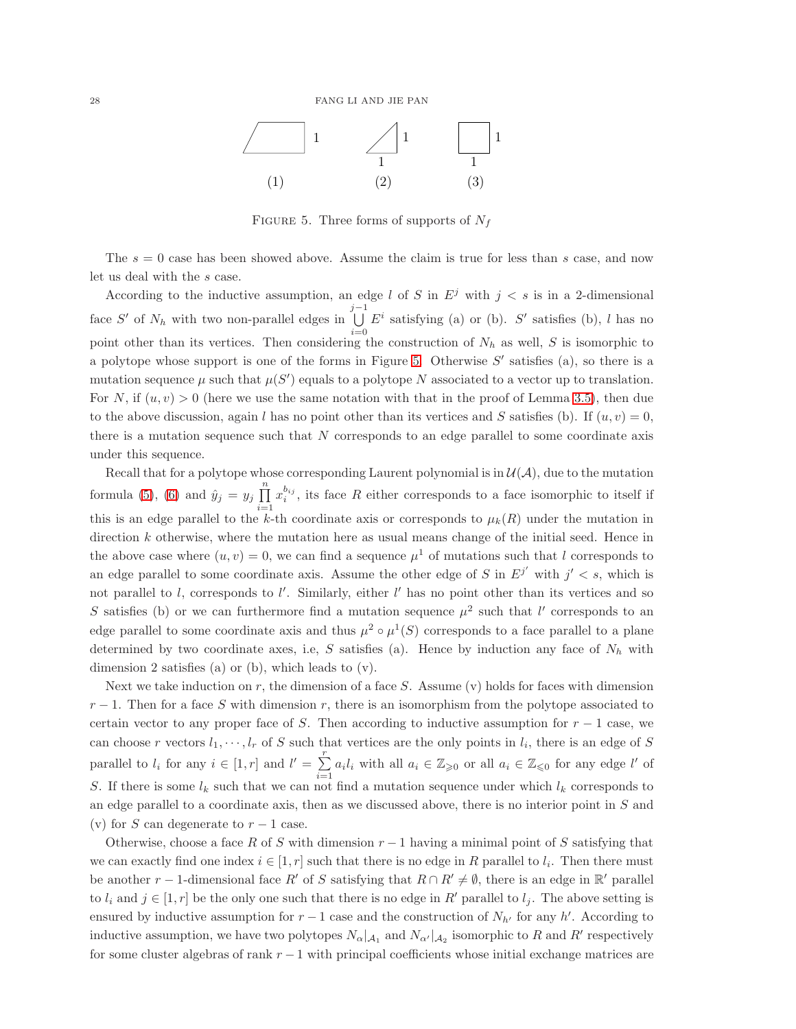(1) (2) (3)

Figure 5. Three forms of supports of $N_f$

The $s = 0$ case has been showed above. Assume the claim is true for less than $s$ case, and now let us deal with the $s$ case.

According to the inductive assumption, an edge $l$ of $S$ in $E^j$ with $j < s$ is in a 2-dimensional face $S'$ of $N_h$ with two non-parallel edges in $\bigcup\limits_{i=0}^{j-1} E^i$ satisfying (a) or (b). $S'$ satisfies (b), $l$ has no point other than its vertices. Then considering the construction of $N_h$ as well, $S$ is isomorphic to a polytope whose support is one of the forms in Figure 5. Otherwise $S'$ satisfies (a), so there is a mutation sequence $\mu$ such that $\mu(S')$ equals to a polytope $N$ associated to a vector up to translation. For $N$, if $(u, v) > 0$ (here we use the same notation with that in the proof of Lemma 3.5), then due to the above discussion, again $l$ has no point other than its vertices and $S$ satisfies (b). If $(u, v) = 0$, there is a mutation sequence such that $N$ corresponds to an edge parallel to some coordinate axis under this sequence.

Recall that for a polytope whose corresponding Laurent polynomial is in $\mathcal{U}(\mathcal{A})$, due to the mutation formula (5), (6) and $\hat{y}_j = y_j \prod\limits_{i=1}^{n} x_i^{b_{ij}}$, its face $R$ either corresponds to a face isomorphic to itself if this is an edge parallel to the $k$-th coordinate axis or corresponds to $\mu_k(R)$ under the mutation in direction $k$ otherwise, where the mutation here as usual means change of the initial seed. Hence in the above case where $(u, v) = 0$, we can find a sequence $\mu^1$ of mutations such that $l$ corresponds to an edge parallel to some coordinate axis. Assume the other edge of $S$ in $E^{j'}$ with $j' < s$, which is not parallel to $l$, corresponds to $l'$. Similarly, either $l'$ has no point other than its vertices and so $S$ satisfies (b) or we can furthermore find a mutation sequence $\mu^2$ such that $l'$ corresponds to an edge parallel to some coordinate axis and thus $\mu^2 \circ \mu^1(S)$ corresponds to a face parallel to a plane determined by two coordinate axes, i.e, $S$ satisfies (a). Hence by induction any face of $N_h$ with dimension 2 satisfies (a) or (b), which leads to (v).

Next we take induction on $r$, the dimension of a face $S$. Assume (v) holds for faces with dimension $r - 1$. Then for a face $S$ with dimension $r$, there is an isomorphism from the polytope associated to certain vector to any proper face of $S$. Then according to inductive assumption for $r - 1$ case, we can choose $r$ vectors $l_1, \cdots, l_r$ of $S$ such that vertices are the only points in $l_i$, there is an edge of $S$ parallel to $l_i$ for any $i \in [1, r]$ and $l' = \sum\limits_{i=1}^{r} a_i l_i$ with all $a_i \in \mathbb{Z}_{\geqslant 0}$ or all $a_i \in \mathbb{Z}_{\leqslant 0}$ for any edge $l'$ of $S$. If there is some $l_k$ such that we can not find a mutation sequence under which $l_k$ corresponds to an edge parallel to a coordinate axis, then as we discussed above, there is no interior point in $S$ and (v) for $S$ can degenerate to $r - 1$ case.

Otherwise, choose a face $R$ of $S$ with dimension $r - 1$ having a minimal point of $S$ satisfying that we can exactly find one index $i \in [1, r]$ such that there is no edge in $R$ parallel to $l_i$. Then there must be another $r - 1$-dimensional face $R'$ of $S$ satisfying that $R \cap R' \neq \emptyset$, there is an edge in $\mathbb{R}'$ parallel to $l_i$ and $j \in [1, r]$ be the only one such that there is no edge in $R'$ parallel to $l_j$. The above setting is ensured by inductive assumption for $r - 1$ case and the construction of $N_{h'}$ for any $h'$. According to inductive assumption, we have two polytopes $N_\alpha|_{\mathcal{A}_1}$ and $N_{\alpha'}|_{\mathcal{A}_2}$ isomorphic to $R$ and $R'$ respectively for some cluster algebras of rank $r - 1$ with principal coefficients whose initial exchange matrices are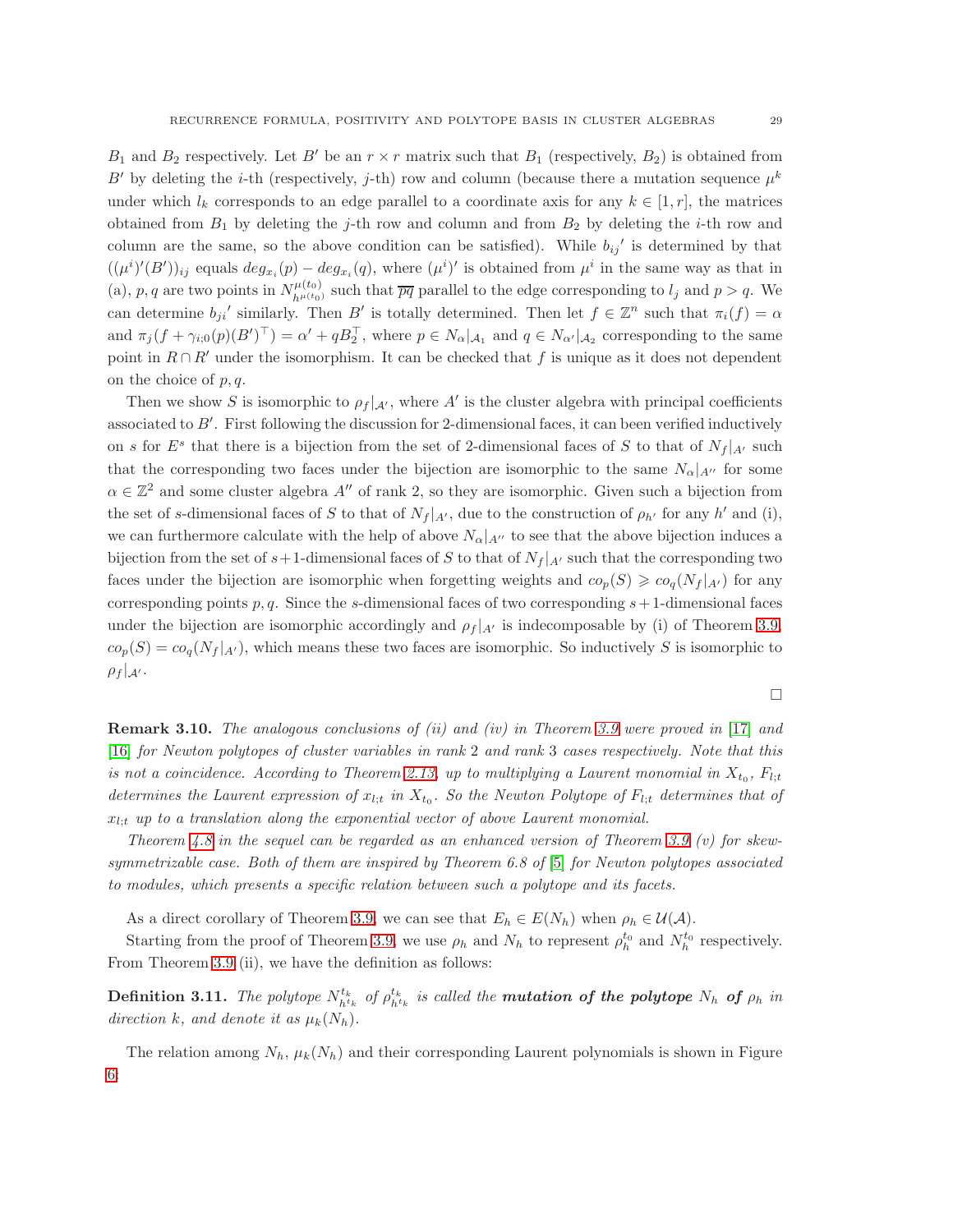$B_1$ and $B_2$ respectively. Let $B'$ be an $r \times r$ matrix such that $B_1$ (respectively, $B_2$) is obtained from $B'$ by deleting the $i$-th (respectively, $j$-th) row and column (because there a mutation sequence $\mu^k$ under which $l_k$ corresponds to an edge parallel to a coordinate axis for any $k \in [1, r]$, the matrices obtained from $B_1$ by deleting the $j$-th row and column and from $B_2$ by deleting the $i$-th row and column are the same, so the above condition can be satisfied). While $b_{ij}{}'$ is determined by that $((\mu^i)'(B'))_{ij}$ equals $deg_{x_i}(p) - deg_{x_i}(q)$, where $(\mu^i)'$ is obtained from $\mu^i$ in the same way as that in (a), $p, q$ are two points in $N^{\mu(t_0)}_{h^{\mu(t_0)}}$ such that $\overline{pq}$ parallel to the edge corresponding to $l_j$ and $p > q$. We can determine $b_{ji}{}'$ similarly. Then $B'$ is totally determined. Then let $f \in \mathbb{Z}^n$ such that $\pi_i(f) = \alpha$ and $\pi_j(f + \gamma_{i;0}(p)(B')^\top) = \alpha' + qB_2^\top$, where $p \in N_\alpha|_{\mathcal{A}_1}$ and $q \in N_{\alpha'}|_{\mathcal{A}_2}$ corresponding to the same point in $R \cap R'$ under the isomorphism. It can be checked that $f$ is unique as it does not dependent on the choice of $p, q$.

Then we show $S$ is isomorphic to $\rho_f|_{\mathcal{A}'}$, where $A'$ is the cluster algebra with principal coefficients associated to $B'$. First following the discussion for 2-dimensional faces, it can been verified inductively on $s$ for $E^s$ that there is a bijection from the set of 2-dimensional faces of $S$ to that of $N_f|_{A'}$ such that the corresponding two faces under the bijection are isomorphic to the same $N_\alpha|_{A''}$ for some $\alpha \in \mathbb{Z}^2$ and some cluster algebra $A''$ of rank 2, so they are isomorphic. Given such a bijection from the set of $s$-dimensional faces of $S$ to that of $N_f|_{A'}$, due to the construction of $\rho_{h'}$ for any $h'$ and (i), we can furthermore calculate with the help of above $N_\alpha|_{A''}$ to see that the above bijection induces a bijection from the set of $s+1$-dimensional faces of $S$ to that of $N_f|_{A'}$ such that the corresponding two faces under the bijection are isomorphic when forgetting weights and $co_p(S) \geqslant co_q(N_f|_{A'})$ for any corresponding points $p, q$. Since the $s$-dimensional faces of two corresponding $s+1$-dimensional faces under the bijection are isomorphic accordingly and $\rho_f|_{A'}$ is indecomposable by (i) of Theorem 3.9, $co_p(S) = co_q(N_f|_{A'})$, which means these two faces are isomorphic. So inductively $S$ is isomorphic to $\rho_f|_{\mathcal{A}'}$.

□

**Remark 3.10.** *The analogous conclusions of (ii) and (iv) in Theorem 3.9 were proved in [17] and [16] for Newton polytopes of cluster variables in rank 2 and rank 3 cases respectively. Note that this is not a coincidence. According to Theorem 2.13, up to multiplying a Laurent monomial in $X_{t_0}$, $F_{l;t}$ determines the Laurent expression of $x_{l;t}$ in $X_{t_0}$. So the Newton Polytope of $F_{l;t}$ determines that of $x_{l;t}$ up to a translation along the exponential vector of above Laurent monomial.*

*Theorem 4.8 in the sequel can be regarded as an enhanced version of Theorem 3.9 (v) for skew-symmetrizable case. Both of them are inspired by Theorem 6.8 of [5] for Newton polytopes associated to modules, which presents a specific relation between such a polytope and its facets.*

As a direct corollary of Theorem 3.9, we can see that $E_h \in E(N_h)$ when $\rho_h \in \mathcal{U}(\mathcal{A})$.

Starting from the proof of Theorem 3.9, we use $\rho_h$ and $N_h$ to represent $\rho_h^{t_0}$ and $N_h^{t_0}$ respectively. From Theorem 3.9 (ii), we have the definition as follows:

**Definition 3.11.** *The polytope $N^{t_k}_{h^{t_k}}$ of $\rho^{t_k}_{h^{t_k}}$ is called the* ***mutation of the polytope*** *$N_h$* ***of*** *$\rho_h$ in direction $k$, and denote it as $\mu_k(N_h)$.*

The relation among $N_h$, $\mu_k(N_h)$ and their corresponding Laurent polynomials is shown in Figure 6: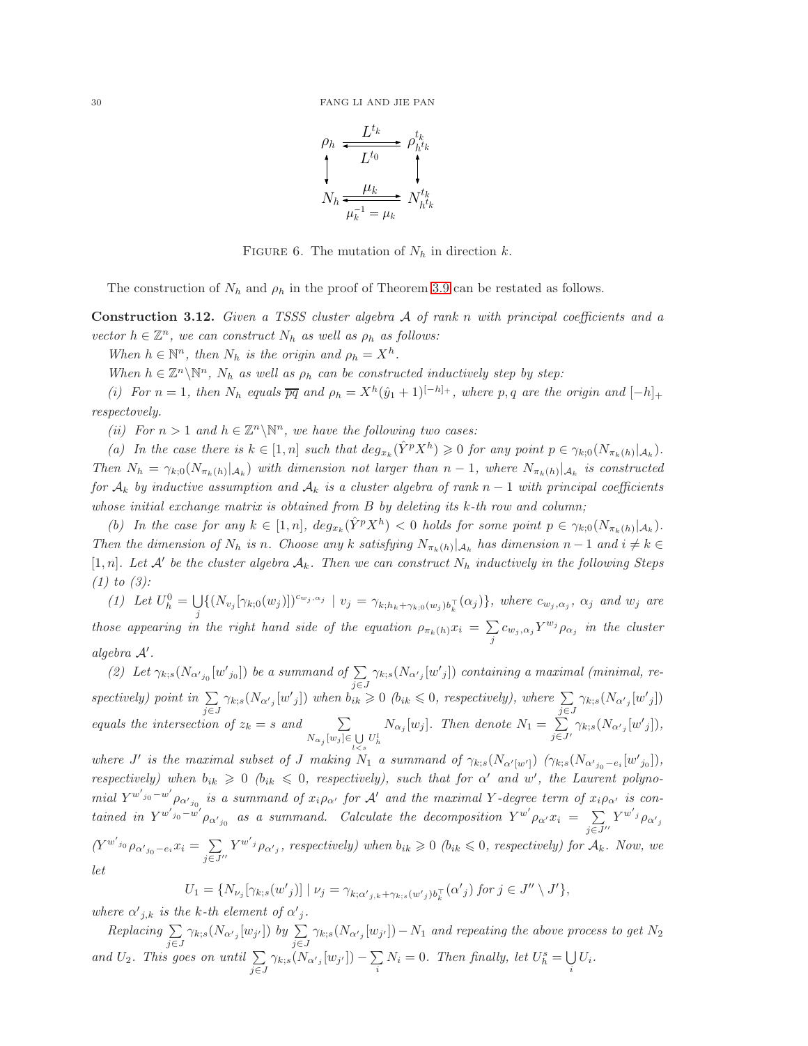$$\begin{array}{ccc} \rho_h & \underset{L^{t_0}}{\overset{L^{t_k}}{\rightleftarrows}} & \rho_{h^{t_k}}^{t_k} \\ \updownarrow & & \updownarrow \\ N_h & \underset{\mu_k^{-1}=\mu_k}{\overset{\mu_k}{\rightleftarrows}} & N_{h^{t_k}}^{t_k} \end{array}$$

FIGURE 6. The mutation of $N_h$ in direction $k$.

The construction of $N_h$ and $\rho_h$ in the proof of Theorem 3.9 can be restated as follows.

**Construction 3.12.** *Given a TSSS cluster algebra $\mathcal{A}$ of rank $n$ with principal coefficients and a vector $h \in \mathbb{Z}^n$, we can construct $N_h$ as well as $\rho_h$ as follows:*

*When $h \in \mathbb{N}^n$, then $N_h$ is the origin and $\rho_h = X^h$.*

*When $h \in \mathbb{Z}^n \backslash \mathbb{N}^n$, $N_h$ as well as $\rho_h$ can be constructed inductively step by step:*

*(i) For $n = 1$, then $N_h$ equals $\overline{pq}$ and $\rho_h = X^h(\hat{y}_1 + 1)^{[-h]_+}$, where $p, q$ are the origin and $[-h]_+$ respectovely.*

*(ii) For $n > 1$ and $h \in \mathbb{Z}^n \backslash \mathbb{N}^n$, we have the following two cases:*

*(a) In the case there is $k \in [1, n]$ such that $deg_{x_k}(\hat{Y}^p X^h) \geqslant 0$ for any point $p \in \gamma_{k;0}(N_{\pi_k(h)}|_{\mathcal{A}_k})$. Then $N_h = \gamma_{k;0}(N_{\pi_k(h)}|_{\mathcal{A}_k})$ with dimension not larger than $n-1$, where $N_{\pi_k(h)}|_{\mathcal{A}_k}$ is constructed for $\mathcal{A}_k$ by inductive assumption and $\mathcal{A}_k$ is a cluster algebra of rank $n-1$ with principal coefficients whose initial exchange matrix is obtained from $B$ by deleting its $k$-th row and column;*

*(b) In the case for any $k \in [1, n]$, $deg_{x_k}(\hat{Y}^p X^h) < 0$ holds for some point $p \in \gamma_{k;0}(N_{\pi_k(h)}|_{\mathcal{A}_k})$. Then the dimension of $N_h$ is $n$. Choose any $k$ satisfying $N_{\pi_k(h)}|_{\mathcal{A}_k}$ has dimension $n-1$ and $i \neq k \in [1, n]$. Let $\mathcal{A}'$ be the cluster algebra $\mathcal{A}_k$. Then we can construct $N_h$ inductively in the following Steps (1) to (3):*

*(1) Let $U_h^0 = \bigcup\limits_j \{(N_{v_j}[\gamma_{k;0}(w_j)])^{c_{w_j,\alpha_j}} \mid v_j = \gamma_{k;h_k+\gamma_{k;0}(w_j)b_k^\top}(\alpha_j)\}$, where $c_{w_j,\alpha_j}$, $\alpha_j$ and $w_j$ are those appearing in the right hand side of the equation $\rho_{\pi_k(h)} x_i = \sum\limits_j c_{w_j,\alpha_j} Y^{w_j} \rho_{\alpha_j}$ in the cluster algebra $\mathcal{A}'$.*

*(2) Let $\gamma_{k;s}(N_{\alpha'_{j_0}}[w'_{j_0}])$ be a summand of $\sum\limits_{j\in J} \gamma_{k;s}(N_{\alpha'_j}[w'_j])$ containing a maximal (minimal, respectively) point in $\sum\limits_{j\in J} \gamma_{k;s}(N_{\alpha'_j}[w'_j])$ when $b_{ik} \geqslant 0$ ($b_{ik} \leqslant 0$, respectively), where $\sum\limits_{j\in J} \gamma_{k;s}(N_{\alpha'_j}[w'_j])$ equals the intersection of $z_k = s$ and $\sum\limits_{N_{\alpha_j}[w_j] \in \bigcup\limits_{l<s} U_h^l} N_{\alpha_j}[w_j]$. Then denote $N_1 = \sum\limits_{j\in J'} \gamma_{k;s}(N_{\alpha'_j}[w'_j])$, where $J'$ is the maximal subset of $J$ making $N_1$ a summand of $\gamma_{k;s}(N_{\alpha'[w']})$ ($\gamma_{k;s}(N_{\alpha'_{j_0}-e_i}[w'_{j_0}])$, respectively) when $b_{ik} \geqslant 0$ ($b_{ik} \leqslant 0$, respectively), such that for $\alpha'$ and $w'$, the Laurent polynomial $Y^{w'_{j_0}-w'}\rho_{\alpha'_{j_0}}$ is a summand of $x_i \rho_{\alpha'}$ for $\mathcal{A}'$ and the maximal $Y$-degree term of $x_i \rho_{\alpha'}$ is contained in $Y^{w'_{j_0}-w'}\rho_{\alpha'_{j_0}}$ as a summand. Calculate the decomposition $Y^{w'}\rho_{\alpha'} x_i = \sum\limits_{j\in J''} Y^{w'_j}\rho_{\alpha'_j}$ ($Y^{w'_{j_0}}\rho_{\alpha'_{j_0}-e_i} x_i = \sum\limits_{j\in J''} Y^{w'_j}\rho_{\alpha'_j}$, respectively) when $b_{ik} \geqslant 0$ ($b_{ik} \leqslant 0$, respectively) for $\mathcal{A}_k$. Now, we let*

$$U_1 = \{N_{\nu_j}[\gamma_{k;s}(w'_j)] \mid \nu_j = \gamma_{k;\alpha'_{j,k}+\gamma_{k;s}(w'_j)b_k^\top}(\alpha'_j) \text{ for } j \in J'' \setminus J'\},$$

*where $\alpha'_{j,k}$ is the $k$-th element of $\alpha'_j$.*

*Replacing $\sum\limits_{j\in J} \gamma_{k;s}(N_{\alpha'_j}[w_{j'}])$ by $\sum\limits_{j\in J} \gamma_{k;s}(N_{\alpha'_j}[w_{j'}]) - N_1$ and repeating the above process to get $N_2$ and $U_2$. This goes on until $\sum\limits_{j\in J} \gamma_{k;s}(N_{\alpha'_j}[w_{j'}]) - \sum\limits_i N_i = 0$. Then finally, let $U_h^s = \bigcup\limits_i U_i$.*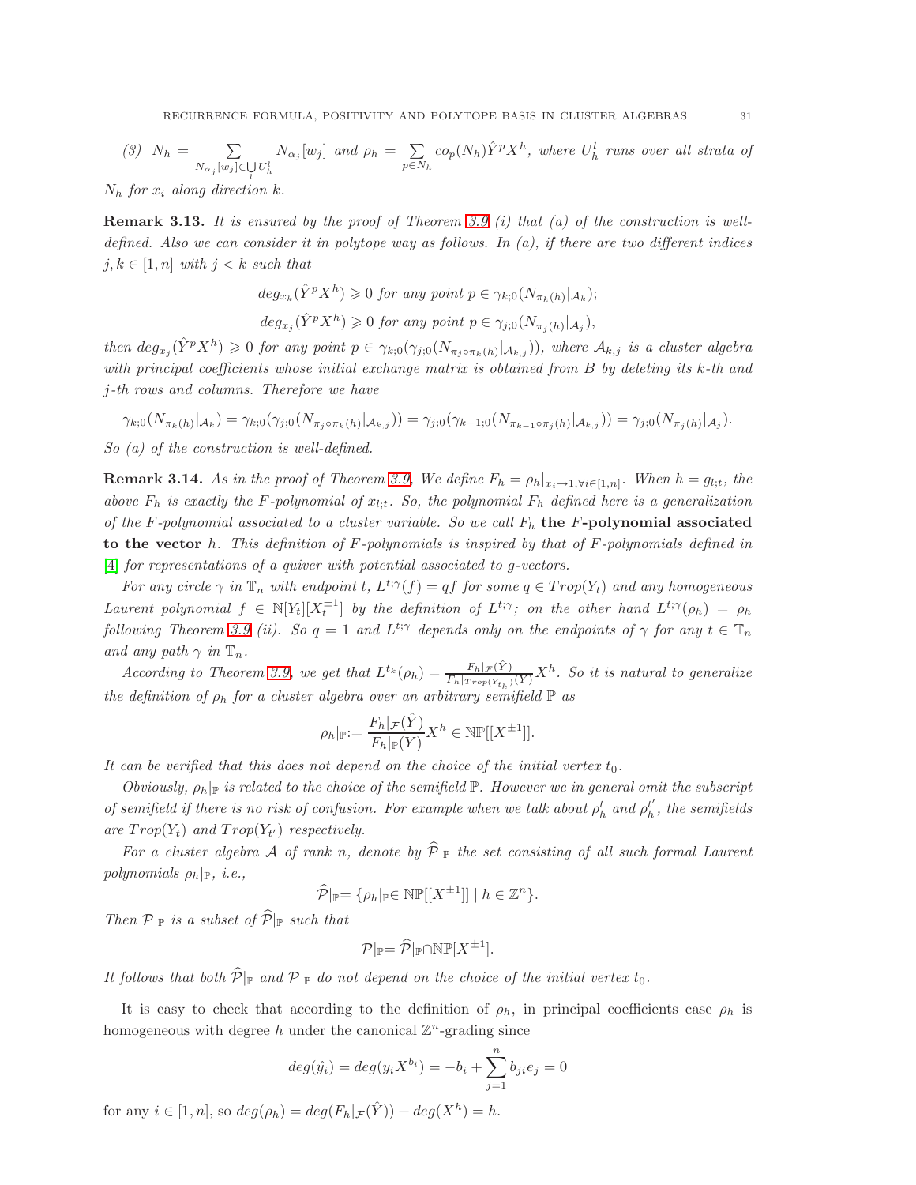*(3)* $N_h = \sum_{N_{\alpha_j}[w_j] \in \bigcup_l U_h^l} N_{\alpha_j}[w_j]$ *and* $\rho_h = \sum_{p \in N_h} co_p(N_h)\hat{Y}^p X^h$*, where* $U_h^l$ *runs over all strata of* $N_h$ *for* $x_i$ *along direction* $k$*.*

**Remark 3.13.** *It is ensured by the proof of Theorem 3.9 (i) that (a) of the construction is well-defined. Also we can consider it in polytope way as follows. In (a), if there are two different indices* $j, k \in [1, n]$ *with* $j < k$ *such that*

$$deg_{x_k}(\hat{Y}^p X^h) \geqslant 0 \text{ for any point } p \in \gamma_{k;0}(N_{\pi_k(h)}|_{\mathcal{A}_k});$$

$$deg_{x_j}(\hat{Y}^p X^h) \geqslant 0 \text{ for any point } p \in \gamma_{j;0}(N_{\pi_j(h)}|_{\mathcal{A}_j}),$$

*then* $deg_{x_j}(\hat{Y}^p X^h) \geqslant 0$ *for any point* $p \in \gamma_{k;0}(\gamma_{j;0}(N_{\pi_j \circ \pi_k(h)}|_{\mathcal{A}_{k,j}}))$*, where* $\mathcal{A}_{k,j}$ *is a cluster algebra with principal coefficients whose initial exchange matrix is obtained from* $B$ *by deleting its* $k$*-th and* $j$*-th rows and columns. Therefore we have*

$$\gamma_{k;0}(N_{\pi_k(h)}|_{\mathcal{A}_k}) = \gamma_{k;0}(\gamma_{j;0}(N_{\pi_j \circ \pi_k(h)}|_{\mathcal{A}_{k,j}})) = \gamma_{j;0}(\gamma_{k-1;0}(N_{\pi_{k-1} \circ \pi_j(h)}|_{\mathcal{A}_{k,j}})) = \gamma_{j;0}(N_{\pi_j(h)}|_{\mathcal{A}_j}).$$

*So (a) of the construction is well-defined.*

**Remark 3.14.** *As in the proof of Theorem 3.9. We define* $F_h = \rho_h|_{x_i \to 1, \forall i \in [1,n]}$*. When* $h = g_{l;t}$*, the above* $F_h$ *is exactly the* $F$*-polynomial of* $x_{l;t}$*. So, the polynomial* $F_h$ *defined here is a generalization of the* $F$*-polynomial associated to a cluster variable. So we call* $F_h$ **the $F$-polynomial associated to the vector** $h$*. This definition of* $F$*-polynomials is inspired by that of* $F$*-polynomials defined in [4] for representations of a quiver with potential associated to g-vectors.*

*For any circle* $\gamma$ *in* $\mathbb{T}_n$ *with endpoint* $t$*,* $L^{t;\gamma}(f) = qf$ *for some* $q \in Trop(Y_t)$ *and any homogeneous Laurent polynomial* $f \in \mathbb{N}[Y_t][X_t^{\pm 1}]$ *by the definition of* $L^{t;\gamma}$*; on the other hand* $L^{t;\gamma}(\rho_h) = \rho_h$ *following Theorem 3.9 (ii). So* $q = 1$ *and* $L^{t;\gamma}$ *depends only on the endpoints of* $\gamma$ *for any* $t \in \mathbb{T}_n$ *and any path* $\gamma$ *in* $\mathbb{T}_n$*.*

*According to Theorem 3.9, we get that* $L^{t_k}(\rho_h) = \frac{F_h|_{\mathcal{F}}(\hat{Y})}{F_h|_{Trop(Y_{t_k})}(Y)} X^h$*. So it is natural to generalize the definition of* $\rho_h$ *for a cluster algebra over an arbitrary semifield* $\mathbb{P}$ *as*

$$\rho_h|_{\mathbb{P}} := \frac{F_h|_{\mathcal{F}}(\hat{Y})}{F_h|_{\mathbb{P}}(Y)} X^h \in \mathbb{NP}[[X^{\pm 1}]].$$

*It can be verified that this does not depend on the choice of the initial vertex* $t_0$*.*

*Obviously,* $\rho_h|_{\mathbb{P}}$ *is related to the choice of the semifield* $\mathbb{P}$*. However we in general omit the subscript of semifield if there is no risk of confusion. For example when we talk about* $\rho_h^t$ *and* $\rho_h^{t'}$*, the semifields are* $Trop(Y_t)$ *and* $Trop(Y_{t'})$ *respectively.*

*For a cluster algebra* $\mathcal{A}$ *of rank* $n$*, denote by* $\widehat{\mathcal{P}}|_{\mathbb{P}}$ *the set consisting of all such formal Laurent polynomials* $\rho_h|_{\mathbb{P}}$*, i.e.,*

$$\widehat{\mathcal{P}}|_{\mathbb{P}} = \{\rho_h|_{\mathbb{P}} \in \mathbb{NP}[[X^{\pm 1}]] \mid h \in \mathbb{Z}^n\}.$$

*Then* $\mathcal{P}|_{\mathbb{P}}$ *is a subset of* $\widehat{\mathcal{P}}|_{\mathbb{P}}$ *such that*

$$\mathcal{P}|_{\mathbb{P}} = \widehat{\mathcal{P}}|_{\mathbb{P}} \cap \mathbb{NP}[X^{\pm 1}].$$

*It follows that both* $\widehat{\mathcal{P}}|_{\mathbb{P}}$ *and* $\mathcal{P}|_{\mathbb{P}}$ *do not depend on the choice of the initial vertex* $t_0$*.*

It is easy to check that according to the definition of $\rho_h$, in principal coefficients case $\rho_h$ is homogeneous with degree $h$ under the canonical $\mathbb{Z}^n$-grading since

$$deg(\hat{y_i}) = deg(y_i X^{b_i}) = -b_i + \sum_{j=1}^{n} b_{ji} e_j = 0$$

for any $i \in [1, n]$, so $deg(\rho_h) = deg(F_h|_{\mathcal{F}}(\hat{Y})) + deg(X^h) = h$.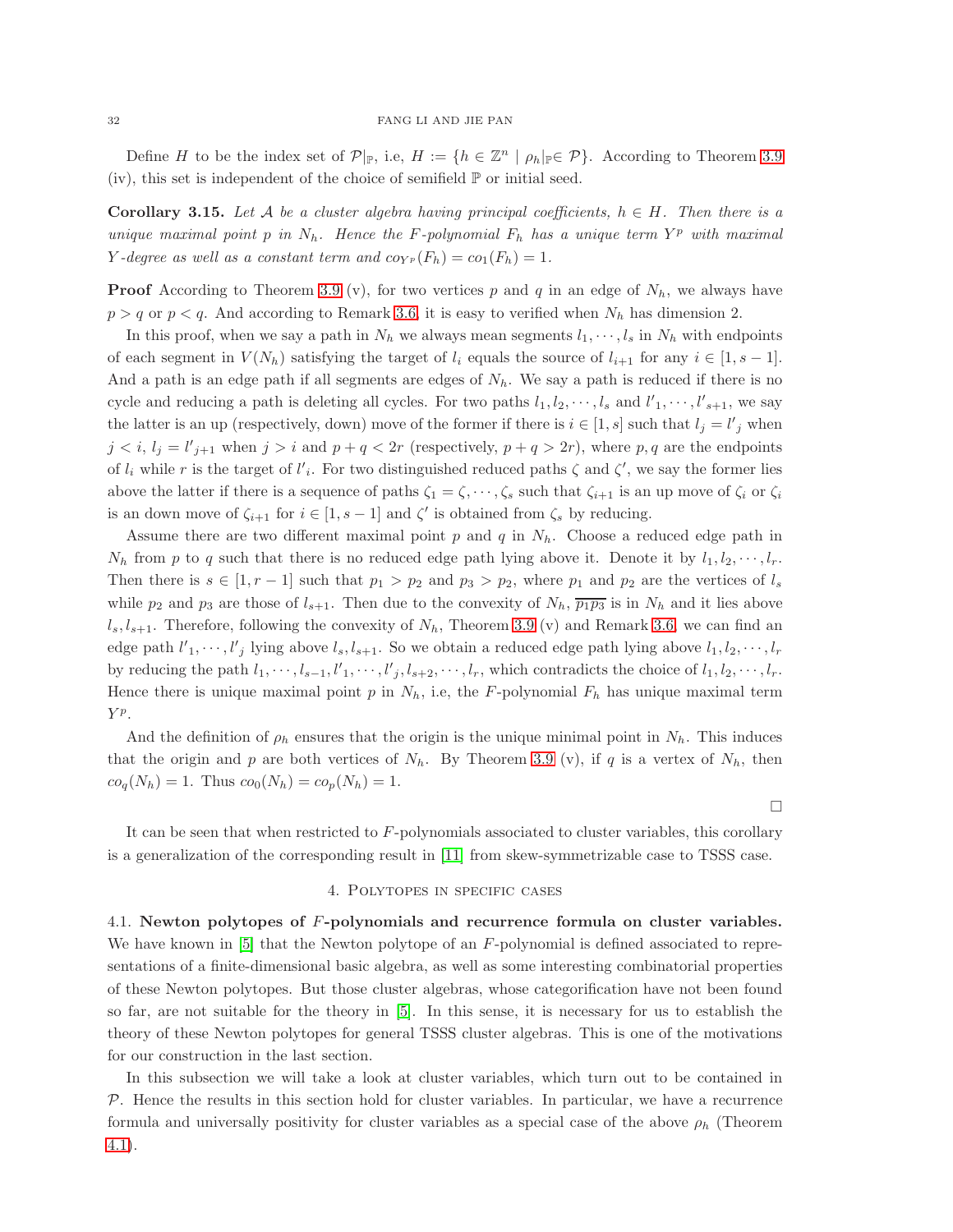Define $H$ to be the index set of $\mathcal{P}|_{\mathbb{P}}$, i.e, $H := \{h \in \mathbb{Z}^n \mid \rho_h|_{\mathbb{P}} \in \mathcal{P}\}$. According to Theorem 3.9 (iv), this set is independent of the choice of semifield $\mathbb{P}$ or initial seed.

**Corollary 3.15.** *Let $\mathcal{A}$ be a cluster algebra having principal coefficients, $h \in H$. Then there is a unique maximal point $p$ in $N_h$. Hence the $F$-polynomial $F_h$ has a unique term $Y^p$ with maximal $Y$-degree as well as a constant term and $co_{Y^p}(F_h) = co_1(F_h) = 1$.*

**Proof** According to Theorem 3.9 (v), for two vertices $p$ and $q$ in an edge of $N_h$, we always have $p > q$ or $p < q$. And according to Remark 3.6, it is easy to verified when $N_h$ has dimension 2.

In this proof, when we say a path in $N_h$ we always mean segments $l_1, \cdots, l_s$ in $N_h$ with endpoints of each segment in $V(N_h)$ satisfying the target of $l_i$ equals the source of $l_{i+1}$ for any $i \in [1, s-1]$. And a path is an edge path if all segments are edges of $N_h$. We say a path is reduced if there is no cycle and reducing a path is deleting all cycles. For two paths $l_1, l_2, \cdots, l_s$ and $l'_1, \cdots, l'_{s+1}$, we say the latter is an up (respectively, down) move of the former if there is $i \in [1, s]$ such that $l_j = l'_j$ when $j < i$, $l_j = l'_{j+1}$ when $j > i$ and $p + q < 2r$ (respectively, $p + q > 2r$), where $p, q$ are the endpoints of $l_i$ while $r$ is the target of $l'_i$. For two distinguished reduced paths $\zeta$ and $\zeta'$, we say the former lies above the latter if there is a sequence of paths $\zeta_1 = \zeta, \cdots, \zeta_s$ such that $\zeta_{i+1}$ is an up move of $\zeta_i$ or $\zeta_i$ is an down move of $\zeta_{i+1}$ for $i \in [1, s-1]$ and $\zeta'$ is obtained from $\zeta_s$ by reducing.

Assume there are two different maximal point $p$ and $q$ in $N_h$. Choose a reduced edge path in $N_h$ from $p$ to $q$ such that there is no reduced edge path lying above it. Denote it by $l_1, l_2, \cdots, l_r$. Then there is $s \in [1, r-1]$ such that $p_1 > p_2$ and $p_3 > p_2$, where $p_1$ and $p_2$ are the vertices of $l_s$ while $p_2$ and $p_3$ are those of $l_{s+1}$. Then due to the convexity of $N_h$, $\overline{p_1 p_3}$ is in $N_h$ and it lies above $l_s, l_{s+1}$. Therefore, following the convexity of $N_h$, Theorem 3.9 (v) and Remark 3.6, we can find an edge path $l'_1, \cdots, l'_j$ lying above $l_s, l_{s+1}$. So we obtain a reduced edge path lying above $l_1, l_2, \cdots, l_r$ by reducing the path $l_1, \cdots, l_{s-1}, l'_1, \cdots, l'_j, l_{s+2}, \cdots, l_r$, which contradicts the choice of $l_1, l_2, \cdots, l_r$. Hence there is unique maximal point $p$ in $N_h$, i.e, the $F$-polynomial $F_h$ has unique maximal term $Y^p$.

And the definition of $\rho_h$ ensures that the origin is the unique minimal point in $N_h$. This induces that the origin and $p$ are both vertices of $N_h$. By Theorem 3.9 (v), if $q$ is a vertex of $N_h$, then $co_q(N_h) = 1$. Thus $co_0(N_h) = co_p(N_h) = 1$.

□

It can be seen that when restricted to $F$-polynomials associated to cluster variables, this corollary is a generalization of the corresponding result in [11] from skew-symmetrizable case to TSSS case.

## 4. Polytopes in specific cases

### 4.1. Newton polytopes of $F$-polynomials and recurrence formula on cluster variables.

We have known in [5] that the Newton polytope of an $F$-polynomial is defined associated to representations of a finite-dimensional basic algebra, as well as some interesting combinatorial properties of these Newton polytopes. But those cluster algebras, whose categorification have not been found so far, are not suitable for the theory in [5]. In this sense, it is necessary for us to establish the theory of these Newton polytopes for general TSSS cluster algebras. This is one of the motivations for our construction in the last section.

In this subsection we will take a look at cluster variables, which turn out to be contained in $\mathcal{P}$. Hence the results in this section hold for cluster variables. In particular, we have a recurrence formula and universally positivity for cluster variables as a special case of the above $\rho_h$ (Theorem 4.1).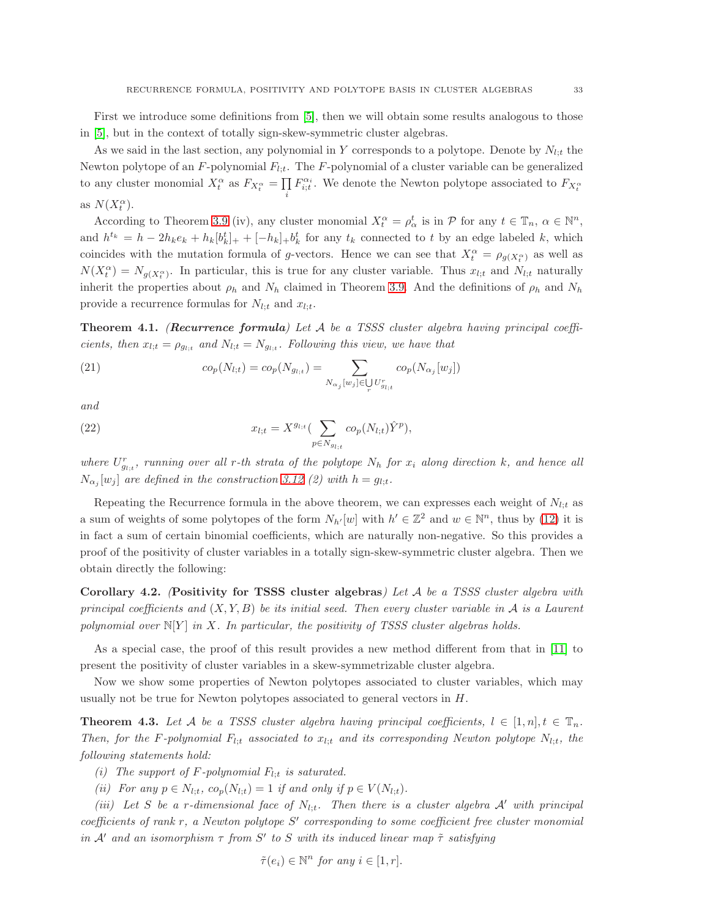First we introduce some definitions from [5], then we will obtain some results analogous to those in [5], but in the context of totally sign-skew-symmetric cluster algebras.

As we said in the last section, any polynomial in $Y$ corresponds to a polytope. Denote by $N_{l;t}$ the Newton polytope of an $F$-polynomial $F_{l;t}$. The $F$-polynomial of a cluster variable can be generalized to any cluster monomial $X_t^\alpha$ as $F_{X_t^\alpha} = \prod\limits_i F_{i;t}^{\alpha_i}$. We denote the Newton polytope associated to $F_{X_t^\alpha}$ as $N(X_t^\alpha)$.

According to Theorem 3.9 (iv), any cluster monomial $X_t^\alpha = \rho_\alpha^t$ is in $\mathcal{P}$ for any $t \in \mathbb{T}_n$, $\alpha \in \mathbb{N}^n$, and $h^{t_k} = h - 2h_k e_k + h_k[b_k^t]_+ + [-h_k]_+ b_k^t$ for any $t_k$ connected to $t$ by an edge labeled $k$, which coincides with the mutation formula of $g$-vectors. Hence we can see that $X_t^\alpha = \rho_{g(X_t^\alpha)}$ as well as $N(X_t^\alpha) = N_{g(X_t^\alpha)}$. In particular, this is true for any cluster variable. Thus $x_{l;t}$ and $N_{l;t}$ naturally inherit the properties about $\rho_h$ and $N_h$ claimed in Theorem 3.9. And the definitions of $\rho_h$ and $N_h$ provide a recurrence formulas for $N_{l;t}$ and $x_{l;t}$.

**Theorem 4.1.** ***(Recurrence formula)*** *Let $\mathcal{A}$ be a TSSS cluster algebra having principal coefficients, then $x_{l;t} = \rho_{g_{l;t}}$ and $N_{l;t} = N_{g_{l;t}}$. Following this view, we have that*

$$co_p(N_{l;t}) = co_p(N_{g_{l;t}}) = \sum_{N_{\alpha_j}[w_j] \in \bigcup\limits_r U^r_{g_{l;t}}} co_p(N_{\alpha_j}[w_j]) \tag{21}$$

*and*

$$x_{l;t} = X^{g_{l;t}}\Big(\sum_{p \in N_{g_{l;t}}} co_p(N_{l;t})\hat{Y}^p\Big), \tag{22}$$

*where $U^r_{g_{l;t}}$, running over all $r$-th strata of the polytope $N_h$ for $x_i$ along direction $k$, and hence all $N_{\alpha_j}[w_j]$ are defined in the construction 3.12 (2) with $h = g_{l;t}$.*

Repeating the Recurrence formula in the above theorem, we can expresses each weight of $N_{l;t}$ as a sum of weights of some polytopes of the form $N_{h'}[w]$ with $h' \in \mathbb{Z}^2$ and $w \in \mathbb{N}^n$, thus by (12) it is in fact a sum of certain binomial coefficients, which are naturally non-negative. So this provides a proof of the positivity of cluster variables in a totally sign-skew-symmetric cluster algebra. Then we obtain directly the following:

**Corollary 4.2.** *(**Positivity for TSSS cluster algebras**) Let $\mathcal{A}$ be a TSSS cluster algebra with principal coefficients and $(X, Y, B)$ be its initial seed. Then every cluster variable in $\mathcal{A}$ is a Laurent polynomial over $\mathbb{N}[Y]$ in $X$. In particular, the positivity of TSSS cluster algebras holds.*

As a special case, the proof of this result provides a new method different from that in [11] to present the positivity of cluster variables in a skew-symmetrizable cluster algebra.

Now we show some properties of Newton polytopes associated to cluster variables, which may usually not be true for Newton polytopes associated to general vectors in $H$.

**Theorem 4.3.** *Let $\mathcal{A}$ be a TSSS cluster algebra having principal coefficients, $l \in [1, n], t \in \mathbb{T}_n$. Then, for the $F$-polynomial $F_{l;t}$ associated to $x_{l;t}$ and its corresponding Newton polytope $N_{l;t}$, the following statements hold:*

*(i) The support of $F$-polynomial $F_{l;t}$ is saturated.*

*(ii) For any $p \in N_{l;t}$, $co_p(N_{l;t}) = 1$ if and only if $p \in V(N_{l;t})$.*

*(iii) Let $S$ be a $r$-dimensional face of $N_{l;t}$. Then there is a cluster algebra $\mathcal{A}'$ with principal coefficients of rank $r$, a Newton polytope $S'$ corresponding to some coefficient free cluster monomial in $\mathcal{A}'$ and an isomorphism $\tau$ from $S'$ to $S$ with its induced linear map $\tilde{\tau}$ satisfying*

$$\tilde{\tau}(e_i) \in \mathbb{N}^n \text{ for any } i \in [1, r].$$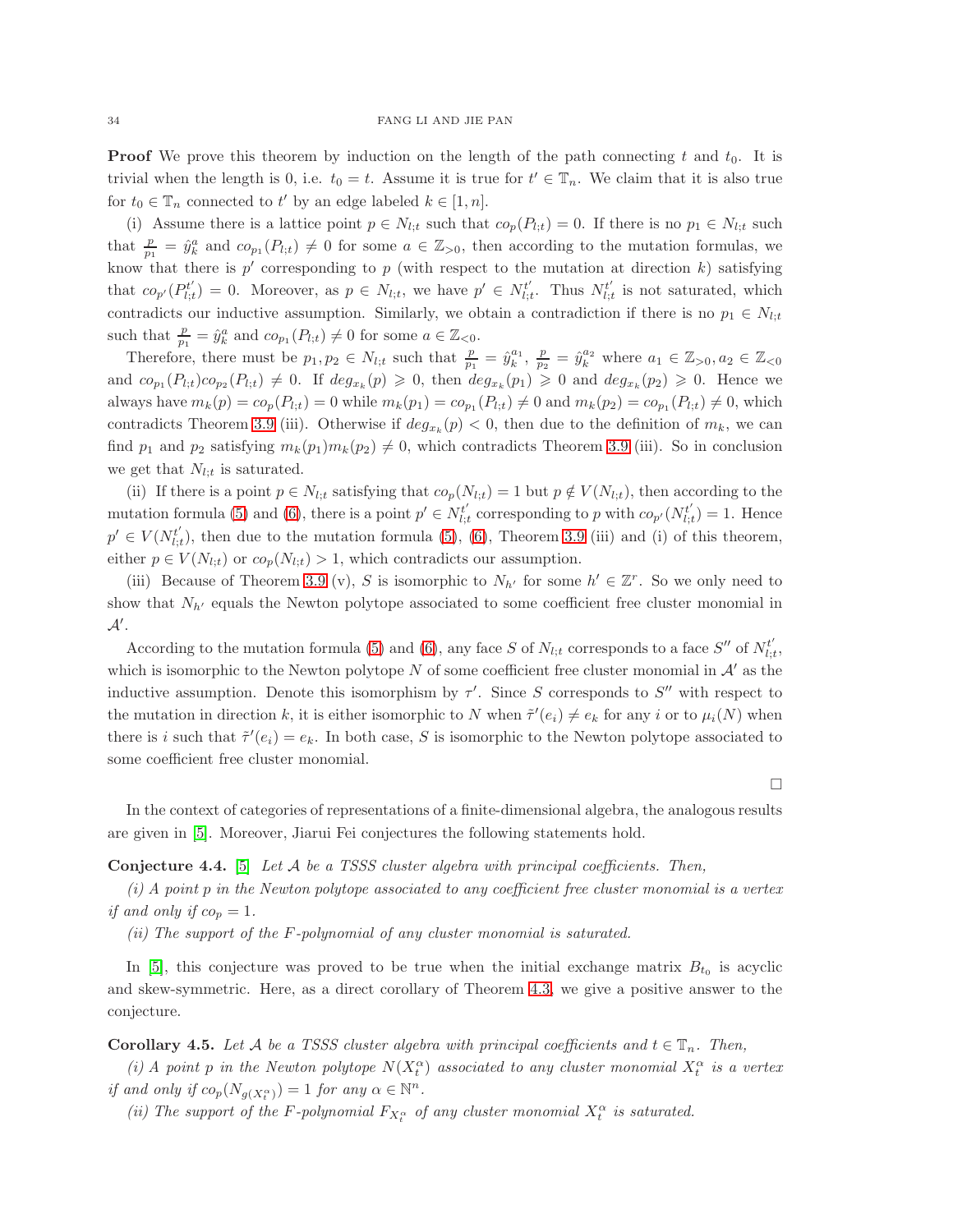**Proof** We prove this theorem by induction on the length of the path connecting $t$ and $t_0$. It is trivial when the length is 0, i.e. $t_0 = t$. Assume it is true for $t' \in \mathbb{T}_n$. We claim that it is also true for $t_0 \in \mathbb{T}_n$ connected to $t'$ by an edge labeled $k \in [1, n]$.

(i) Assume there is a lattice point $p \in N_{l;t}$ such that $co_p(P_{l;t}) = 0$. If there is no $p_1 \in N_{l;t}$ such that $\frac{p}{p_1} = \hat{y}_k^a$ and $co_{p_1}(P_{l;t}) \neq 0$ for some $a \in \mathbb{Z}_{>0}$, then according to the mutation formulas, we know that there is $p'$ corresponding to $p$ (with respect to the mutation at direction $k$) satisfying that $co_{p'}(P_{l;t}^{t'}) = 0$. Moreover, as $p \in N_{l;t}$, we have $p' \in N_{l;t}^{t'}$. Thus $N_{l;t}^{t'}$ is not saturated, which contradicts our inductive assumption. Similarly, we obtain a contradiction if there is no $p_1 \in N_{l;t}$ such that $\frac{p}{p_1} = \hat{y}_k^a$ and $co_{p_1}(P_{l;t}) \neq 0$ for some $a \in \mathbb{Z}_{<0}$.

Therefore, there must be $p_1, p_2 \in N_{l;t}$ such that $\frac{p}{p_1} = \hat{y}_k^{a_1}$, $\frac{p}{p_2} = \hat{y}_k^{a_2}$ where $a_1 \in \mathbb{Z}_{>0}, a_2 \in \mathbb{Z}_{<0}$ and $co_{p_1}(P_{l;t})co_{p_2}(P_{l;t}) \neq 0$. If $deg_{x_k}(p) \geqslant 0$, then $deg_{x_k}(p_1) \geqslant 0$ and $deg_{x_k}(p_2) \geqslant 0$. Hence we always have $m_k(p) = co_p(P_{l;t}) = 0$ while $m_k(p_1) = co_{p_1}(P_{l;t}) \neq 0$ and $m_k(p_2) = co_{p_1}(P_{l;t}) \neq 0$, which contradicts Theorem 3.9 (iii). Otherwise if $deg_{x_k}(p) < 0$, then due to the definition of $m_k$, we can find $p_1$ and $p_2$ satisfying $m_k(p_1)m_k(p_2) \neq 0$, which contradicts Theorem 3.9 (iii). So in conclusion we get that $N_{l;t}$ is saturated.

(ii) If there is a point $p \in N_{l;t}$ satisfying that $co_p(N_{l;t}) = 1$ but $p \notin V(N_{l;t})$, then according to the mutation formula (5) and (6), there is a point $p' \in N_{l;t}^{t'}$ corresponding to $p$ with $co_{p'}(N_{l;t}^{t'}) = 1$. Hence $p' \in V(N_{l;t}^{t'})$, then due to the mutation formula (5), (6), Theorem 3.9 (iii) and (i) of this theorem, either $p \in V(N_{l;t})$ or $co_p(N_{l;t}) > 1$, which contradicts our assumption.

(iii) Because of Theorem 3.9 (v), $S$ is isomorphic to $N_{h'}$ for some $h' \in \mathbb{Z}^r$. So we only need to show that $N_{h'}$ equals the Newton polytope associated to some coefficient free cluster monomial in $\mathcal{A}'$.

According to the mutation formula (5) and (6), any face $S$ of $N_{l;t}$ corresponds to a face $S''$ of $N_{l;t}^{t'}$, which is isomorphic to the Newton polytope $N$ of some coefficient free cluster monomial in $\mathcal{A}'$ as the inductive assumption. Denote this isomorphism by $\tau'$. Since $S$ corresponds to $S''$ with respect to the mutation in direction $k$, it is either isomorphic to $N$ when $\tilde{\tau}'(e_i) \neq e_k$ for any $i$ or to $\mu_i(N)$ when there is $i$ such that $\tilde{\tau}'(e_i) = e_k$. In both case, $S$ is isomorphic to the Newton polytope associated to some coefficient free cluster monomial.

$\square$

In the context of categories of representations of a finite-dimensional algebra, the analogous results are given in [5]. Moreover, Jiarui Fei conjectures the following statements hold.

**Conjecture 4.4.** [5] *Let $\mathcal{A}$ be a TSSS cluster algebra with principal coefficients. Then,*

*(i) A point $p$ in the Newton polytope associated to any coefficient free cluster monomial is a vertex if and only if $co_p = 1$.*

*(ii) The support of the $F$-polynomial of any cluster monomial is saturated.*

In [5], this conjecture was proved to be true when the initial exchange matrix $B_{t_0}$ is acyclic and skew-symmetric. Here, as a direct corollary of Theorem 4.3, we give a positive answer to the conjecture.

**Corollary 4.5.** *Let $\mathcal{A}$ be a TSSS cluster algebra with principal coefficients and $t \in \mathbb{T}_n$. Then,*

*(i) A point $p$ in the Newton polytope $N(X_t^\alpha)$ associated to any cluster monomial $X_t^\alpha$ is a vertex if and only if $co_p(N_{g(X_t^\alpha)}) = 1$ for any $\alpha \in \mathbb{N}^n$.*

*(ii) The support of the $F$-polynomial $F_{X_t^\alpha}$ of any cluster monomial $X_t^\alpha$ is saturated.*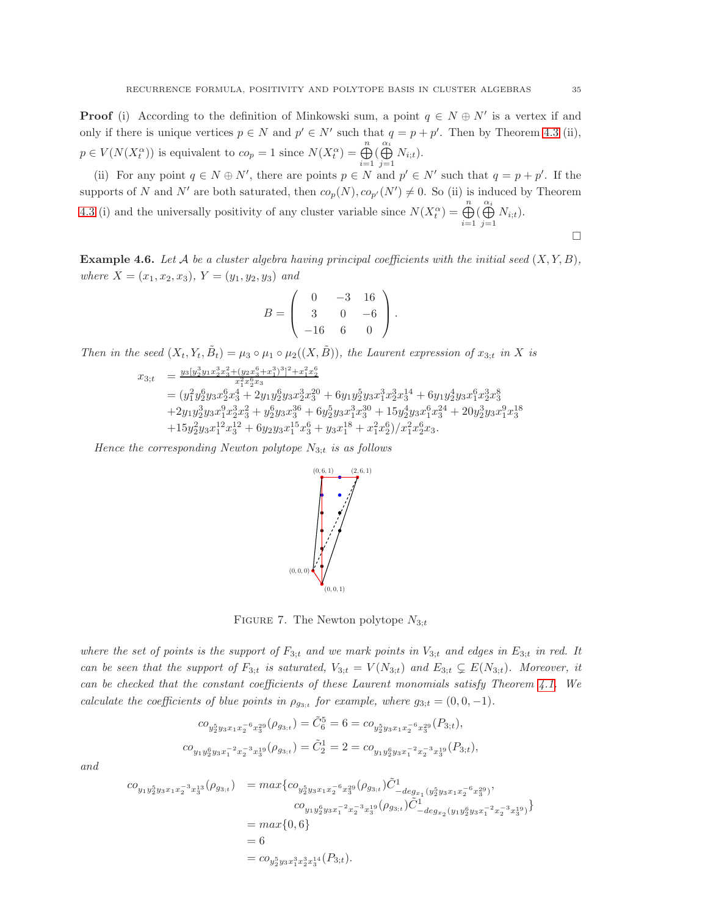**Proof** (i) According to the definition of Minkowski sum, a point $q \in N \oplus N'$ is a vertex if and only if there is unique vertices $p \in N$ and $p' \in N'$ such that $q = p + p'$. Then by Theorem 4.3 (ii), $p \in V(N(X_t^\alpha))$ is equivalent to $co_p = 1$ since $N(X_t^\alpha) = \bigoplus_{i=1}^{n} (\bigoplus_{j=1}^{\alpha_i} N_{i;t})$.

(ii) For any point $q \in N \oplus N'$, there are points $p \in N$ and $p' \in N'$ such that $q = p + p'$. If the supports of $N$ and $N'$ are both saturated, then $co_p(N), co_{p'}(N') \neq 0$. So (ii) is induced by Theorem 4.3 (i) and the universally positivity of any cluster variable since $N(X_t^\alpha) = \bigoplus_{i=1}^{n} (\bigoplus_{j=1}^{\alpha_i} N_{i;t})$.

□

**Example 4.6.** *Let $\mathcal{A}$ be a cluster algebra having principal coefficients with the initial seed $(X, Y, B)$, where $X = (x_1, x_2, x_3)$, $Y = (y_1, y_2, y_3)$ and*

$$B = \begin{pmatrix} 0 & -3 & 16 \\ 3 & 0 & -6 \\ -16 & 6 & 0 \end{pmatrix}.$$

*Then in the seed $(X_t, Y_t, \tilde{B}_t) = \mu_3 \circ \mu_1 \circ \mu_2((X, \tilde{B}))$, the Laurent expression of $x_{3;t}$ in $X$ is*

$$\begin{aligned} x_{3;t} &= \tfrac{y_3[y_2^3 y_1 x_2^3 x_3^2 + (y_2 x_3^6 + x_1^3)^3]^2 + x_1^2 x_2^6}{x_1^2 x_2^6 x_3} \\ &= (y_1^2 y_2^6 y_3 x_2^6 x_3^4 + 2y_1 y_2^6 y_3 x_2^3 x_3^{20} + 6y_1 y_2^5 y_3 x_1^3 x_2^3 x_3^{14} + 6y_1 y_2^4 y_3 x_1^6 x_2^3 x_3^8 \\ &+ 2y_1 y_2^3 y_3 x_1^9 x_2^3 x_3^2 + y_2^6 y_3 x_3^{36} + 6y_2^5 y_3 x_1^3 x_3^{30} + 15y_2^4 y_3 x_1^6 x_3^{24} + 20y_2^3 y_3 x_1^9 x_3^{18} \\ &+ 15y_2^2 y_3 x_1^{12} x_3^{12} + 6y_2 y_3 x_1^{15} x_3^6 + y_3 x_1^{18} + x_1^2 x_2^6)/x_1^2 x_2^6 x_3. \end{aligned}$$

*Hence the corresponding Newton polytope $N_{3;t}$ is as follows*

FIGURE 7. The Newton polytope $N_{3;t}$

*where the set of points is the support of $F_{3;t}$ and we mark points in $V_{3;t}$ and edges in $E_{3;t}$ in red. It can be seen that the support of $F_{3;t}$ is saturated, $V_{3;t} = V(N_{3;t})$ and $E_{3;t} \subsetneq E(N_{3;t})$. Moreover, it can be checked that the constant coefficients of these Laurent monomials satisfy Theorem 4.1. We calculate the coefficients of blue points in $\rho_{g_{3;t}}$ for example, where $g_{3;t} = (0, 0, -1)$.*

$$co_{y_2^5 y_3 x_1 x_2^{-6} x_3^{29}}(\rho_{g_{3;t}}) = \tilde{C}_6^5 = 6 = co_{y_2^5 y_3 x_1 x_2^{-6} x_3^{29}}(P_{3;t}),$$

$$co_{y_1 y_2^6 y_3 x_1^{-2} x_2^{-3} x_3^{19}}(\rho_{g_{3;t}}) = \tilde{C}_2^1 = 2 = co_{y_1 y_2^6 y_3 x_1^{-2} x_2^{-3} x_3^{19}}(P_{3;t}),$$

and

$$\begin{aligned} co_{y_1 y_2^5 y_3 x_1 x_2^{-3} x_3^{13}}(\rho_{g_{3;t}}) &= max\{co_{y_2^5 y_3 x_1 x_2^{-6} x_3^{29}}(\rho_{g_{3;t}}) \tilde{C}^1_{-deg_{x_1}(y_2^5 y_3 x_1 x_2^{-6} x_3^{29})}, \\ &\qquad co_{y_1 y_2^6 y_3 x_1^{-2} x_2^{-3} x_3^{19}}(\rho_{g_{3;t}}) \tilde{C}^1_{-deg_{x_2}(y_1 y_2^6 y_3 x_1^{-2} x_2^{-3} x_3^{19})}\} \\ &= max\{0, 6\} \\ &= 6 \\ &= co_{y_2^5 y_3 x_1^3 x_2^3 x_3^{14}}(P_{3;t}). \end{aligned}$$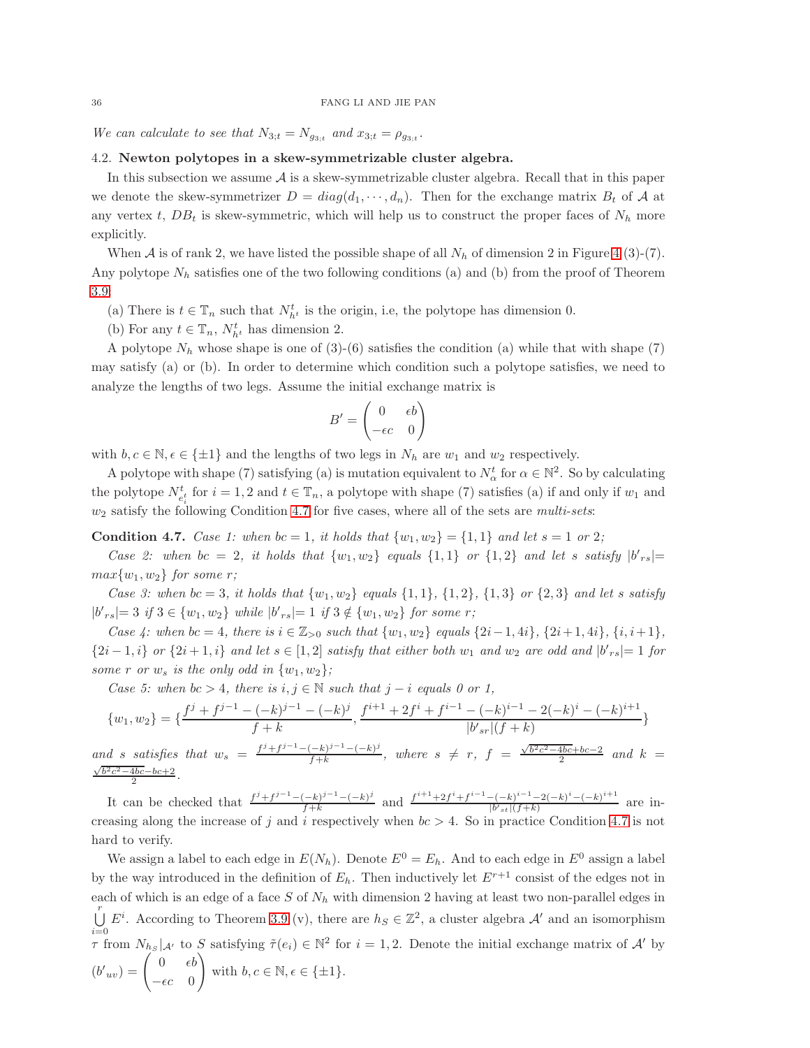*We can calculate to see that $N_{3;t} = N_{g_{3;t}}$ and $x_{3;t} = \rho_{g_{3;t}}$.*

### 4.2. Newton polytopes in a skew-symmetrizable cluster algebra.

In this subsection we assume $\mathcal{A}$ is a skew-symmetrizable cluster algebra. Recall that in this paper we denote the skew-symmetrizer $D = diag(d_1, \cdots, d_n)$. Then for the exchange matrix $B_t$ of $\mathcal{A}$ at any vertex $t$, $DB_t$ is skew-symmetric, which will help us to construct the proper faces of $N_h$ more explicitly.

When $\mathcal{A}$ is of rank 2, we have listed the possible shape of all $N_h$ of dimension 2 in Figure 4 (3)-(7). Any polytope $N_h$ satisfies one of the two following conditions (a) and (b) from the proof of Theorem 3.9:

(a) There is $t \in \mathbb{T}_n$ such that $N^t_{h^t}$ is the origin, i.e, the polytope has dimension 0.

(b) For any $t \in \mathbb{T}_n$, $N^t_{h^t}$ has dimension 2.

A polytope $N_h$ whose shape is one of (3)-(6) satisfies the condition (a) while that with shape (7) may satisfy (a) or (b). In order to determine which condition such a polytope satisfies, we need to analyze the lengths of two legs. Assume the initial exchange matrix is

$$B' = \begin{pmatrix} 0 & \epsilon b \\ -\epsilon c & 0 \end{pmatrix}$$

with $b, c \in \mathbb{N}, \epsilon \in \{\pm 1\}$ and the lengths of two legs in $N_h$ are $w_1$ and $w_2$ respectively.

A polytope with shape (7) satisfying (a) is mutation equivalent to $N^t_\alpha$ for $\alpha \in \mathbb{N}^2$. So by calculating the polytope $N^t_{e^t_i}$ for $i = 1, 2$ and $t \in \mathbb{T}_n$, a polytope with shape (7) satisfies (a) if and only if $w_1$ and $w_2$ satisfy the following Condition 4.7 for five cases, where all of the sets are *multi-sets*:

**Condition 4.7.** *Case 1: when $bc = 1$, it holds that $\{w_1, w_2\} = \{1, 1\}$ and let $s = 1$ or $2$;*

*Case 2: when $bc = 2$, it holds that $\{w_1, w_2\}$ equals $\{1, 1\}$ or $\{1, 2\}$ and let $s$ satisfy $|b'_{rs}| = max\{w_1, w_2\}$ for some $r$;*

*Case 3: when $bc = 3$, it holds that $\{w_1, w_2\}$ equals $\{1, 1\}$, $\{1, 2\}$, $\{1, 3\}$ or $\{2, 3\}$ and let $s$ satisfy $|b'_{rs}| = 3$ if $3 \in \{w_1, w_2\}$ while $|b'_{rs}| = 1$ if $3 \notin \{w_1, w_2\}$ for some $r$;*

*Case 4: when $bc = 4$, there is $i \in \mathbb{Z}_{>0}$ such that $\{w_1, w_2\}$ equals $\{2i-1, 4i\}$, $\{2i+1, 4i\}$, $\{i, i+1\}$, $\{2i-1, i\}$ or $\{2i+1, i\}$ and let $s \in [1, 2]$ satisfy that either both $w_1$ and $w_2$ are odd and $|b'_{rs}| = 1$ for some $r$ or $w_s$ is the only odd in $\{w_1, w_2\}$;*

*Case 5: when $bc > 4$, there is $i, j \in \mathbb{N}$ such that $j - i$ equals 0 or 1,*

$$\{w_1, w_2\} = \{\frac{f^j + f^{j-1} - (-k)^{j-1} - (-k)^j}{f + k}, \frac{f^{i+1} + 2f^i + f^{i-1} - (-k)^{i-1} - 2(-k)^i - (-k)^{i+1}}{|b'_{sr}|(f + k)}\}$$

*and $s$ satisfies that $w_s = \frac{f^j + f^{j-1} - (-k)^{j-1} - (-k)^j}{f + k}$, where $s \neq r$, $f = \frac{\sqrt{b^2c^2 - 4bc} + bc - 2}{2}$ and $k = \frac{\sqrt{b^2c^2 - 4bc} - bc + 2}{2}$.*

It can be checked that $\frac{f^j + f^{j-1} - (-k)^{j-1} - (-k)^j}{f + k}$ and $\frac{f^{i+1} + 2f^i + f^{i-1} - (-k)^{i-1} - 2(-k)^i - (-k)^{i+1}}{|b'_{st}|(f + k)}$ are increasing along the increase of $j$ and $i$ respectively when $bc > 4$. So in practice Condition 4.7 is not hard to verify.

We assign a label to each edge in $E(N_h)$. Denote $E^0 = E_h$. And to each edge in $E^0$ assign a label by the way introduced in the definition of $E_h$. Then inductively let $E^{r+1}$ consist of the edges not in each of which is an edge of a face $S$ of $N_h$ with dimension 2 having at least two non-parallel edges in $\bigcup_{i=0}^{r} E^i$. According to Theorem 3.9 (v), there are $h_S \in \mathbb{Z}^2$, a cluster algebra $\mathcal{A}'$ and an isomorphism $\tau$ from $N_{h_S}|_{\mathcal{A}'}$ to $S$ satisfying $\tilde{\tau}(e_i) \in \mathbb{N}^2$ for $i = 1, 2$. Denote the initial exchange matrix of $\mathcal{A}'$ by $(b'_{uv}) = \begin{pmatrix} 0 & \epsilon b \\ -\epsilon c & 0 \end{pmatrix}$ with $b, c \in \mathbb{N}, \epsilon \in \{\pm 1\}$.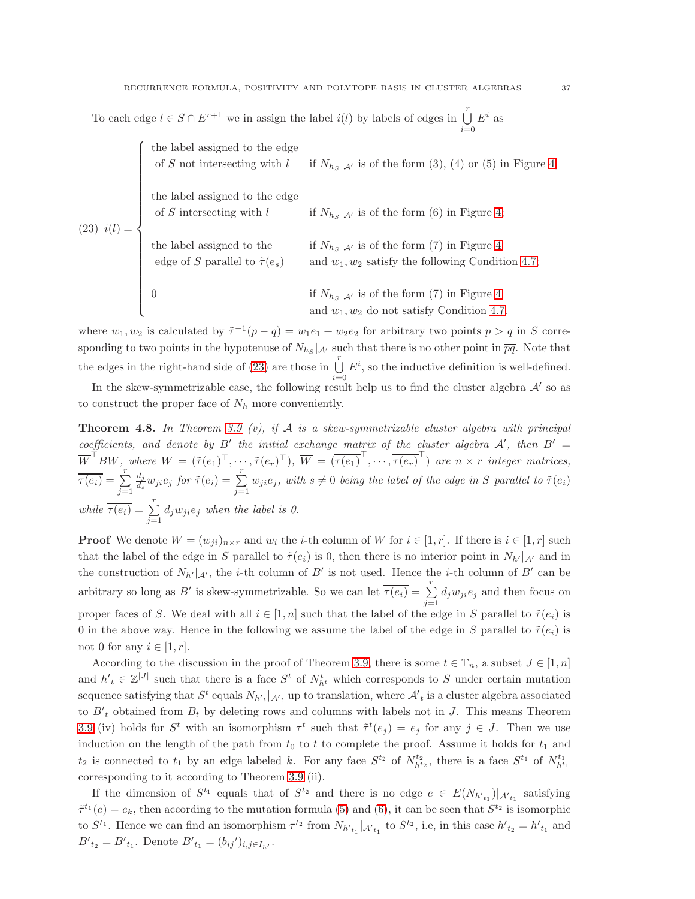To each edge $l \in S \cap E^{r+1}$ we in assign the label $i(l)$ by labels of edges in $\bigcup_{i=0}^{r} E^i$ as

$$
(23)\quad i(l) = \begin{cases} \text{the label assigned to the edge of } S \text{ not intersecting with } l & \text{if } N_{h_S}|_{\mathcal{A}'} \text{ is of the form (3), (4) or (5) in Figure 4,} \\[2mm] \text{the label assigned to the edge of } S \text{ intersecting with } l & \text{if } N_{h_S}|_{\mathcal{A}'} \text{ is of the form (6) in Figure 4,} \\[2mm] \text{the label assigned to the edge of } S \text{ parallel to } \tilde{\tau}(e_s) & \text{if } N_{h_S}|_{\mathcal{A}'} \text{ is of the form (7) in Figure 4 and } w_1, w_2 \text{ satisfy the following Condition 4.7,} \\[2mm] 0 & \text{if } N_{h_S}|_{\mathcal{A}'} \text{ is of the form (7) in Figure 4 and } w_1, w_2 \text{ do not satisfy Condition 4.7.} \end{cases}
$$

where $w_1, w_2$ is calculated by $\tilde{\tau}^{-1}(p-q) = w_1 e_1 + w_2 e_2$ for arbitrary two points $p > q$ in $S$ corresponding to two points in the hypotenuse of $N_{h_S}|_{\mathcal{A}'}$ such that there is no other point in $\overline{pq}$. Note that the edges in the right-hand side of (23) are those in $\bigcup_{i=0}^{r} E^i$, so the inductive definition is well-defined.

In the skew-symmetrizable case, the following result help us to find the cluster algebra $\mathcal{A}'$ so as to construct the proper face of $N_h$ more conveniently.

**Theorem 4.8.** *In Theorem 3.9 (v), if $\mathcal{A}$ is a skew-symmetrizable cluster algebra with principal coefficients, and denote by $B'$ the initial exchange matrix of the cluster algebra $\mathcal{A}'$, then $B' = \overline{W}^{\top} B W$, where $W = (\tilde{\tau}(e_1)^{\top}, \cdots, \tilde{\tau}(e_r)^{\top})$, $\overline{W} = (\overline{\tau(e_1)}^{\top}, \cdots, \overline{\tau(e_r)}^{\top})$ are $n \times r$ integer matrices, $\overline{\tau(e_i)} = \sum_{j=1}^{r} \frac{d_j}{d_s} w_{ji} e_j$ for $\tilde{\tau}(e_i) = \sum_{j=1}^{r} w_{ji} e_j$, with $s \neq 0$ being the label of the edge in $S$ parallel to $\tilde{\tau}(e_i)$ while $\overline{\tau(e_i)} = \sum_{j=1}^{r} d_j w_{ji} e_j$ when the label is 0.*

**Proof** We denote $W = (w_{ji})_{n \times r}$ and $w_i$ the $i$-th column of $W$ for $i \in [1, r]$. If there is $i \in [1, r]$ such that the label of the edge in $S$ parallel to $\tilde{\tau}(e_i)$ is 0, then there is no interior point in $N_{h'}|_{\mathcal{A}'}$ and in the construction of $N_{h'}|_{\mathcal{A}'}$, the $i$-th column of $B'$ is not used. Hence the $i$-th column of $B'$ can be arbitrary so long as $B'$ is skew-symmetrizable. So we can let $\overline{\tau(e_i)} = \sum_{j=1}^{r} d_j w_{ji} e_j$ and then focus on proper faces of $S$. We deal with all $i \in [1, n]$ such that the label of the edge in $S$ parallel to $\tilde{\tau}(e_i)$ is 0 in the above way. Hence in the following we assume the label of the edge in $S$ parallel to $\tilde{\tau}(e_i)$ is not 0 for any $i \in [1, r]$.

According to the discussion in the proof of Theorem 3.9, there is some $t \in \mathbb{T}_n$, a subset $J \in [1, n]$ and $h'_t \in \mathbb{Z}^{|J|}$ such that there is a face $S^t$ of $N^t_{h^t}$ which corresponds to $S$ under certain mutation sequence satisfying that $S^t$ equals $N_{h'_t}|_{\mathcal{A}'_t}$ up to translation, where $\mathcal{A}'_t$ is a cluster algebra associated to $B'_t$ obtained from $B_t$ by deleting rows and columns with labels not in $J$. This means Theorem 3.9 (iv) holds for $S^t$ with an isomorphism $\tau^t$ such that $\tilde{\tau}^t(e_j) = e_j$ for any $j \in J$. Then we use induction on the length of the path from $t_0$ to $t$ to complete the proof. Assume it holds for $t_1$ and $t_2$ is connected to $t_1$ by an edge labeled $k$. For any face $S^{t_2}$ of $N^{t_2}_{h^{t_2}}$, there is a face $S^{t_1}$ of $N^{t_1}_{h^{t_1}}$ corresponding to it according to Theorem 3.9 (ii).

If the dimension of $S^{t_1}$ equals that of $S^{t_2}$ and there is no edge $e \in E(N_{h'_{t_1}})|_{\mathcal{A}'_{t_1}}$ satisfying $\tilde{\tau}^{t_1}(e) = e_k$, then according to the mutation formula (5) and (6), it can be seen that $S^{t_2}$ is isomorphic to $S^{t_1}$. Hence we can find an isomorphism $\tau^{t_2}$ from $N_{h'_{t_1}}|_{\mathcal{A}'_{t_1}}$ to $S^{t_2}$, i.e, in this case $h'_{t_2} = h'_{t_1}$ and $B'_{t_2} = B'_{t_1}$. Denote $B'_{t_1} = (b_{ij}')_{i,j \in I_{h'}}$.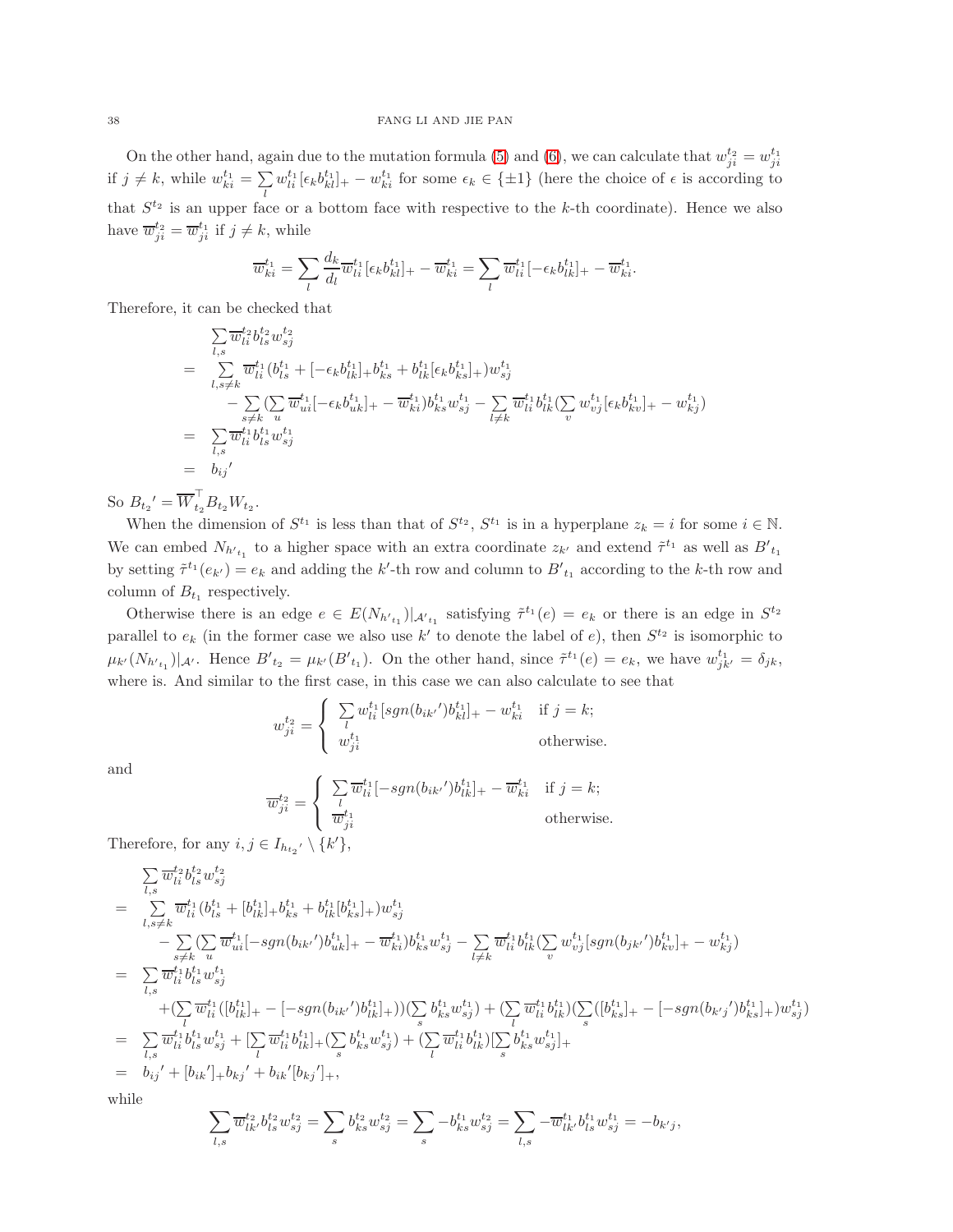On the other hand, again due to the mutation formula (5) and (6), we can calculate that $w^{t_2}_{ji} = w^{t_1}_{ji}$ if $j \neq k$, while $w^{t_1}_{ki} = \sum\limits_{l} w^{t_1}_{li}[\epsilon_k b^{t_1}_{kl}]_+ - w^{t_1}_{ki}$ for some $\epsilon_k \in \{\pm 1\}$ (here the choice of $\epsilon$ is according to that $S^{t_2}$ is an upper face or a bottom face with respective to the $k$-th coordinate). Hence we also have $\overline{w}^{t_2}_{ji} = \overline{w}^{t_1}_{ji}$ if $j \neq k$, while

$$\overline{w}^{t_1}_{ki} = \sum_l \frac{d_k}{d_l}\overline{w}^{t_1}_{li}[\epsilon_k b^{t_1}_{kl}]_+ - \overline{w}^{t_1}_{ki} = \sum_l \overline{w}^{t_1}_{li}[-\epsilon_k b^{t_1}_{lk}]_+ - \overline{w}^{t_1}_{ki}.$$

Therefore, it can be checked that

$$\begin{aligned}
&\sum_{l,s}\overline{w}^{t_2}_{li} b^{t_2}_{ls} w^{t_2}_{sj}\\
=\ &\sum_{l,s\neq k}\overline{w}^{t_1}_{li}(b^{t_1}_{ls} + [-\epsilon_k b^{t_1}_{lk}]_+ b^{t_1}_{ks} + b^{t_1}_{lk}[\epsilon_k b^{t_1}_{ks}]_+) w^{t_1}_{sj}\\
&-\sum_{s\neq k}(\sum_u \overline{w}^{t_1}_{ui}[-\epsilon_k b^{t_1}_{uk}]_+ - \overline{w}^{t_1}_{ki}) b^{t_1}_{ks} w^{t_1}_{sj} - \sum_{l\neq k}\overline{w}^{t_1}_{li} b^{t_1}_{lk}(\sum_v w^{t_1}_{vj}[\epsilon_k b^{t_1}_{kv}]_+ - w^{t_1}_{kj})\\
=\ &\sum_{l,s}\overline{w}^{t_1}_{li} b^{t_1}_{ls} w^{t_1}_{sj}\\
=\ & b_{ij}{}'
\end{aligned}$$

So $B_{t_2}{}' = \overline{W}^{\top}_{t_2} B_{t_2} W_{t_2}$.

When the dimension of $S^{t_1}$ is less than that of $S^{t_2}$, $S^{t_1}$ is in a hyperplane $z_k = i$ for some $i \in \mathbb{N}$. We can embed $N_{h'_{t_1}}$ to a higher space with an extra coordinate $z_{k'}$ and extend $\tilde{\tau}^{t_1}$ as well as $B'_{t_1}$ by setting $\tilde{\tau}^{t_1}(e_{k'}) = e_k$ and adding the $k'$-th row and column to $B'_{t_1}$ according to the $k$-th row and column of $B_{t_1}$ respectively.

Otherwise there is an edge $e \in E(N_{h'_{t_1}})|_{\mathcal{A}'_{t_1}}$ satisfying $\tilde{\tau}^{t_1}(e) = e_k$ or there is an edge in $S^{t_2}$ parallel to $e_k$ (in the former case we also use $k'$ to denote the label of $e$), then $S^{t_2}$ is isomorphic to $\mu_{k'}(N_{h'_{t_1}})|_{\mathcal{A}'}$. Hence $B'_{t_2} = \mu_{k'}(B'_{t_1})$. On the other hand, since $\tilde{\tau}^{t_1}(e) = e_k$, we have $w^{t_1}_{jk'} = \delta_{jk}$, where is. And similar to the first case, in this case we can also calculate to see that

$$w^{t_2}_{ji} = \begin{cases} \sum\limits_l w^{t_1}_{li}[sgn(b_{ik'}{}')b^{t_1}_{kl}]_+ - w^{t_1}_{ki} & \text{if } j = k;\\ w^{t_1}_{ji} & \text{otherwise.}\end{cases}$$

and

$$\overline{w}^{t_2}_{ji} = \begin{cases} \sum\limits_l \overline{w}^{t_1}_{li}[-sgn(b_{ik'}{}')b^{t_1}_{lk}]_+ - \overline{w}^{t_1}_{ki} & \text{if } j = k;\\ \overline{w}^{t_1}_{ji} & \text{otherwise.}\end{cases}$$

Therefore, for any $i, j \in I_{h_{t_2}{}'} \setminus \{k'\}$,

$$\begin{aligned}
&\sum_{l,s}\overline{w}^{t_2}_{li} b^{t_2}_{ls} w^{t_2}_{sj}\\
=\ &\sum_{l,s\neq k}\overline{w}^{t_1}_{li}(b^{t_1}_{ls} + [b^{t_1}_{lk}]_+ b^{t_1}_{ks} + b^{t_1}_{lk}[b^{t_1}_{ks}]_+) w^{t_1}_{sj}\\
&-\sum_{s\neq k}(\sum_u \overline{w}^{t_1}_{ui}[-sgn(b_{ik'}{}')b^{t_1}_{uk}]_+ - \overline{w}^{t_1}_{ki}) b^{t_1}_{ks} w^{t_1}_{sj} - \sum_{l\neq k}\overline{w}^{t_1}_{li} b^{t_1}_{lk}(\sum_v w^{t_1}_{vj}[sgn(b_{jk'}{}')b^{t_1}_{kv}]_+ - w^{t_1}_{kj})\\
=\ &\sum_{l,s}\overline{w}^{t_1}_{li} b^{t_1}_{ls} w^{t_1}_{sj}\\
&+(\sum_l \overline{w}^{t_1}_{li}([b^{t_1}_{lk}]_+ - [-sgn(b_{ik'}{}')b^{t_1}_{lk}]_+))(\sum_s b^{t_1}_{ks} w^{t_1}_{sj}) + (\sum_l \overline{w}^{t_1}_{li} b^{t_1}_{lk})(\sum_s([b^{t_1}_{ks}]_+ - [-sgn(b_{k'j}{}')b^{t_1}_{ks}]_+) w^{t_1}_{sj})\\
=\ &\sum_{l,s}\overline{w}^{t_1}_{li} b^{t_1}_{ls} w^{t_1}_{sj} + [\sum_l \overline{w}^{t_1}_{li} b^{t_1}_{lk}]_+(\sum_s b^{t_1}_{ks} w^{t_1}_{sj}) + (\sum_l \overline{w}^{t_1}_{li} b^{t_1}_{lk})[\sum_s b^{t_1}_{ks} w^{t_1}_{sj}]_+\\
=\ & b_{ij}{}' + [b_{ik}{}']_+ b_{kj}{}' + b_{ik}{}'[b_{kj}{}']_+,
\end{aligned}$$

while

$$\sum_{l,s}\overline{w}^{t_2}_{lk'} b^{t_2}_{ls} w^{t_2}_{sj} = \sum_s b^{t_2}_{ks} w^{t_2}_{sj} = \sum_s -b^{t_1}_{ks} w^{t_2}_{sj} = \sum_{l,s} -\overline{w}^{t_1}_{lk'} b^{t_1}_{ls} w^{t_1}_{sj} = -b_{k'j},$$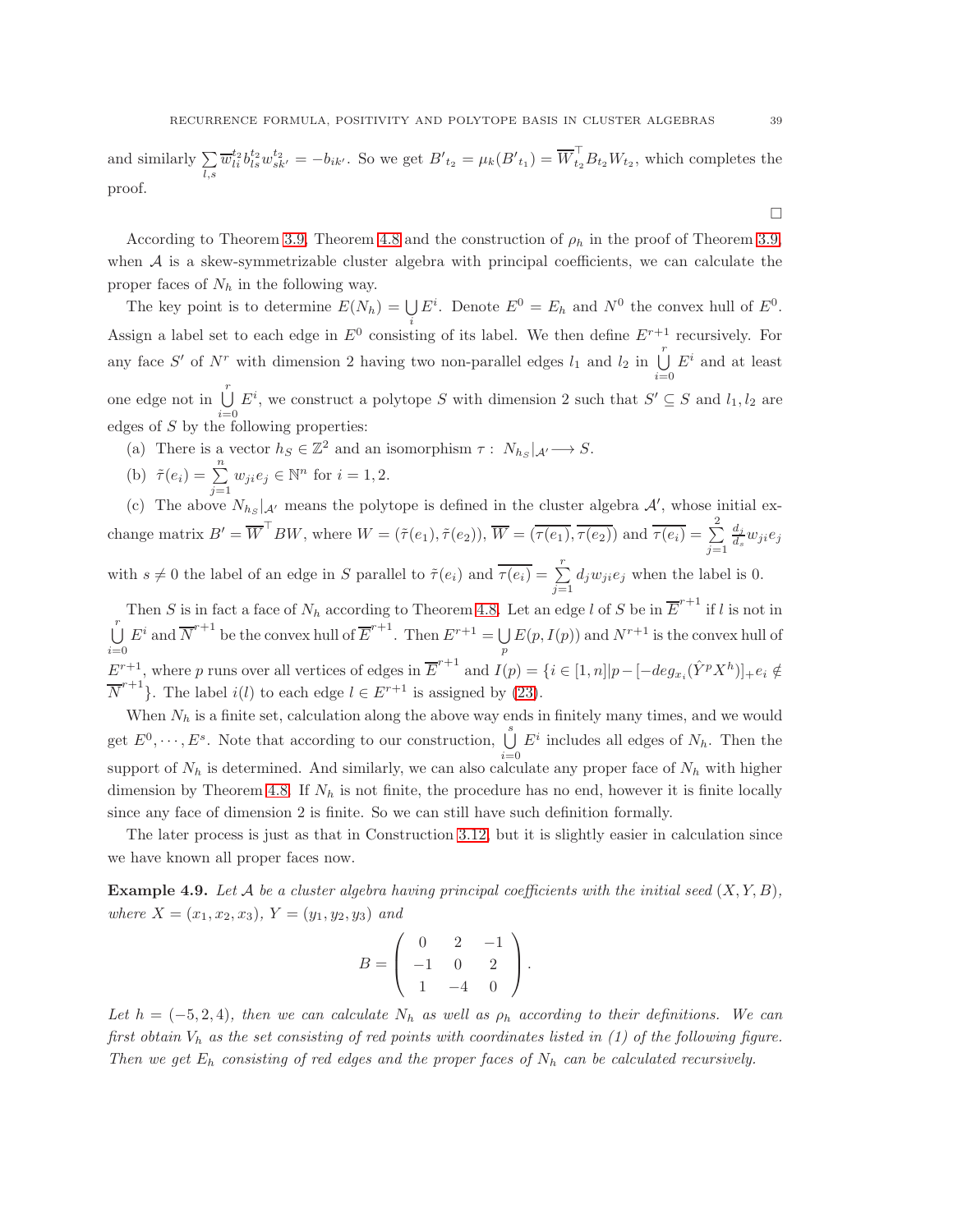and similarly $\sum_{l,s} \overline{w}_{li}^{t_2} b_{ls}^{t_2} w_{sk'}^{t_2} = -b_{ik'}$. So we get $B'_{t_2} = \mu_k(B'_{t_1}) = \overline{W}_{t_2}^{\top} B_{t_2} W_{t_2}$, which completes the proof.

$\square$

According to Theorem 3.9, Theorem 4.8 and the construction of $\rho_h$ in the proof of Theorem 3.9, when $\mathcal{A}$ is a skew-symmetrizable cluster algebra with principal coefficients, we can calculate the proper faces of $N_h$ in the following way.

The key point is to determine $E(N_h) = \bigcup_i E^i$. Denote $E^0 = E_h$ and $N^0$ the convex hull of $E^0$. Assign a label set to each edge in $E^0$ consisting of its label. We then define $E^{r+1}$ recursively. For any face $S'$ of $N^r$ with dimension 2 having two non-parallel edges $l_1$ and $l_2$ in $\bigcup_{i=0}^{r} E^i$ and at least one edge not in $\bigcup_{i=0}^{r} E^i$, we construct a polytope $S$ with dimension 2 such that $S' \subseteq S$ and $l_1, l_2$ are edges of $S$ by the following properties:

(a) There is a vector $h_S \in \mathbb{Z}^2$ and an isomorphism $\tau: N_{h_S}|_{\mathcal{A}'} \longrightarrow S$.

(b) $\tilde{\tau}(e_i) = \sum_{j=1}^{n} w_{ji} e_j \in \mathbb{N}^n$ for $i = 1, 2$.

(c) The above $N_{h_S}|_{\mathcal{A}'}$ means the polytope is defined in the cluster algebra $\mathcal{A}'$, whose initial exchange matrix $B' = \overline{W}^{\top} B W$, where $W = (\tilde{\tau}(e_1), \tilde{\tau}(e_2))$, $\overline{W} = (\overline{\tau(e_1)}, \overline{\tau(e_2)})$ and $\overline{\tau(e_i)} = \sum_{j=1}^{2} \frac{d_j}{d_s} w_{ji} e_j$ with $s \neq 0$ the label of an edge in $S$ parallel to $\tilde{\tau}(e_i)$ and $\overline{\tau(e_i)} = \sum_{j=1}^{r} d_j w_{ji} e_j$ when the label is 0.

Then $S$ is in fact a face of $N_h$ according to Theorem 4.8. Let an edge $l$ of $S$ be in $\overline{E}^{r+1}$ if $l$ is not in $\bigcup_{i=0}^{r} E^i$ and $\overline{N}^{r+1}$ be the convex hull of $\overline{E}^{r+1}$. Then $E^{r+1} = \bigcup_p E(p, I(p))$ and $N^{r+1}$ is the convex hull of $E^{r+1}$, where $p$ runs over all vertices of edges in $\overline{E}^{r+1}$ and $I(p) = \{i \in [1, n] | p - [-deg_{x_i}(\hat{Y}^p X^h)]_+ e_i \notin \overline{N}^{r+1}\}$. The label $i(l)$ to each edge $l \in E^{r+1}$ is assigned by (23).

When $N_h$ is a finite set, calculation along the above way ends in finitely many times, and we would get $E^0, \cdots, E^s$. Note that according to our construction, $\bigcup_{i=0}^{s} E^i$ includes all edges of $N_h$. Then the support of $N_h$ is determined. And similarly, we can also calculate any proper face of $N_h$ with higher dimension by Theorem 4.8. If $N_h$ is not finite, the procedure has no end, however it is finite locally since any face of dimension 2 is finite. So we can still have such definition formally.

The later process is just as that in Construction 3.12, but it is slightly easier in calculation since we have known all proper faces now.

**Example 4.9.** *Let $\mathcal{A}$ be a cluster algebra having principal coefficients with the initial seed $(X, Y, B)$, where $X = (x_1, x_2, x_3)$, $Y = (y_1, y_2, y_3)$ and*

$$B = \begin{pmatrix} 0 & 2 & -1 \\ -1 & 0 & 2 \\ 1 & -4 & 0 \end{pmatrix}.$$

*Let $h = (-5, 2, 4)$, then we can calculate $N_h$ as well as $\rho_h$ according to their definitions. We can first obtain $V_h$ as the set consisting of red points with coordinates listed in (1) of the following figure. Then we get $E_h$ consisting of red edges and the proper faces of $N_h$ can be calculated recursively.*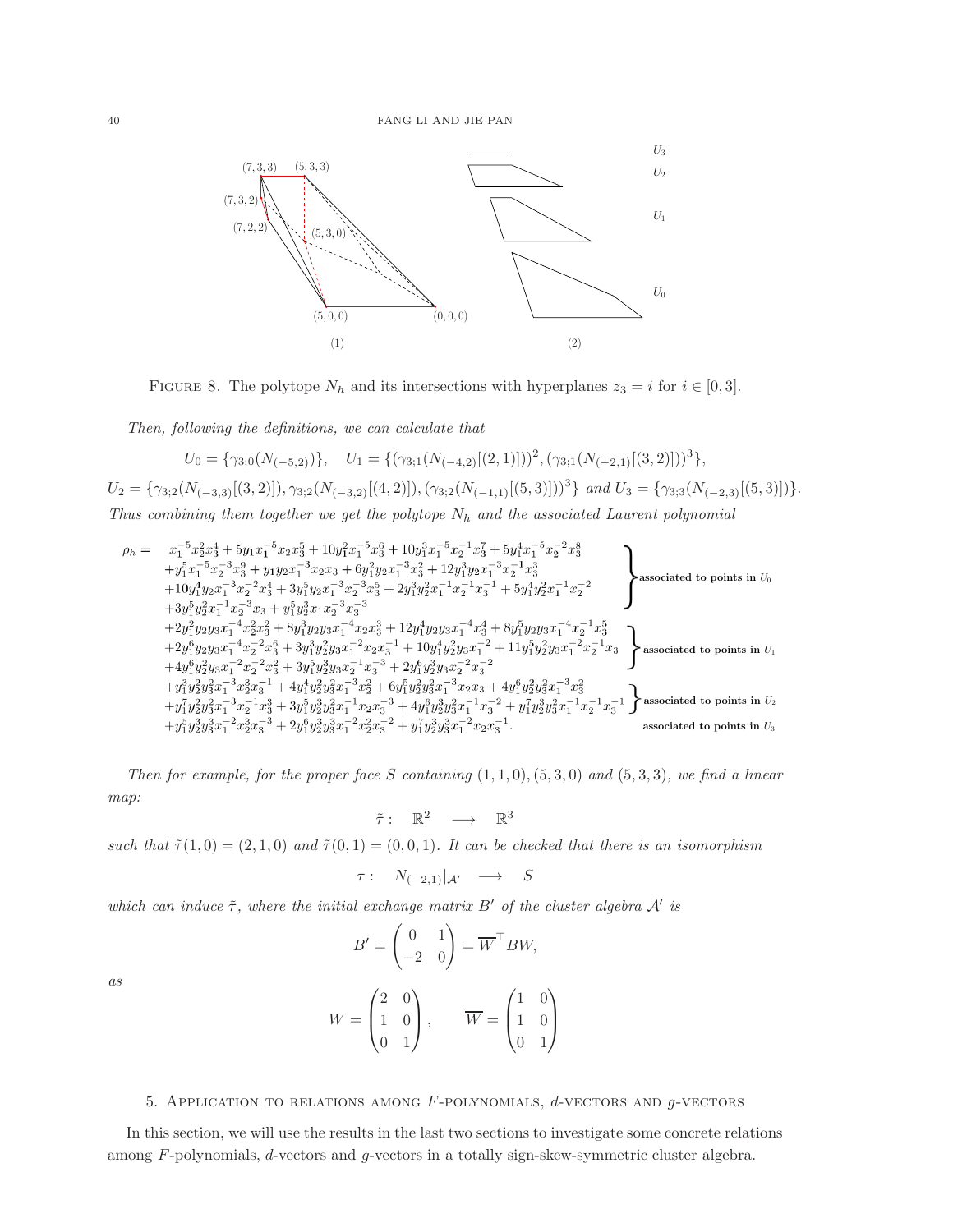FIGURE 8. The polytope $N_h$ and its intersections with hyperplanes $z_3 = i$ for $i \in [0, 3]$.

*Then, following the definitions, we can calculate that*

$$U_0 = \{\gamma_{3;0}(N_{(-5,2)})\}, \quad U_1 = \{(\gamma_{3;1}(N_{(-4,2)}[(2,1)]))^2, (\gamma_{3;1}(N_{(-2,1)}[(3,2)]))^3\},$$

$$U_2 = \{\gamma_{3;2}(N_{(-3,3)}[(3,2)]), \gamma_{3;2}(N_{(-3,2)}[(4,2)]), (\gamma_{3;2}(N_{(-1,1)}[(5,3)]))^3\} \text{ and } U_3 = \{\gamma_{3;3}(N_{(-2,3)}[(5,3)])\}.$$

*Thus combining them together we get the polytope $N_h$ and the associated Laurent polynomial*

$$
\begin{aligned}
\rho_h = \;& x_1^{-5}x_2^2x_3^4 + 5y_1x_1^{-5}x_2x_3^5 + 10y_1^2x_1^{-5}x_3^6 + 10y_1^3x_1^{-5}x_2^{-1}x_3^7 + 5y_1^4x_1^{-5}x_2^{-2}x_3^8 \\
&+ y_1^5x_1^{-5}x_2^{-3}x_3^9 + y_1y_2x_1^{-3}x_2x_3 + 6y_1^2y_2x_1^{-3}x_3^2 + 12y_1^3y_2x_1^{-3}x_2^{-1}x_3^3 \\
&+ 10y_1^4y_2x_1^{-3}x_2^{-2}x_3^4 + 3y_1^5y_2x_1^{-3}x_2^{-3}x_3^5 + 2y_1^3y_2^2x_1^{-1}x_2^{-1}x_3^{-1} + 5y_1^4y_2^2x_1^{-1}x_2^{-2} \\
&+ 3y_1^5y_2^2x_1^{-1}x_2^{-3}x_3 + y_1^5y_2^3x_1x_2^{-3}x_3^{-3} \qquad \text{associated to points in } U_0 \\
&+ 2y_1^2y_2y_3x_1^{-4}x_2^2x_3^2 + 8y_1^3y_2y_3x_1^{-4}x_2x_3^3 + 12y_1^4y_2y_3x_1^{-4}x_3^4 + 8y_1^5y_2y_3x_1^{-4}x_2^{-1}x_3^5 \\
&+ 2y_1^6y_2y_3x_1^{-4}x_2^{-2}x_3^6 + 3y_1^3y_2^2y_3x_1^{-2}x_2x_3^{-1} + 10y_1^4y_2^2y_3x_1^{-2} + 11y_1^5y_2^2y_3x_1^{-2}x_2^{-1}x_3 \\
&+ 4y_1^6y_2^2y_3x_1^{-2}x_2^{-2}x_3^2 + 3y_1^5y_2^3y_3x_2^{-1}x_3^{-3} + 2y_1^6y_2^3y_3x_2^{-2}x_3^{-2} \qquad \text{associated to points in } U_1 \\
&+ y_1^3y_2^2y_3^2x_1^{-3}x_2^3x_3^{-1} + 4y_1^4y_2^2y_3^2x_1^{-3}x_2^2 + 6y_1^5y_2^2y_3^2x_1^{-3}x_2x_3 + 4y_1^6y_2^2y_3^2x_1^{-3}x_3^2 \\
&+ y_1^7y_2^2y_3^2x_1^{-3}x_2^{-1}x_3^3 + 3y_1^5y_2^3y_3^2x_1^{-1}x_2x_3^{-3} + 4y_1^6y_2^3y_3^2x_1^{-1}x_3^{-2} + y_1^7y_2^3y_3^2x_1^{-1}x_2^{-1}x_3^{-1} \qquad \text{associated to points in } U_2 \\
&+ y_1^5y_2^3y_3^3x_1^{-2}x_2^3x_3^{-3} + 2y_1^6y_2^3y_3^3x_1^{-2}x_2^2x_3^{-2} + y_1^7y_2^3y_3^3x_1^{-2}x_2x_3^{-1}. \qquad \text{associated to points in } U_3
\end{aligned}
$$

*Then for example, for the proper face $S$ containing $(1,1,0), (5,3,0)$ and $(5,3,3)$, we find a linear map:*

$$\tilde{\tau}: \quad \mathbb{R}^2 \longrightarrow \mathbb{R}^3$$

*such that $\tilde{\tau}(1,0) = (2,1,0)$ and $\tilde{\tau}(0,1) = (0,0,1)$. It can be checked that there is an isomorphism*

$$\tau: \quad N_{(-2,1)}|_{\mathcal{A}'} \longrightarrow S$$

*which can induce $\tilde{\tau}$, where the initial exchange matrix $B'$ of the cluster algebra $\mathcal{A}'$ is*

$$B' = \begin{pmatrix} 0 & 1 \\ -2 & 0 \end{pmatrix} = \overline{W}^\top BW,$$

*as*

$$W = \begin{pmatrix} 2 & 0 \\ 1 & 0 \\ 0 & 1 \end{pmatrix}, \qquad \overline{W} = \begin{pmatrix} 1 & 0 \\ 1 & 0 \\ 0 & 1 \end{pmatrix}$$

## 5. Application to relations among $F$-polynomials, $d$-vectors and $g$-vectors

In this section, we will use the results in the last two sections to investigate some concrete relations among $F$-polynomials, $d$-vectors and $g$-vectors in a totally sign-skew-symmetric cluster algebra.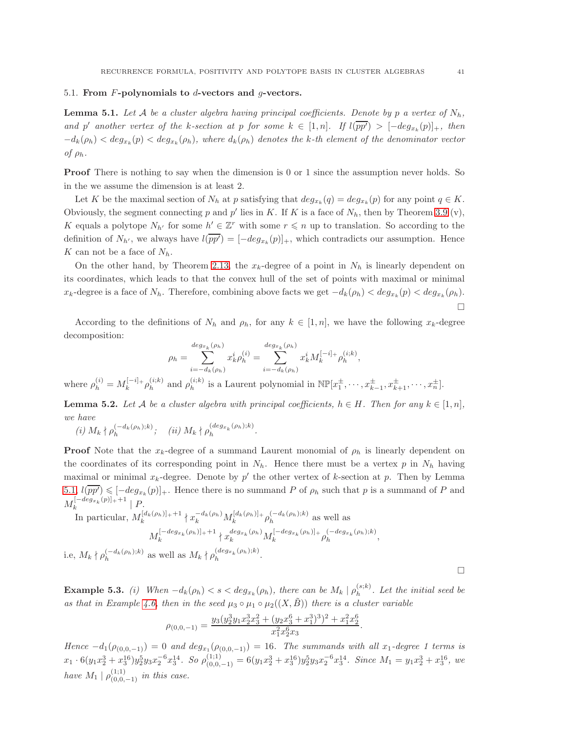### 5.1. From $F$-polynomials to $d$-vectors and $g$-vectors.

**Lemma 5.1.** *Let $\mathcal{A}$ be a cluster algebra having principal coefficients. Denote by $p$ a vertex of $N_h$, and $p'$ another vertex of the $k$-section at $p$ for some $k \in [1,n]$. If $l(\overline{pp'}) > [-deg_{x_k}(p)]_+$, then $-d_k(\rho_h) < deg_{x_k}(p) < deg_{x_k}(\rho_h)$, where $d_k(\rho_h)$ denotes the $k$-th element of the denominator vector of $\rho_h$.*

**Proof** There is nothing to say when the dimension is 0 or 1 since the assumption never holds. So in the we assume the dimension is at least 2.

Let $K$ be the maximal section of $N_h$ at $p$ satisfying that $deg_{x_k}(q) = deg_{x_k}(p)$ for any point $q \in K$. Obviously, the segment connecting $p$ and $p'$ lies in $K$. If $K$ is a face of $N_h$, then by Theorem 3.9 (v), $K$ equals a polytope $N_{h'}$ for some $h' \in \mathbb{Z}^r$ with some $r \leqslant n$ up to translation. So according to the definition of $N_{h'}$, we always have $l(\overline{pp'}) = [-deg_{x_k}(p)]_+$, which contradicts our assumption. Hence $K$ can not be a face of $N_h$.

On the other hand, by Theorem 2.13, the $x_k$-degree of a point in $N_h$ is linearly dependent on its coordinates, which leads to that the convex hull of the set of points with maximal or minimal $x_k$-degree is a face of $N_h$. Therefore, combining above facts we get $-d_k(\rho_h) < deg_{x_k}(p) < deg_{x_k}(\rho_h)$. $\square$

According to the definitions of $N_h$ and $\rho_h$, for any $k \in [1,n]$, we have the following $x_k$-degree decomposition:

$$\rho_h = \sum_{i=-d_k(\rho_h)}^{deg_{x_k}(\rho_h)} x_k^i \rho_h^{(i)} = \sum_{i=-d_k(\rho_h)}^{deg_{x_k}(\rho_h)} x_k^i M_k^{[-i]_+} \rho_h^{(i;k)},$$

where $\rho_h^{(i)} = M_k^{[-i]_+} \rho_h^{(i;k)}$ and $\rho_h^{(i;k)}$ is a Laurent polynomial in $\mathbb{NP}[x_1^{\pm}, \cdots, x_{k-1}^{\pm}, x_{k+1}^{\pm}, \cdots, x_n^{\pm}]$.

**Lemma 5.2.** *Let $\mathcal{A}$ be a cluster algebra with principal coefficients, $h \in H$. Then for any $k \in [1,n]$, we have*

*(i) $M_k \nmid \rho_h^{(-d_k(\rho_h);k)}$; (ii) $M_k \nmid \rho_h^{(deg_{x_k}(\rho_h);k)}$.*

**Proof** Note that the $x_k$-degree of a summand Laurent monomial of $\rho_h$ is linearly dependent on the coordinates of its corresponding point in $N_h$. Hence there must be a vertex $p$ in $N_h$ having maximal or minimal $x_k$-degree. Denote by $p'$ the other vertex of $k$-section at $p$. Then by Lemma 5.1, $l(\overline{pp'}) \leqslant [-deg_{x_k}(p)]_+$. Hence there is no summand $P$ of $\rho_h$ such that $p$ is a summand of $P$ and $M_k^{[-deg_{x_k}(p)]_+ + 1} \mid P$.

In particular, $M_k^{[d_k(\rho_h)]_+ + 1} \nmid x_k^{-d_k(\rho_h)} M_k^{[d_k(\rho_h)]_+} \rho_h^{(-d_k(\rho_h);k)}$ as well as

$$M_k^{[-deg_{x_k}(\rho_h)]_+ + 1} \nmid x_k^{deg_{x_k}(\rho_h)} M_k^{[-deg_{x_k}(\rho_h)]_+} \rho_h^{(-deg_{x_k}(\rho_h);k)},$$

i.e, $M_k \nmid \rho_h^{(-d_k(\rho_h);k)}$ as well as $M_k \nmid \rho_h^{(deg_{x_k}(\rho_h);k)}$. $\square$

**Example 5.3.** *(i) When $-d_k(\rho_h) < s < deg_{x_k}(\rho_h)$, there can be $M_k \mid \rho_h^{(s;k)}$. Let the initial seed be as that in Example 4.6, then in the seed $\mu_3 \circ \mu_1 \circ \mu_2((X, \tilde{B}))$ there is a cluster variable*

$$\rho_{(0,0,-1)} = \frac{y_3(y_2^3 y_1 x_2^3 x_3^2 + (y_2 x_3^6 + x_1^3)^3)^2 + x_1^2 x_2^6}{x_1^2 x_2^6 x_3}.$$

*Hence $-d_1(\rho_{(0,0,-1)}) = 0$ and $deg_{x_1}(\rho_{(0,0,-1)}) = 16$. The summands with all $x_1$-degree 1 terms is $x_1 \cdot 6(y_1 x_2^3 + x_3^{16}) y_2^5 y_3 x_2^{-6} x_3^{14}$. So $\rho_{(0,0,-1)}^{(1;1)} = 6(y_1 x_2^3 + x_3^{16}) y_2^5 y_3 x_2^{-6} x_3^{14}$. Since $M_1 = y_1 x_2^3 + x_3^{16}$, we have $M_1 \mid \rho_{(0,0,-1)}^{(1;1)}$ in this case.*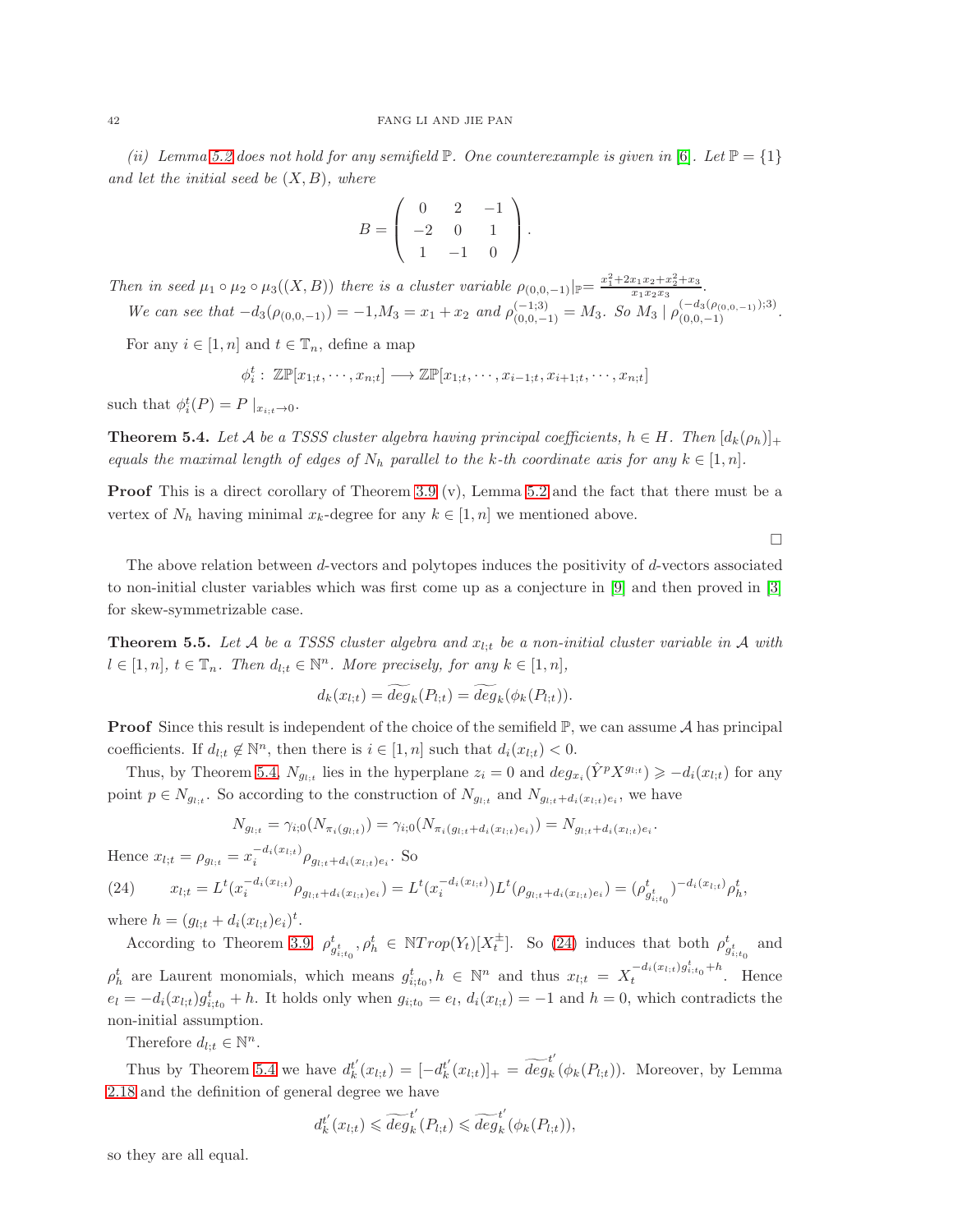*(ii) Lemma 5.2 does not hold for any semifield $\mathbb{P}$. One counterexample is given in [6]. Let $\mathbb{P} = \{1\}$ and let the initial seed be $(X, B)$, where*

$$B = \begin{pmatrix} 0 & 2 & -1 \\ -2 & 0 & 1 \\ 1 & -1 & 0 \end{pmatrix}.$$

*Then in seed $\mu_1 \circ \mu_2 \circ \mu_3((X, B))$ there is a cluster variable $\rho_{(0,0,-1)}|_{\mathbb{P}} = \frac{x_1^2+2x_1x_2+x_2^2+x_3}{x_1x_2x_3}$.*

*We can see that $-d_3(\rho_{(0,0,-1)}) = -1$, $M_3 = x_1 + x_2$ and $\rho_{(0,0,-1)}^{(-1;3)} = M_3$. So $M_3 \mid \rho_{(0,0,-1)}^{(-d_3(\rho_{(0,0,-1)});3)}$.*

For any $i \in [1, n]$ and $t \in \mathbb{T}_n$, define a map

$$\phi_i^t : \mathbb{ZP}[x_{1;t}, \cdots, x_{n;t}] \longrightarrow \mathbb{ZP}[x_{1;t}, \cdots, x_{i-1;t}, x_{i+1;t}, \cdots, x_{n;t}]$$

such that $\phi_i^t(P) = P \mid_{x_{i;t} \to 0}$.

**Theorem 5.4.** *Let $\mathcal{A}$ be a TSSS cluster algebra having principal coefficients, $h \in H$. Then $[d_k(\rho_h)]_+$ equals the maximal length of edges of $N_h$ parallel to the $k$-th coordinate axis for any $k \in [1, n]$.*

**Proof** This is a direct corollary of Theorem 3.9 (v), Lemma 5.2 and the fact that there must be a vertex of $N_h$ having minimal $x_k$-degree for any $k \in [1, n]$ we mentioned above.

□

The above relation between $d$-vectors and polytopes induces the positivity of $d$-vectors associated to non-initial cluster variables which was first come up as a conjecture in [9] and then proved in [3] for skew-symmetrizable case.

**Theorem 5.5.** *Let $\mathcal{A}$ be a TSSS cluster algebra and $x_{l;t}$ be a non-initial cluster variable in $\mathcal{A}$ with $l \in [1, n]$, $t \in \mathbb{T}_n$. Then $d_{l;t} \in \mathbb{N}^n$. More precisely, for any $k \in [1, n]$,*

$$d_k(x_{l;t}) = \widetilde{deg}_k(P_{l;t}) = \widetilde{deg}_k(\phi_k(P_{l;t})).$$

**Proof** Since this result is independent of the choice of the semifield $\mathbb{P}$, we can assume $\mathcal{A}$ has principal coefficients. If $d_{l;t} \notin \mathbb{N}^n$, then there is $i \in [1, n]$ such that $d_i(x_{l;t}) < 0$.

Thus, by Theorem 5.4, $N_{g_{l;t}}$ lies in the hyperplane $z_i = 0$ and $deg_{x_i}(\hat{Y}^p X^{g_{l;t}}) \geqslant -d_i(x_{l;t})$ for any point $p \in N_{g_{l;t}}$. So according to the construction of $N_{g_{l;t}}$ and $N_{g_{l;t}+d_i(x_{l;t})e_i}$, we have

$$N_{g_{l;t}} = \gamma_{i;0}(N_{\pi_i(g_{l;t})}) = \gamma_{i;0}(N_{\pi_i(g_{l;t}+d_i(x_{l;t})e_i)}) = N_{g_{l;t}+d_i(x_{l;t})e_i}.$$

Hence $x_{l;t} = \rho_{g_{l;t}} = x_i^{-d_i(x_{l;t})} \rho_{g_{l;t}+d_i(x_{l;t})e_i}$. So

$$x_{l;t} = L^t(x_i^{-d_i(x_{l;t})} \rho_{g_{l;t}+d_i(x_{l;t})e_i}) = L^t(x_i^{-d_i(x_{l;t})}) L^t(\rho_{g_{l;t}+d_i(x_{l;t})e_i}) = (\rho^t_{g^t_{i;t_0}})^{-d_i(x_{l;t})} \rho^t_h, \tag{24}$$

where $h = (g_{l;t} + d_i(x_{l;t})e_i)^t$.

According to Theorem 3.9, $\rho^t_{g^t_{i;t_0}}, \rho^t_h \in \mathbb{N}Trop(Y_t)[X_t^{\pm}]$. So (24) induces that both $\rho^t_{g^t_{i;t_0}}$ and $\rho^t_h$ are Laurent monomials, which means $g^t_{i;t_0}, h \in \mathbb{N}^n$ and thus $x_{l;t} = X_t^{-d_i(x_{l;t})g^t_{i;t_0}+h}$. Hence $e_l = -d_i(x_{l;t})g^t_{i;t_0} + h$. It holds only when $g_{i;t_0} = e_l$, $d_i(x_{l;t}) = -1$ and $h = 0$, which contradicts the non-initial assumption.

Therefore $d_{l;t} \in \mathbb{N}^n$.

Thus by Theorem 5.4 we have $d_k^{t'}(x_{l;t}) = [-d_k^{t'}(x_{l;t})]_+ = \widetilde{deg}_k^{t'}(\phi_k(P_{l;t}))$. Moreover, by Lemma 2.18 and the definition of general degree we have

$$d_k^{t'}(x_{l;t}) \leqslant \widetilde{deg}_k^{t'}(P_{l;t}) \leqslant \widetilde{deg}_k^{t'}(\phi_k(P_{l;t})),$$

so they are all equal.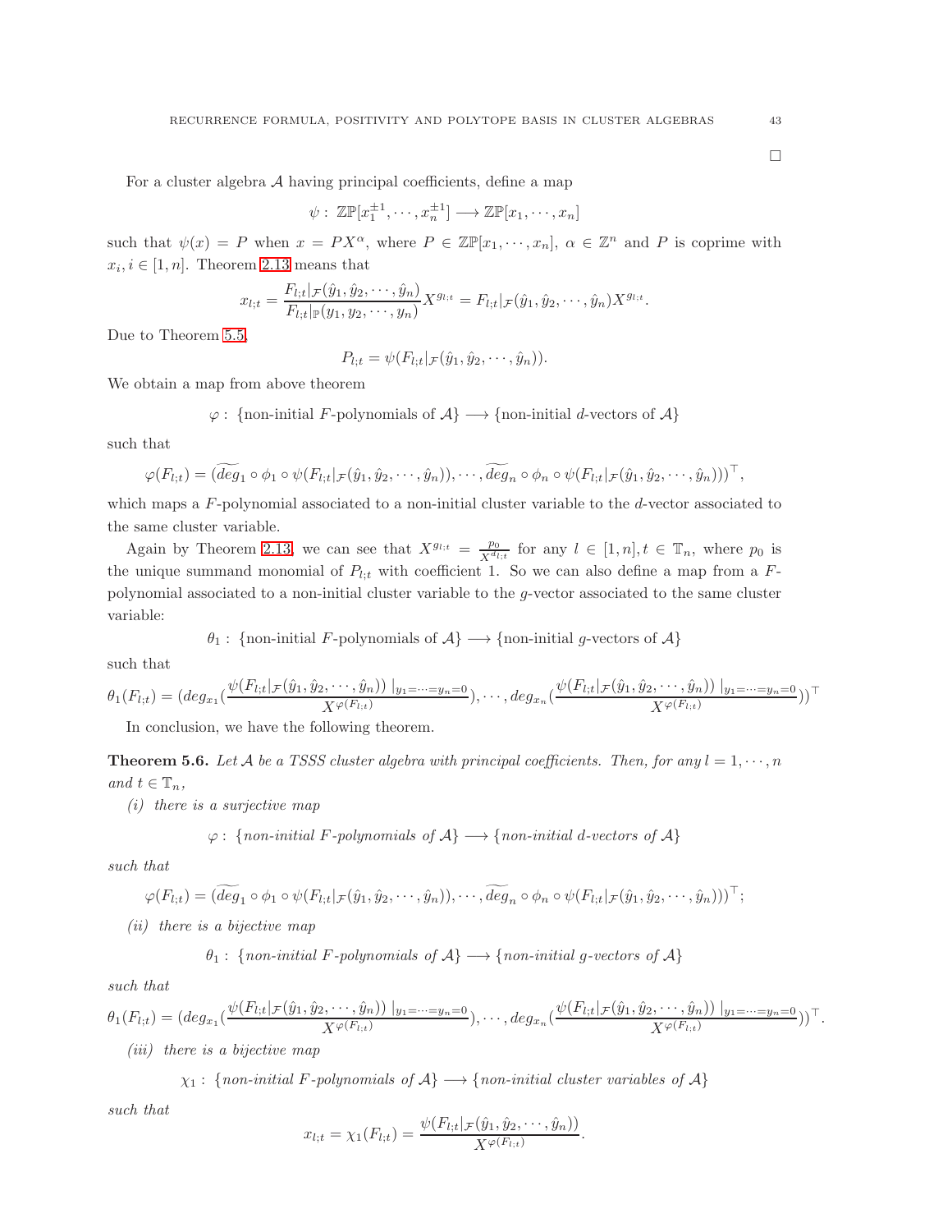□

For a cluster algebra $\mathcal{A}$ having principal coefficients, define a map

$$\psi: \ \mathbb{ZP}[x_1^{\pm 1}, \cdots, x_n^{\pm 1}] \longrightarrow \mathbb{ZP}[x_1, \cdots, x_n]$$

such that $\psi(x) = P$ when $x = PX^{\alpha}$, where $P \in \mathbb{ZP}[x_1, \cdots, x_n]$, $\alpha \in \mathbb{Z}^n$ and $P$ is coprime with $x_i, i \in [1, n]$. Theorem 2.13 means that

$$x_{l;t} = \frac{F_{l;t}|_{\mathcal{F}}(\hat{y}_1, \hat{y}_2, \cdots, \hat{y}_n)}{F_{l;t}|_{\mathbb{P}}(y_1, y_2, \cdots, y_n)} X^{g_{l;t}} = F_{l;t}|_{\mathcal{F}}(\hat{y}_1, \hat{y}_2, \cdots, \hat{y}_n) X^{g_{l;t}}.$$

Due to Theorem 5.5,

$$P_{l;t} = \psi(F_{l;t}|_{\mathcal{F}}(\hat{y}_1, \hat{y}_2, \cdots, \hat{y}_n)).$$

We obtain a map from above theorem

$$\varphi: \ \{\text{non-initial } F\text{-polynomials of } \mathcal{A}\} \longrightarrow \{\text{non-initial } d\text{-vectors of } \mathcal{A}\}$$

such that

$$\varphi(F_{l;t}) = (\widetilde{deg}_1 \circ \phi_1 \circ \psi(F_{l;t}|_{\mathcal{F}}(\hat{y}_1, \hat{y}_2, \cdots, \hat{y}_n)), \cdots, \widetilde{deg}_n \circ \phi_n \circ \psi(F_{l;t}|_{\mathcal{F}}(\hat{y}_1, \hat{y}_2, \cdots, \hat{y}_n)))^{\top},$$

which maps a $F$-polynomial associated to a non-initial cluster variable to the $d$-vector associated to the same cluster variable.

Again by Theorem 2.13, we can see that $X^{g_{l;t}} = \frac{p_0}{X^{d_{l;t}}}$ for any $l \in [1, n], t \in \mathbb{T}_n$, where $p_0$ is the unique summand monomial of $P_{l;t}$ with coefficient 1. So we can also define a map from a $F$-polynomial associated to a non-initial cluster variable to the $g$-vector associated to the same cluster variable:

$$\theta_1: \ \{\text{non-initial } F\text{-polynomials of } \mathcal{A}\} \longrightarrow \{\text{non-initial } g\text{-vectors of } \mathcal{A}\}$$

such that

$$\theta_1(F_{l;t}) = (deg_{x_1}(\frac{\psi(F_{l;t}|_{\mathcal{F}}(\hat{y}_1, \hat{y}_2, \cdots, \hat{y}_n)) \mid_{y_1 = \cdots = y_n = 0}}{X^{\varphi(F_{l;t})}}), \cdots, deg_{x_n}(\frac{\psi(F_{l;t}|_{\mathcal{F}}(\hat{y}_1, \hat{y}_2, \cdots, \hat{y}_n)) \mid_{y_1 = \cdots = y_n = 0}}{X^{\varphi(F_{l;t})}}))^{\top}$$

In conclusion, we have the following theorem.

**Theorem 5.6.** *Let $\mathcal{A}$ be a TSSS cluster algebra with principal coefficients. Then, for any $l = 1, \cdots, n$ and $t \in \mathbb{T}_n$,*

*(i) there is a surjective map*

$$\varphi: \ \{\textit{non-initial } F\textit{-polynomials of } \mathcal{A}\} \longrightarrow \{\textit{non-initial } d\textit{-vectors of } \mathcal{A}\}$$

*such that*

$$\varphi(F_{l;t}) = (\widetilde{deg}_1 \circ \phi_1 \circ \psi(F_{l;t}|_{\mathcal{F}}(\hat{y}_1, \hat{y}_2, \cdots, \hat{y}_n)), \cdots, \widetilde{deg}_n \circ \phi_n \circ \psi(F_{l;t}|_{\mathcal{F}}(\hat{y}_1, \hat{y}_2, \cdots, \hat{y}_n)))^{\top};$$

*(ii) there is a bijective map*

$$\theta_1: \ \{\textit{non-initial } F\textit{-polynomials of } \mathcal{A}\} \longrightarrow \{\textit{non-initial } g\textit{-vectors of } \mathcal{A}\}$$

*such that*

$$\theta_1(F_{l;t}) = (deg_{x_1}(\frac{\psi(F_{l;t}|_{\mathcal{F}}(\hat{y}_1, \hat{y}_2, \cdots, \hat{y}_n)) \mid_{y_1 = \cdots = y_n = 0}}{X^{\varphi(F_{l;t})}}), \cdots, deg_{x_n}(\frac{\psi(F_{l;t}|_{\mathcal{F}}(\hat{y}_1, \hat{y}_2, \cdots, \hat{y}_n)) \mid_{y_1 = \cdots = y_n = 0}}{X^{\varphi(F_{l;t})}}))^{\top}.$$

*(iii) there is a bijective map*

$$\chi_1: \ \{\textit{non-initial } F\textit{-polynomials of } \mathcal{A}\} \longrightarrow \{\textit{non-initial cluster variables of } \mathcal{A}\}$$

*such that*

$$x_{l;t} = \chi_1(F_{l;t}) = \frac{\psi(F_{l;t}|_{\mathcal{F}}(\hat{y}_1, \hat{y}_2, \cdots, \hat{y}_n))}{X^{\varphi(F_{l;t})}}.$$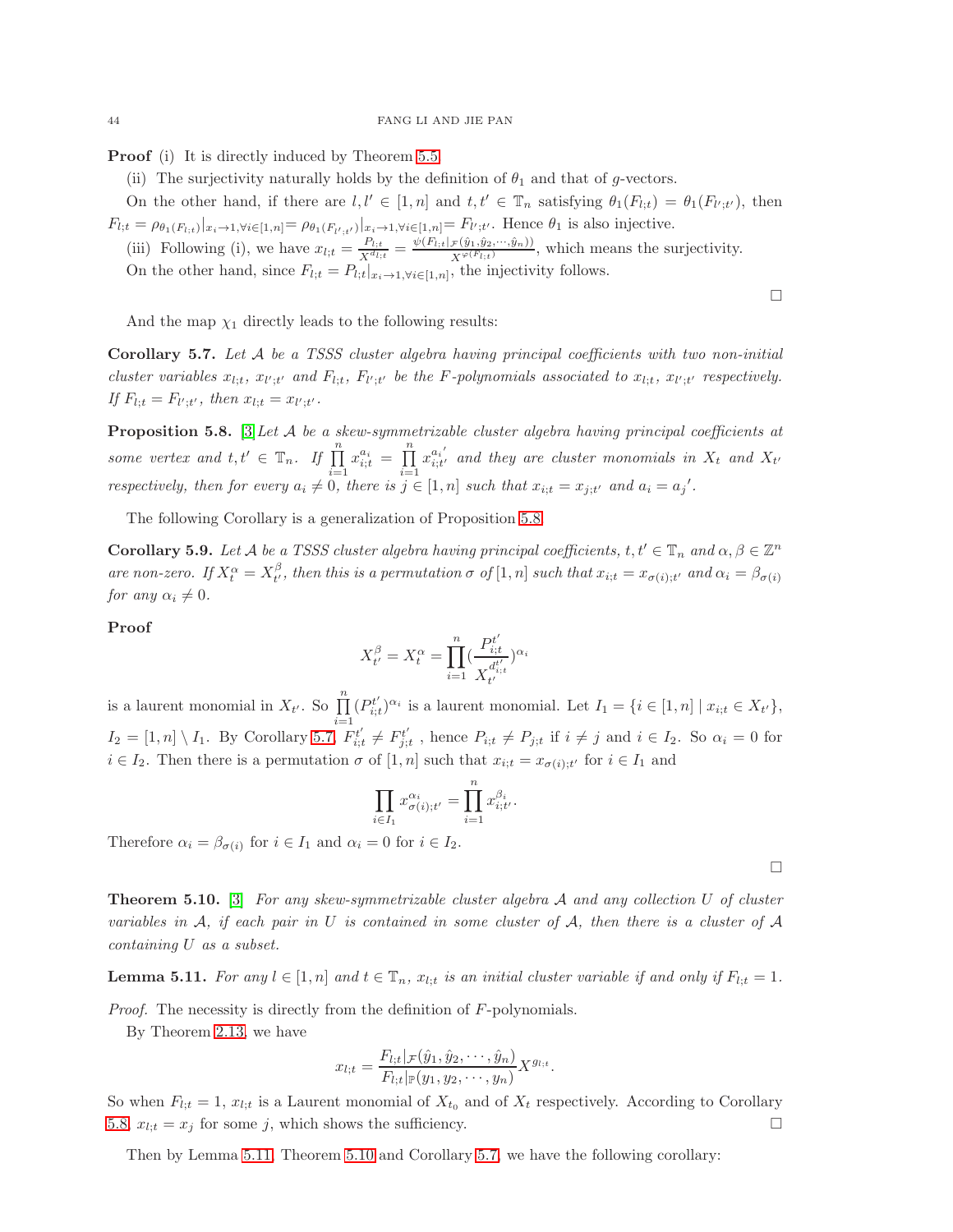**Proof** (i) It is directly induced by Theorem 5.5.

(ii) The surjectivity naturally holds by the definition of $\theta_1$ and that of $g$-vectors.

On the other hand, if there are $l, l' \in [1,n]$ and $t, t' \in \mathbb{T}_n$ satisfying $\theta_1(F_{l;t}) = \theta_1(F_{l';t'})$, then $F_{l;t} = \rho_{\theta_1(F_{l;t})}|_{x_i \to 1, \forall i \in [1,n]} = \rho_{\theta_1(F_{l';t'})}|_{x_i \to 1, \forall i \in [1,n]} = F_{l';t'}$. Hence $\theta_1$ is also injective.

(iii) Following (i), we have $x_{l;t} = \frac{P_{l;t}}{X^{d_{l;t}}} = \frac{\psi(F_{l;t}|_{\mathcal{F}}(\hat{y}_1, \hat{y}_2, \cdots, \hat{y}_n))}{X^{\varphi(F_{l;t})}}$, which means the surjectivity.

On the other hand, since $F_{l;t} = P_{l;t}|_{x_i \to 1, \forall i \in [1,n]}$, the injectivity follows.

□

And the map $\chi_1$ directly leads to the following results:

**Corollary 5.7.** *Let $\mathcal{A}$ be a TSSS cluster algebra having principal coefficients with two non-initial cluster variables $x_{l;t}$, $x_{l';t'}$ and $F_{l;t}$, $F_{l';t'}$ be the $F$-polynomials associated to $x_{l;t}$, $x_{l';t'}$ respectively. If $F_{l;t} = F_{l';t'}$, then $x_{l;t} = x_{l';t'}$.*

**Proposition 5.8.** [3] *Let $\mathcal{A}$ be a skew-symmetrizable cluster algebra having principal coefficients at some vertex and $t, t' \in \mathbb{T}_n$. If $\prod_{i=1}^{n} x_{i;t}^{a_i} = \prod_{i=1}^{n} x_{i;t'}^{a_i'}$ and they are cluster monomials in $X_t$ and $X_{t'}$ respectively, then for every $a_i \neq 0$, there is $j \in [1,n]$ such that $x_{i;t} = x_{j;t'}$ and $a_i = a_j'$.*

The following Corollary is a generalization of Proposition 5.8.

**Corollary 5.9.** *Let $\mathcal{A}$ be a TSSS cluster algebra having principal coefficients, $t, t' \in \mathbb{T}_n$ and $\alpha, \beta \in \mathbb{Z}^n$ are non-zero. If $X_t^{\alpha} = X_{t'}^{\beta}$, then this is a permutation $\sigma$ of $[1,n]$ such that $x_{i;t} = x_{\sigma(i);t'}$ and $\alpha_i = \beta_{\sigma(i)}$ for any $\alpha_i \neq 0$.*

**Proof**

$$X_{t'}^{\beta} = X_t^{\alpha} = \prod_{i=1}^{n} \left(\frac{P_{i;t}^{t'}}{X_{t'}^{d_{i;t}^{t'}}}\right)^{\alpha_i}$$

is a laurent monomial in $X_{t'}$. So $\prod_{i=1}^{n} (P_{i;t}^{t'})^{\alpha_i}$ is a laurent monomial. Let $I_1 = \{i \in [1,n] \mid x_{i;t} \in X_{t'}\}$, $I_2 = [1,n] \setminus I_1$. By Corollary 5.7, $F_{i;t}^{t'} \neq F_{j;t}^{t'}$ , hence $P_{i;t} \neq P_{j;t}$ if $i \neq j$ and $i \in I_2$. So $\alpha_i = 0$ for $i \in I_2$. Then there is a permutation $\sigma$ of $[1,n]$ such that $x_{i;t} = x_{\sigma(i);t'}$ for $i \in I_1$ and

$$\prod_{i \in I_1} x_{\sigma(i);t'}^{\alpha_i} = \prod_{i=1}^{n} x_{i;t'}^{\beta_i}.$$

Therefore $\alpha_i = \beta_{\sigma(i)}$ for $i \in I_1$ and $\alpha_i = 0$ for $i \in I_2$.

□

**Theorem 5.10.** [3] *For any skew-symmetrizable cluster algebra $\mathcal{A}$ and any collection $U$ of cluster variables in $\mathcal{A}$, if each pair in $U$ is contained in some cluster of $\mathcal{A}$, then there is a cluster of $\mathcal{A}$ containing $U$ as a subset.*

**Lemma 5.11.** *For any $l \in [1,n]$ and $t \in \mathbb{T}_n$, $x_{l;t}$ is an initial cluster variable if and only if $F_{l;t} = 1$.*

*Proof.* The necessity is directly from the definition of $F$-polynomials.

By Theorem 2.13, we have

$$x_{l;t} = \frac{F_{l;t}|_{\mathcal{F}}(\hat{y}_1, \hat{y}_2, \cdots, \hat{y}_n)}{F_{l;t}|_{\mathbb{P}}(y_1, y_2, \cdots, y_n)} X^{g_{l;t}}.$$

So when $F_{l;t} = 1$, $x_{l;t}$ is a Laurent monomial of $X_{t_0}$ and of $X_t$ respectively. According to Corollary 5.8, $x_{l;t} = x_j$ for some $j$, which shows the sufficiency. □

Then by Lemma 5.11, Theorem 5.10 and Corollary 5.7, we have the following corollary: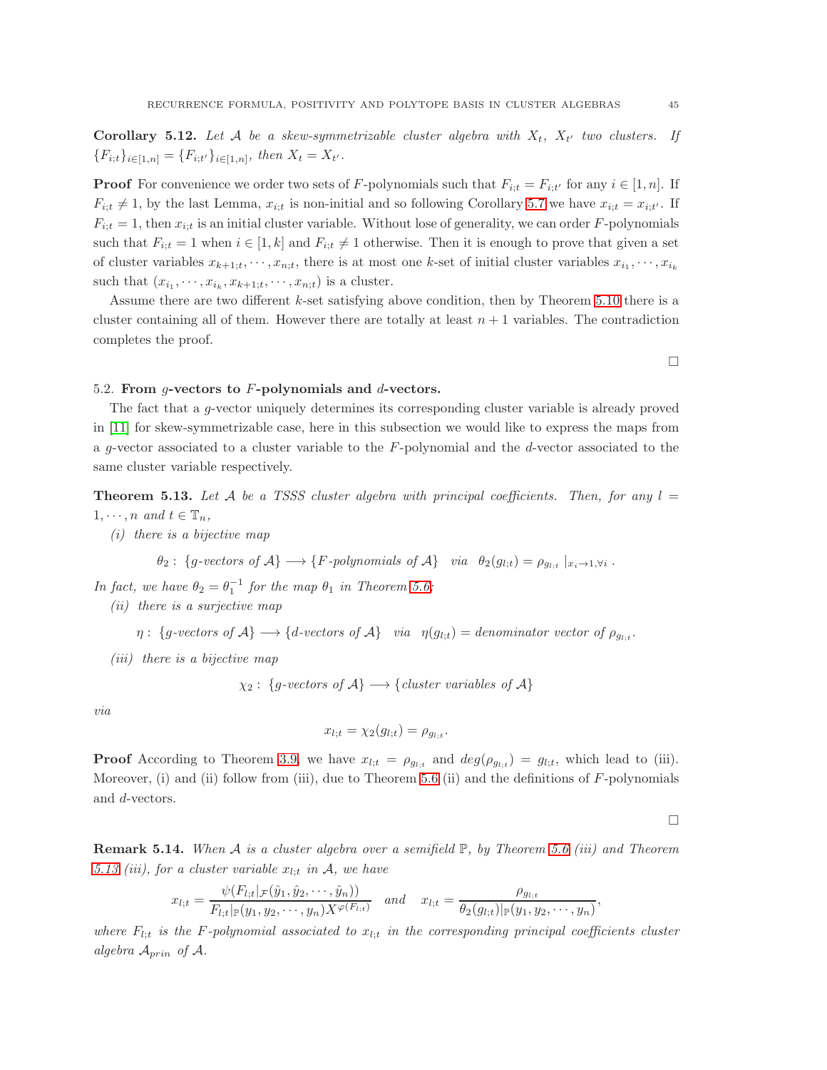**Corollary 5.12.** *Let $\mathcal{A}$ be a skew-symmetrizable cluster algebra with $X_t$, $X_{t'}$ two clusters. If $\{F_{i;t}\}_{i\in[1,n]} = \{F_{i;t'}\}_{i\in[1,n]}$, then $X_t = X_{t'}$.*

**Proof** For convenience we order two sets of $F$-polynomials such that $F_{i;t} = F_{i;t'}$ for any $i \in [1,n]$. If $F_{i;t} \neq 1$, by the last Lemma, $x_{i;t}$ is non-initial and so following Corollary 5.7 we have $x_{i;t} = x_{i;t'}$. If $F_{i;t} = 1$, then $x_{i;t}$ is an initial cluster variable. Without lose of generality, we can order $F$-polynomials such that $F_{i;t} = 1$ when $i \in [1,k]$ and $F_{i;t} \neq 1$ otherwise. Then it is enough to prove that given a set of cluster variables $x_{k+1;t}, \cdots, x_{n;t}$, there is at most one $k$-set of initial cluster variables $x_{i_1}, \cdots, x_{i_k}$ such that $(x_{i_1}, \cdots, x_{i_k}, x_{k+1;t}, \cdots, x_{n;t})$ is a cluster.

Assume there are two different $k$-set satisfying above condition, then by Theorem 5.10 there is a cluster containing all of them. However there are totally at least $n+1$ variables. The contradiction completes the proof.

□

### 5.2. From $g$-vectors to $F$-polynomials and $d$-vectors.

The fact that a $g$-vector uniquely determines its corresponding cluster variable is already proved in [11] for skew-symmetrizable case, here in this subsection we would like to express the maps from a $g$-vector associated to a cluster variable to the $F$-polynomial and the $d$-vector associated to the same cluster variable respectively.

**Theorem 5.13.** *Let $\mathcal{A}$ be a TSSS cluster algebra with principal coefficients. Then, for any $l = 1, \cdots, n$ and $t \in \mathbb{T}_n$,*

*(i) there is a bijective map*

$$\theta_2 : \{g\text{-vectors of } \mathcal{A}\} \longrightarrow \{F\text{-polynomials of } \mathcal{A}\} \quad via \quad \theta_2(g_{l;t}) = \rho_{g_{l;t}}\mid_{x_i\to 1,\forall i}.$$

*In fact, we have $\theta_2 = \theta_1^{-1}$ for the map $\theta_1$ in Theorem 5.6;*

*(ii) there is a surjective map*

$$\eta : \{g\text{-vectors of } \mathcal{A}\} \longrightarrow \{d\text{-vectors of } \mathcal{A}\} \quad via \quad \eta(g_{l;t}) = \text{denominator vector of } \rho_{g_{l;t}}.$$

*(iii) there is a bijective map*

$$\chi_2 : \{g\text{-vectors of } \mathcal{A}\} \longrightarrow \{\text{cluster variables of } \mathcal{A}\}$$

*via*

$$x_{l;t} = \chi_2(g_{l;t}) = \rho_{g_{l;t}}.$$

**Proof** According to Theorem 3.9, we have $x_{l;t} = \rho_{g_{l;t}}$ and $deg(\rho_{g_{l;t}}) = g_{l;t}$, which lead to (iii). Moreover, (i) and (ii) follow from (iii), due to Theorem 5.6 (ii) and the definitions of $F$-polynomials and $d$-vectors.

□

**Remark 5.14.** *When $\mathcal{A}$ is a cluster algebra over a semifield $\mathbb{P}$, by Theorem 5.6 (iii) and Theorem 5.13 (iii), for a cluster variable $x_{l;t}$ in $\mathcal{A}$, we have*

$$x_{l;t} = \frac{\psi(F_{l;t}|_{\mathcal{F}}(\hat{y}_1, \hat{y}_2, \cdots, \hat{y}_n))}{F_{l;t}|_{\mathbb{P}}(y_1, y_2, \cdots, y_n)X^{\varphi(F_{l;t})}} \quad and \quad x_{l;t} = \frac{\rho_{g_{l;t}}}{\theta_2(g_{l;t})|_{\mathbb{P}}(y_1, y_2, \cdots, y_n)},$$

*where $F_{l;t}$ is the $F$-polynomial associated to $x_{l;t}$ in the corresponding principal coefficients cluster algebra $\mathcal{A}_{prin}$ of $\mathcal{A}$.*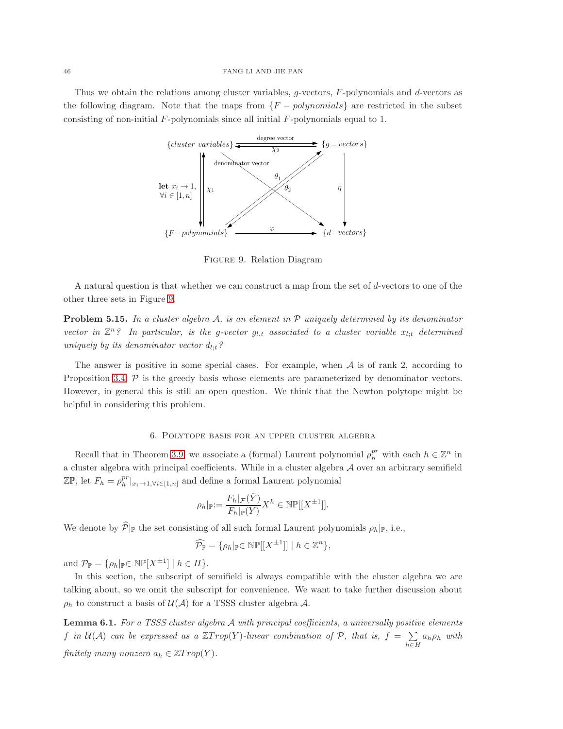Thus we obtain the relations among cluster variables, $g$-vectors, $F$-polynomials and $d$-vectors as the following diagram. Note that the maps from $\{F-polynomials\}$ are restricted in the subset consisting of non-initial $F$-polynomials since all initial $F$-polynomials equal to 1.

$$
\begin{array}{ccc}
\{cluster\ variables\} & \underset{\chi_2}{\overset{\text{degree vector}}{\rightleftarrows}} & \{g-vectors\} \\
\text{let } x_i \to 1,\ \forall i \in [1,n] \ \downarrow\uparrow \ \chi_1 & \text{denominator vector},\ \theta_1,\ \theta_2 & \downarrow \eta \\
\{F-polynomials\} & \xrightarrow{\ \varphi\ } & \{d-vectors\}
\end{array}
$$

Figure 9. Relation Diagram

A natural question is that whether we can construct a map from the set of $d$-vectors to one of the other three sets in Figure 9.

**Problem 5.15.** *In a cluster algebra $\mathcal{A}$, is an element in $\mathcal{P}$ uniquely determined by its denominator vector in $\mathbb{Z}^n$? In particular, is the $g$-vector $g_{l,t}$ associated to a cluster variable $x_{l;t}$ determined uniquely by its denominator vector $d_{l;t}$?*

The answer is positive in some special cases. For example, when $\mathcal{A}$ is of rank 2, according to Proposition 3.4, $\mathcal{P}$ is the greedy basis whose elements are parameterized by denominator vectors. However, in general this is still an open question. We think that the Newton polytope might be helpful in considering this problem.

## 6. Polytope basis for an upper cluster algebra

Recall that in Theorem 3.9, we associate a (formal) Laurent polynomial $\rho_h^{pr}$ with each $h \in \mathbb{Z}^n$ in a cluster algebra with principal coefficients. While in a cluster algebra $\mathcal{A}$ over an arbitrary semifield $\mathbb{ZP}$, let $F_h = \rho_h^{pr}|_{x_i \to 1, \forall i \in [1,n]}$ and define a formal Laurent polynomial

$$\rho_h|_{\mathbb{P}} := \frac{F_h|_{\mathcal{F}}(\hat{Y})}{F_h|_{\mathbb{P}}(Y)} X^h \in \mathbb{NP}[[X^{\pm 1}]].$$

We denote by $\widehat{\mathcal{P}}|_{\mathbb{P}}$ the set consisting of all such formal Laurent polynomials $\rho_h|_{\mathbb{P}}$, i.e.,

$$\widehat{\mathcal{P}_{\mathbb{P}}} = \{\rho_h|_{\mathbb{P}} \in \mathbb{NP}[[X^{\pm 1}]] \mid h \in \mathbb{Z}^n\},$$

and $\mathcal{P}_{\mathbb{P}} = \{\rho_h|_{\mathbb{P}} \in \mathbb{NP}[X^{\pm 1}] \mid h \in H\}$.

In this section, the subscript of semifield is always compatible with the cluster algebra we are talking about, so we omit the subscript for convenience. We want to take further discussion about $\rho_h$ to construct a basis of $\mathcal{U}(\mathcal{A})$ for a TSSS cluster algebra $\mathcal{A}$.

**Lemma 6.1.** *For a TSSS cluster algebra $\mathcal{A}$ with principal coefficients, a universally positive elements $f$ in $\mathcal{U}(\mathcal{A})$ can be expressed as a $\mathbb{Z}Trop(Y)$-linear combination of $\mathcal{P}$, that is, $f = \sum\limits_{h \in H} a_h \rho_h$ with finitely many nonzero $a_h \in \mathbb{Z}Trop(Y)$.*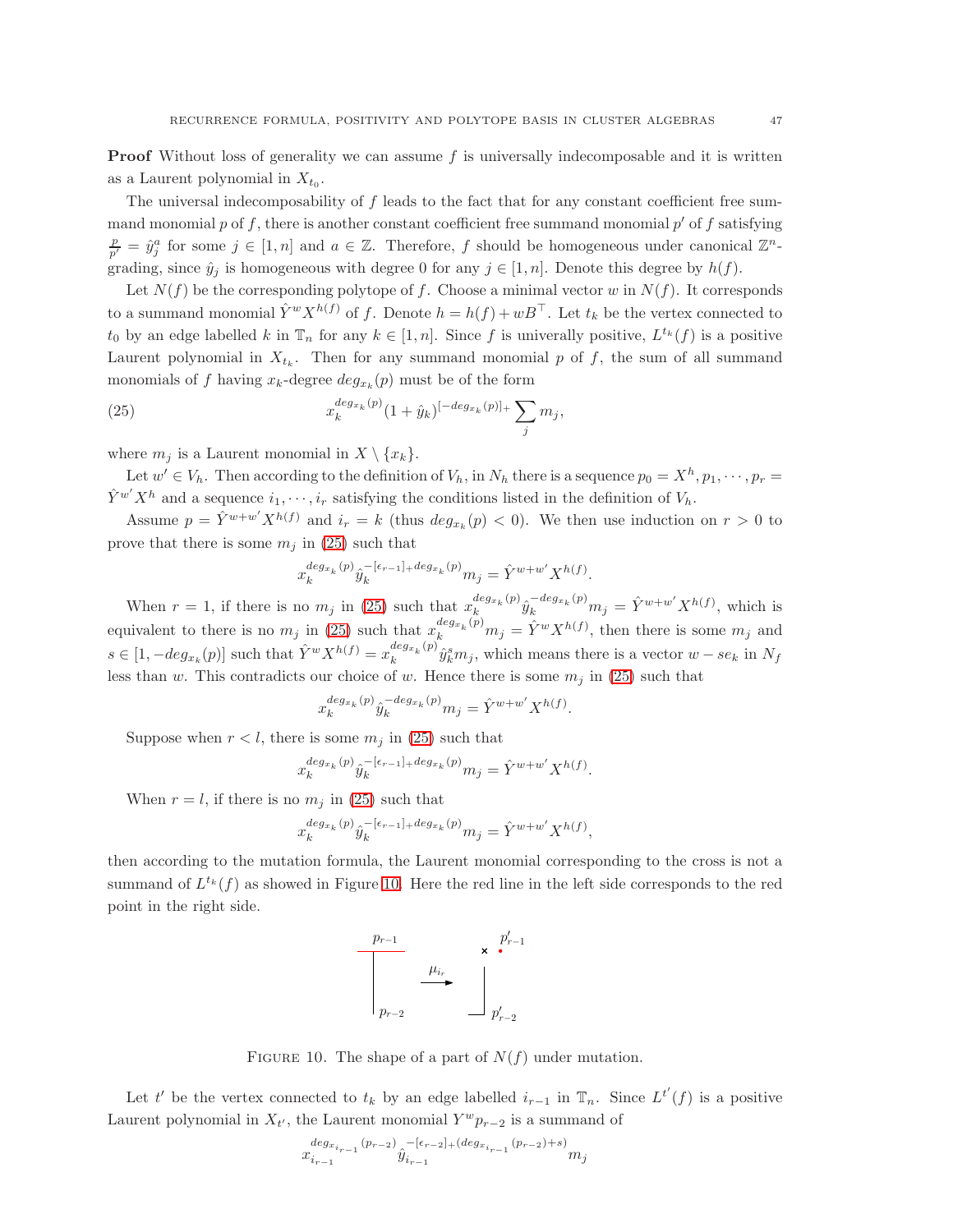**Proof** Without loss of generality we can assume $f$ is universally indecomposable and it is written as a Laurent polynomial in $X_{t_0}$.

The universal indecomposability of $f$ leads to the fact that for any constant coefficient free summand monomial $p$ of $f$, there is another constant coefficient free summand monomial $p'$ of $f$ satisfying $\frac{p}{p'} = \hat{y}_j^a$ for some $j \in [1,n]$ and $a \in \mathbb{Z}$. Therefore, $f$ should be homogeneous under canonical $\mathbb{Z}^n$-grading, since $\hat{y}_j$ is homogeneous with degree 0 for any $j \in [1,n]$. Denote this degree by $h(f)$.

Let $N(f)$ be the corresponding polytope of $f$. Choose a minimal vector $w$ in $N(f)$. It corresponds to a summand monomial $\hat{Y}^w X^{h(f)}$ of $f$. Denote $h = h(f) + wB^\top$. Let $t_k$ be the vertex connected to $t_0$ by an edge labelled $k$ in $\mathbb{T}_n$ for any $k \in [1,n]$. Since $f$ is univerally positive, $L^{t_k}(f)$ is a positive Laurent polynomial in $X_{t_k}$. Then for any summand monomial $p$ of $f$, the sum of all summand monomials of $f$ having $x_k$-degree $deg_{x_k}(p)$ must be of the form

$$x_k^{deg_{x_k}(p)}(1+\hat{y}_k)^{[-deg_{x_k}(p)]_+}\sum_j m_j, \tag{25}$$

where $m_j$ is a Laurent monomial in $X \setminus \{x_k\}$.

Let $w' \in V_h$. Then according to the definition of $V_h$, in $N_h$ there is a sequence $p_0 = X^h, p_1, \cdots, p_r = \hat{Y}^{w'}X^h$ and a sequence $i_1, \cdots, i_r$ satisfying the conditions listed in the definition of $V_h$.

Assume $p = \hat{Y}^{w+w'}X^{h(f)}$ and $i_r = k$ (thus $deg_{x_k}(p) < 0$). We then use induction on $r > 0$ to prove that there is some $m_j$ in (25) such that

$$x_k^{deg_{x_k}(p)}\hat{y}_k^{-[\epsilon_{r-1}]_+ + deg_{x_k}(p)}m_j = \hat{Y}^{w+w'}X^{h(f)}.$$

When $r = 1$, if there is no $m_j$ in (25) such that $x_k^{deg_{x_k}(p)}\hat{y}_k^{-deg_{x_k}(p)}m_j = \hat{Y}^{w+w'}X^{h(f)}$, which is equivalent to there is no $m_j$ in (25) such that $x_k^{deg_{x_k}(p)}m_j = \hat{Y}^w X^{h(f)}$, then there is some $m_j$ and $s \in [1, -deg_{x_k}(p)]$ such that $\hat{Y}^w X^{h(f)} = x_k^{deg_{x_k}(p)}\hat{y}_k^s m_j$, which means there is a vector $w - se_k$ in $N_f$ less than $w$. This contradicts our choice of $w$. Hence there is some $m_j$ in (25) such that

$$x_k^{deg_{x_k}(p)}\hat{y}_k^{-deg_{x_k}(p)}m_j = \hat{Y}^{w+w'}X^{h(f)}.$$

Suppose when $r < l$, there is some $m_j$ in (25) such that

$$x_k^{deg_{x_k}(p)}\hat{y}_k^{-[\epsilon_{r-1}]_+ + deg_{x_k}(p)}m_j = \hat{Y}^{w+w'}X^{h(f)}.$$

When $r = l$, if there is no $m_j$ in (25) such that

$$x_k^{deg_{x_k}(p)}\hat{y}_k^{-[\epsilon_{r-1}]_+ + deg_{x_k}(p)}m_j = \hat{Y}^{w+w'}X^{h(f)},$$

then according to the mutation formula, the Laurent monomial corresponding to the cross is not a summand of $L^{t_k}(f)$ as showed in Figure 10. Here the red line in the left side corresponds to the red point in the right side.

FIGURE 10. The shape of a part of $N(f)$ under mutation.

Let $t'$ be the vertex connected to $t_k$ by an edge labelled $i_{r-1}$ in $\mathbb{T}_n$. Since $L^{t'}(f)$ is a positive Laurent polynomial in $X_{t'}$, the Laurent monomial $Y^w p_{r-2}$ is a summand of

$$x_{i_{r-1}}^{deg_{x_{i_{r-1}}}(p_{r-2})}\hat{y}_{i_{r-1}}^{-[\epsilon_{r-2}]_+ + (deg_{x_{i_{r-1}}}(p_{r-2})+s)}m_j$$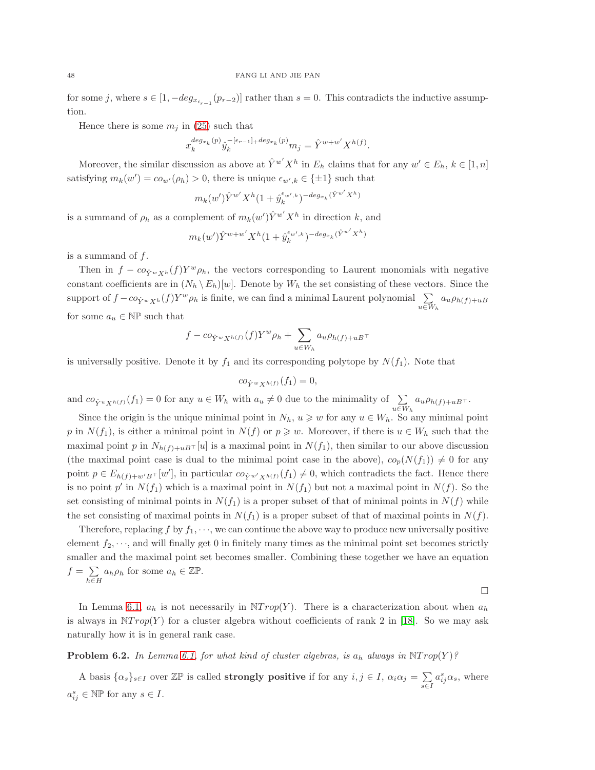for some $j$, where $s \in [1, -deg_{x_{i_{r-1}}}(p_{r-2})]$ rather than $s = 0$. This contradicts the inductive assumption.

Hence there is some $m_j$ in (25) such that

$$x_k^{deg_{x_k}(p)} \hat{y}_k^{-[\epsilon_{r-1}]_+ deg_{x_k}(p)} m_j = \hat{Y}^{w+w'} X^{h(f)}.$$

Moreover, the similar discussion as above at $\hat{Y}^{w'} X^h$ in $E_h$ claims that for any $w' \in E_h$, $k \in [1, n]$ satisfying $m_k(w') = co_{w'}(\rho_h) > 0$, there is unique $\epsilon_{w',k} \in \{\pm 1\}$ such that

$$m_k(w') \hat{Y}^{w'} X^h (1 + \hat{y}_k^{\epsilon_{w',k}})^{-deg_{x_k}(\hat{Y}^{w'} X^h)}$$

is a summand of $\rho_h$ as a complement of $m_k(w') \hat{Y}^{w'} X^h$ in direction $k$, and

$$m_k(w') \hat{Y}^{w+w'} X^h (1 + \hat{y}_k^{\epsilon_{w',k}})^{-deg_{x_k}(\hat{Y}^{w'} X^h)}$$

is a summand of $f$.

Then in $f - co_{\hat{Y}^w X^h}(f) Y^w \rho_h$, the vectors corresponding to Laurent monomials with negative constant coefficients are in $(N_h \setminus E_h)[w]$. Denote by $W_h$ the set consisting of these vectors. Since the support of $f - co_{\hat{Y}^w X^h}(f) Y^w \rho_h$ is finite, we can find a minimal Laurent polynomial $\sum\limits_{u \in W_h} a_u \rho_{h(f)+uB}$ for some $a_u \in \mathbb{NP}$ such that

$$f - co_{\hat{Y}^w X^{h(f)}}(f) Y^w \rho_h + \sum_{u \in W_h} a_u \rho_{h(f)+uB^\top}$$

is universally positive. Denote it by $f_1$ and its corresponding polytope by $N(f_1)$. Note that

$$co_{\hat{Y}^w X^{h(f)}}(f_1) = 0,$$

and $co_{\hat{Y}^u X^{h(f)}}(f_1) = 0$ for any $u \in W_h$ with $a_u \neq 0$ due to the minimality of $\sum\limits_{u \in W_h} a_u \rho_{h(f)+uB^\top}$.

Since the origin is the unique minimal point in $N_h$, $u \geqslant w$ for any $u \in W_h$. So any minimal point $p$ in $N(f_1)$, is either a minimal point in $N(f)$ or $p \geqslant w$. Moreover, if there is $u \in W_h$ such that the maximal point $p$ in $N_{h(f)+uB^\top}[u]$ is a maximal point in $N(f_1)$, then similar to our above discussion (the maximal point case is dual to the minimal point case in the above), $co_p(N(f_1)) \neq 0$ for any point $p \in E_{h(f)+w'B^\top}[w']$, in particular $co_{\hat{Y}^{w'} X^{h(f)}}(f_1) \neq 0$, which contradicts the fact. Hence there is no point $p'$ in $N(f_1)$ which is a maximal point in $N(f_1)$ but not a maximal point in $N(f)$. So the set consisting of minimal points in $N(f_1)$ is a proper subset of that of minimal points in $N(f)$ while the set consisting of maximal points in $N(f_1)$ is a proper subset of that of maximal points in $N(f)$.

Therefore, replacing $f$ by $f_1, \cdots$, we can continue the above way to produce new universally positive element $f_2, \cdots$, and will finally get 0 in finitely many times as the minimal point set becomes strictly smaller and the maximal point set becomes smaller. Combining these together we have an equation $f = \sum\limits_{h \in H} a_h \rho_h$ for some $a_h \in \mathbb{ZP}$.

□

In Lemma 6.1, $a_h$ is not necessarily in $\mathbb{N}Trop(Y)$. There is a characterization about when $a_h$ is always in $\mathbb{N}Trop(Y)$ for a cluster algebra without coefficients of rank 2 in [18]. So we may ask naturally how it is in general rank case.

**Problem 6.2.** *In Lemma 6.1, for what kind of cluster algebras, is $a_h$ always in $\mathbb{N}Trop(Y)$?*

A basis $\{\alpha_s\}_{s \in I}$ over $\mathbb{ZP}$ is called **strongly positive** if for any $i, j \in I$, $\alpha_i \alpha_j = \sum\limits_{s \in I} a_{ij}^s \alpha_s$, where $a_{ij}^s \in \mathbb{NP}$ for any $s \in I$.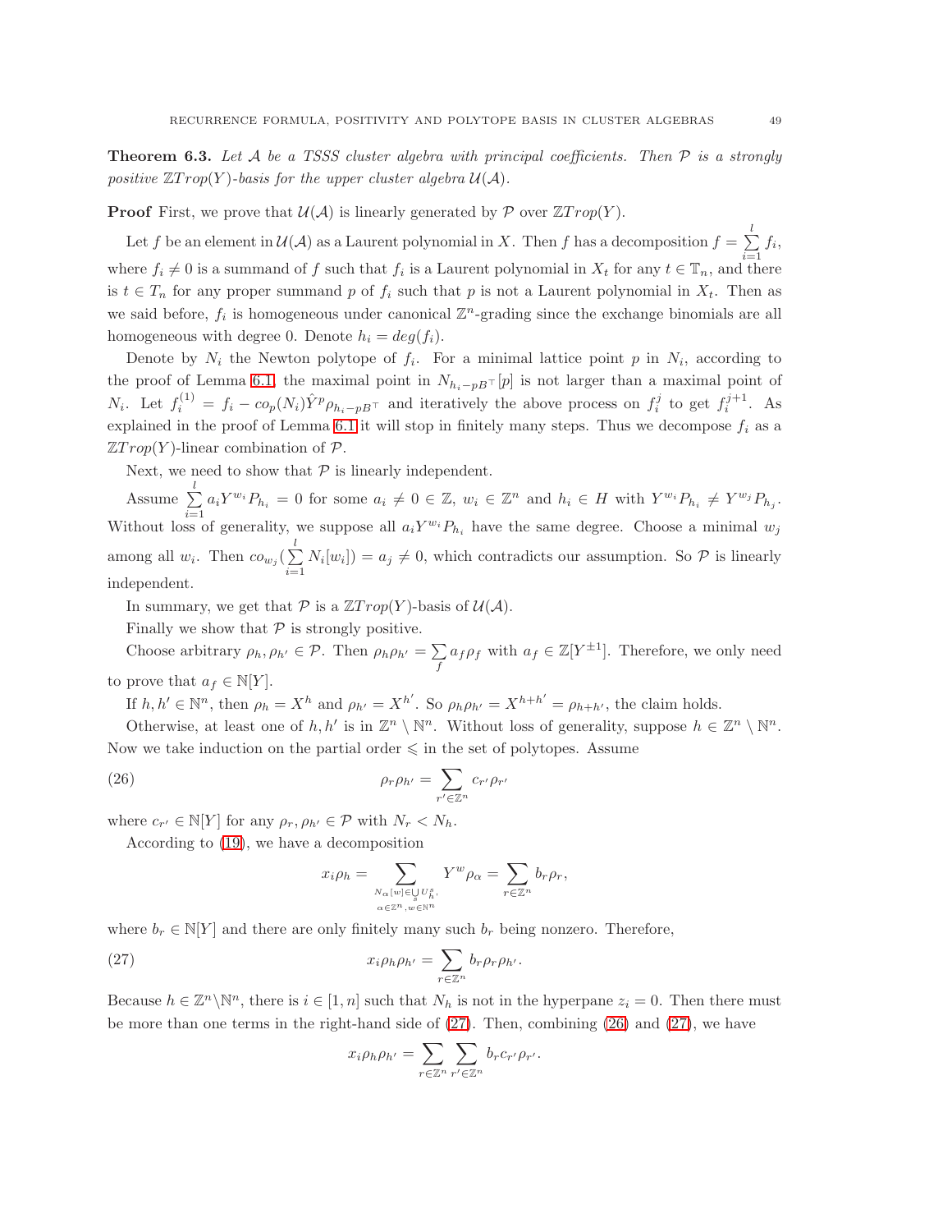**Theorem 6.3.** *Let $\mathcal{A}$ be a TSSS cluster algebra with principal coefficients. Then $\mathcal{P}$ is a strongly positive $\mathbb{Z}Trop(Y)$-basis for the upper cluster algebra $\mathcal{U}(\mathcal{A})$.*

**Proof** First, we prove that $\mathcal{U}(\mathcal{A})$ is linearly generated by $\mathcal{P}$ over $\mathbb{Z}Trop(Y)$.

Let $f$ be an element in $\mathcal{U}(\mathcal{A})$ as a Laurent polynomial in $X$. Then $f$ has a decomposition $f = \sum_{i=1}^{l} f_i$, where $f_i \neq 0$ is a summand of $f$ such that $f_i$ is a Laurent polynomial in $X_t$ for any $t \in \mathbb{T}_n$, and there is $t \in T_n$ for any proper summand $p$ of $f_i$ such that $p$ is not a Laurent polynomial in $X_t$. Then as we said before, $f_i$ is homogeneous under canonical $\mathbb{Z}^n$-grading since the exchange binomials are all homogeneous with degree 0. Denote $h_i = deg(f_i)$.

Denote by $N_i$ the Newton polytope of $f_i$. For a minimal lattice point $p$ in $N_i$, according to the proof of Lemma 6.1, the maximal point in $N_{h_i - pB^\top}[p]$ is not larger than a maximal point of $N_i$. Let $f_i^{(1)} = f_i - co_p(N_i)\hat{Y}^p \rho_{h_i - pB^\top}$ and iteratively the above process on $f_i^j$ to get $f_i^{j+1}$. As explained in the proof of Lemma 6.1 it will stop in finitely many steps. Thus we decompose $f_i$ as a $\mathbb{Z}Trop(Y)$-linear combination of $\mathcal{P}$.

Next, we need to show that $\mathcal{P}$ is linearly independent.

Assume $\sum_{i=1}^{l} a_i Y^{w_i} P_{h_i} = 0$ for some $a_i \neq 0 \in \mathbb{Z}$, $w_i \in \mathbb{Z}^n$ and $h_i \in H$ with $Y^{w_i}P_{h_i} \neq Y^{w_j}P_{h_j}$. Without loss of generality, we suppose all $a_i Y^{w_i} P_{h_i}$ have the same degree. Choose a minimal $w_j$ among all $w_i$. Then $co_{w_j}(\sum_{i=1}^{l} N_i[w_i]) = a_j \neq 0$, which contradicts our assumption. So $\mathcal{P}$ is linearly independent.

In summary, we get that $\mathcal{P}$ is a $\mathbb{Z}Trop(Y)$-basis of $\mathcal{U}(\mathcal{A})$.

Finally we show that $\mathcal{P}$ is strongly positive.

Choose arbitrary $\rho_h, \rho_{h'} \in \mathcal{P}$. Then $\rho_h \rho_{h'} = \sum_f a_f \rho_f$ with $a_f \in \mathbb{Z}[Y^{\pm 1}]$. Therefore, we only need to prove that $a_f \in \mathbb{N}[Y]$.

If $h, h' \in \mathbb{N}^n$, then $\rho_h = X^h$ and $\rho_{h'} = X^{h'}$. So $\rho_h \rho_{h'} = X^{h+h'} = \rho_{h+h'}$, the claim holds.

Otherwise, at least one of $h, h'$ is in $\mathbb{Z}^n \setminus \mathbb{N}^n$. Without loss of generality, suppose $h \in \mathbb{Z}^n \setminus \mathbb{N}^n$. Now we take induction on the partial order $\leqslant$ in the set of polytopes. Assume

$$\rho_r \rho_{h'} = \sum_{r' \in \mathbb{Z}^n} c_{r'} \rho_{r'} \tag{26}$$

where $c_{r'} \in \mathbb{N}[Y]$ for any $\rho_r, \rho_{h'} \in \mathcal{P}$ with $N_r < N_h$.

According to (19), we have a decomposition

$$x_i \rho_h = \sum_{\substack{N_\alpha[w] \in \bigcup_s U_h^s, \\ \alpha \in \mathbb{Z}^n, w \in \mathbb{N}^n}} Y^w \rho_\alpha = \sum_{r \in \mathbb{Z}^n} b_r \rho_r,$$

where $b_r \in \mathbb{N}[Y]$ and there are only finitely many such $b_r$ being nonzero. Therefore,

$$x_i \rho_h \rho_{h'} = \sum_{r \in \mathbb{Z}^n} b_r \rho_r \rho_{h'}. \tag{27}$$

Because $h \in \mathbb{Z}^n \backslash \mathbb{N}^n$, there is $i \in [1, n]$ such that $N_h$ is not in the hyperpane $z_i = 0$. Then there must be more than one terms in the right-hand side of (27). Then, combining (26) and (27), we have

$$x_i \rho_h \rho_{h'} = \sum_{r \in \mathbb{Z}^n} \sum_{r' \in \mathbb{Z}^n} b_r c_{r'} \rho_{r'}.$$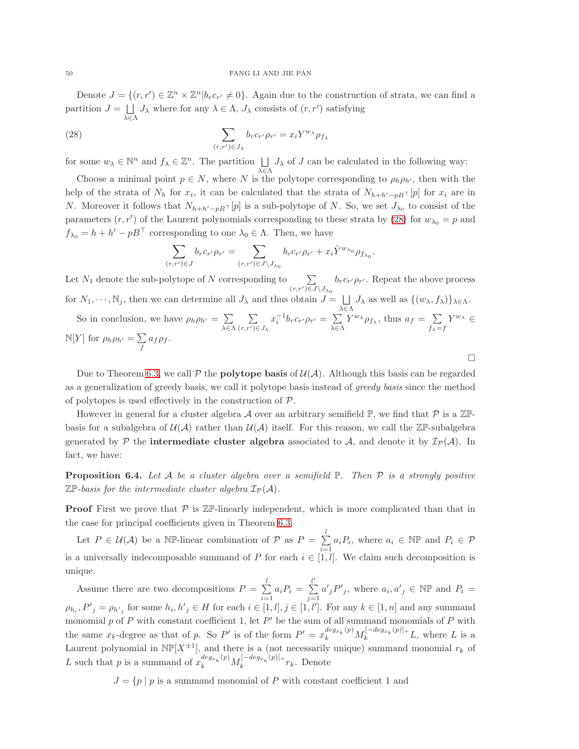Denote $J = \{(r, r') \in \mathbb{Z}^n \times \mathbb{Z}^n | b_r c_{r'} \neq 0\}$. Again due to the construction of strata, we can find a partition $J = \bigsqcup_{\lambda \in \Lambda} J_\lambda$ where for any $\lambda \in \Lambda$, $J_\lambda$ consists of $(r, r')$ satisfying

$$\sum_{(r,r') \in J_\lambda} b_r c_{r'} \rho_{r'} = x_i Y^{w_\lambda} \rho_{f_\lambda} \tag{28}$$

for some $w_\lambda \in \mathbb{N}^n$ and $f_\lambda \in \mathbb{Z}^n$. The partition $\bigsqcup_{\lambda \in \Lambda} J_\lambda$ of $J$ can be calculated in the following way:

Choose a minimal point $p \in N$, where $N$ is the polytope corresponding to $\rho_h \rho_{h'}$, then with the help of the strata of $N_h$ for $x_i$, it can be calculated that the strata of $N_{h+h'-pB^\top}[p]$ for $x_i$ are in $N$. Moreover it follows that $N_{h+h'-pB^\top}[p]$ is a sub-polytope of $N$. So, we set $J_{\lambda_0}$ to consist of the parameters $(r, r')$ of the Laurent polynomials corresponding to these strata by (28) for $w_{\lambda_0} = p$ and $f_{\lambda_0} = h + h' - pB^\top$ corresponding to one $\lambda_0 \in \Lambda$. Then, we have

$$\sum_{(r,r') \in J} b_r c_{r'} \rho_{r'} = \sum_{(r,r') \in J \setminus J_{\lambda_0}} b_r c_{r'} \rho_{r'} + x_i \hat{Y}^{w_{\lambda_0}} \rho_{f_{\lambda_0}}.$$

Let $N_1$ denote the sub-polytope of $N$ corresponding to $\sum_{(r,r') \in J \setminus J_{\lambda_0}} b_r c_{r'} \rho_{r'}$. Repeat the above process for $N_1, \cdots, \mathbb{N}_j$, then we can determine all $J_\lambda$ and thus obtain $J = \bigsqcup_{\lambda \in \Lambda} J_\lambda$ as well as $\{(w_\lambda, f_\lambda)\}_{\lambda \in \Lambda}$.

So in conclusion, we have $\rho_h \rho_{h'} = \sum_{\lambda \in \Lambda} \sum_{(r,r') \in J_\lambda} x_i^{-1} b_r c_{r'} \rho_{r'} = \sum_{\lambda \in \Lambda} Y^{w_\lambda} \rho_{f_\lambda}$, thus $a_f = \sum_{f_\lambda = f} Y^{w_\lambda} \in \mathbb{N}[Y]$ for $\rho_h \rho_{h'} = \sum_f a_f \rho_f$.

$\square$

Due to Theorem 6.3, we call $\mathcal{P}$ the **polytope basis** of $\mathcal{U}(\mathcal{A})$. Although this basis can be regarded as a generalization of greedy basis, we call it polytope basis instead of *greedy basis* since the method of polytopes is used effectively in the construction of $\mathcal{P}$.

However in general for a cluster algebra $\mathcal{A}$ over an arbitrary semifield $\mathbb{P}$, we find that $\mathcal{P}$ is a $\mathbb{ZP}$-basis for a subalgebra of $\mathcal{U}(\mathcal{A})$ rather than $\mathcal{U}(\mathcal{A})$ itself. For this reason, we call the $\mathbb{ZP}$-subalgebra generated by $\mathcal{P}$ the **intermediate cluster algebra** associated to $\mathcal{A}$, and denote it by $\mathcal{I}_{\mathcal{P}}(\mathcal{A})$. In fact, we have:

**Proposition 6.4.** *Let $\mathcal{A}$ be a cluster algebra over a semifield $\mathbb{P}$. Then $\mathcal{P}$ is a strongly positive $\mathbb{ZP}$-basis for the intermediate cluster algebra $\mathcal{I}_{\mathcal{P}}(\mathcal{A})$.*

**Proof** First we prove that $\mathcal{P}$ is $\mathbb{ZP}$-linearly independent, which is more complicated than that in the case for principal coefficients given in Theorem 6.3.

Let $P \in \mathcal{U}(\mathcal{A})$ be a $\mathbb{NP}$-linear combination of $\mathcal{P}$ as $P = \sum_{i=1}^{l} a_i P_i$, where $a_i \in \mathbb{NP}$ and $P_i \in \mathcal{P}$ is a universally indecomposable summand of $P$ for each $i \in [1, l]$. We claim such decomposition is unique.

Assume there are two decompositions $P = \sum_{i=1}^{l} a_i P_i = \sum_{j=1}^{l'} a'_j P'_j$, where $a_i, a'_j \in \mathbb{NP}$ and $P_i = \rho_{h_i}, P'_j = \rho_{h'_j}$ for some $h_i, h'_j \in H$ for each $i \in [1, l], j \in [1, l']$. For any $k \in [1, n]$ and any summand monomial $p$ of $P$ with constant coefficient 1, let $P'$ be the sum of all summand monomials of $P$ with the same $x_k$-degree as that of $p$. So $P'$ is of the form $P' = x_k^{deg_{x_k}(p)} M_k^{[-deg_{x_k}(p)]_+} L$, where $L$ is a Laurent polynomial in $\mathbb{NP}[X^{\pm 1}]$, and there is a (not necessarily unique) summand monomial $r_k$ of $L$ such that $p$ is a summand of $x_k^{deg_{x_k}(p)} M_k^{[-deg_{x_k}(p)]_+} r_k$. Denote

$J = \{p \mid p$ is a summand monomial of $P$ with constant coefficient 1 and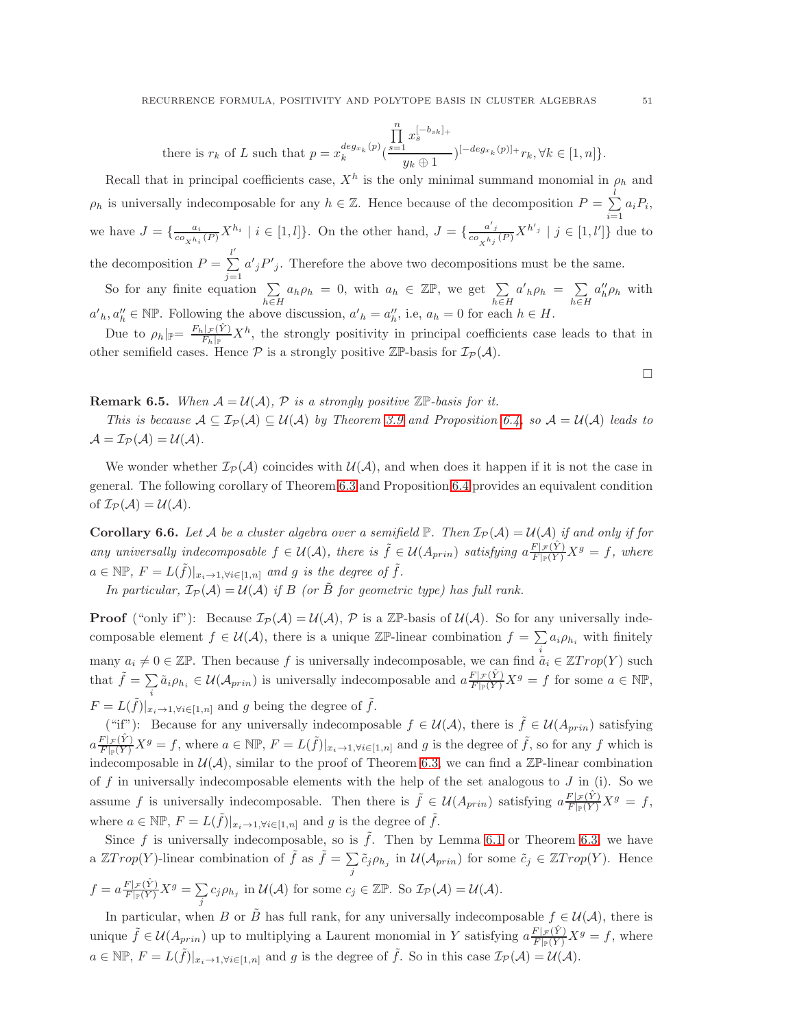there is $r_k$ of $L$ such that $p = x_k^{deg_{x_k}(p)}\left(\frac{\prod_{s=1}^{n} x_s^{[-b_{sk}]_+}}{y_k \oplus 1}\right)^{[-deg_{x_k}(p)]_+} r_k, \forall k \in [1,n]\}$.

Recall that in principal coefficients case, $X^h$ is the only minimal summand monomial in $\rho_h$ and $\rho_h$ is universally indecomposable for any $h \in \mathbb{Z}$. Hence because of the decomposition $P = \sum_{i=1}^{l} a_i P_i$, we have $J = \{\frac{a_i}{co_{X^{h_i}}(P)} X^{h_i} \mid i \in [1,l]\}$. On the other hand, $J = \{\frac{a'_j}{co_{X^{h'_j}}(P)} X^{h'_j} \mid j \in [1,l']\}$ due to the decomposition $P = \sum_{j=1}^{l'} a'_j P'_j$. Therefore the above two decompositions must be the same.

So for any finite equation $\sum_{h \in H} a_h \rho_h = 0$, with $a_h \in \mathbb{ZP}$, we get $\sum_{h \in H} a'_h \rho_h = \sum_{h \in H} a''_h \rho_h$ with $a'_h, a''_h \in \mathbb{NP}$. Following the above discussion, $a'_h = a''_h$, i.e, $a_h = 0$ for each $h \in H$.

Due to $\rho_h|_{\mathbb{P}} = \frac{F_h|_{\mathcal{F}}(\hat{Y})}{F_h|_{\mathbb{P}}} X^h$, the strongly positivity in principal coefficients case leads to that in other semifield cases. Hence $\mathcal{P}$ is a strongly positive $\mathbb{ZP}$-basis for $\mathcal{I}_{\mathcal{P}}(\mathcal{A})$.

$\square$

**Remark 6.5.** *When $\mathcal{A} = \mathcal{U}(\mathcal{A})$, $\mathcal{P}$ is a strongly positive $\mathbb{ZP}$-basis for it.*

*This is because $\mathcal{A} \subseteq \mathcal{I}_{\mathcal{P}}(\mathcal{A}) \subseteq \mathcal{U}(\mathcal{A})$ by Theorem 3.9 and Proposition 6.4, so $\mathcal{A} = \mathcal{U}(\mathcal{A})$ leads to $\mathcal{A} = \mathcal{I}_{\mathcal{P}}(\mathcal{A}) = \mathcal{U}(\mathcal{A})$.*

We wonder whether $\mathcal{I}_{\mathcal{P}}(\mathcal{A})$ coincides with $\mathcal{U}(\mathcal{A})$, and when does it happen if it is not the case in general. The following corollary of Theorem 6.3 and Proposition 6.4 provides an equivalent condition of $\mathcal{I}_{\mathcal{P}}(\mathcal{A}) = \mathcal{U}(\mathcal{A})$.

**Corollary 6.6.** *Let $\mathcal{A}$ be a cluster algebra over a semifield $\mathbb{P}$. Then $\mathcal{I}_{\mathcal{P}}(\mathcal{A}) = \mathcal{U}(\mathcal{A})$ if and only if for any universally indecomposable $f \in \mathcal{U}(\mathcal{A})$, there is $\tilde{f} \in \mathcal{U}(A_{prin})$ satisfying $a\frac{F|_{\mathcal{F}}(\hat{Y})}{F|_{\mathbb{P}}(Y)} X^g = f$, where $a \in \mathbb{NP}$, $F = L(\tilde{f})|_{x_i \to 1, \forall i \in [1,n]}$ and $g$ is the degree of $\tilde{f}$.*

*In particular, $\mathcal{I}_{\mathcal{P}}(\mathcal{A}) = \mathcal{U}(\mathcal{A})$ if $B$ (or $\tilde{B}$ for geometric type) has full rank.*

**Proof** ("only if"): Because $\mathcal{I}_{\mathcal{P}}(\mathcal{A}) = \mathcal{U}(\mathcal{A})$, $\mathcal{P}$ is a $\mathbb{ZP}$-basis of $\mathcal{U}(\mathcal{A})$. So for any universally indecomposable element $f \in \mathcal{U}(\mathcal{A})$, there is a unique $\mathbb{ZP}$-linear combination $f = \sum_i a_i \rho_{h_i}$ with finitely many $a_i \neq 0 \in \mathbb{ZP}$. Then because $f$ is universally indecomposable, we can find $\tilde{a}_i \in \mathbb{Z}Trop(Y)$ such that $\tilde{f} = \sum_i \tilde{a}_i \rho_{h_i} \in \mathcal{U}(\mathcal{A}_{prin})$ is universally indecomposable and $a\frac{F|_{\mathcal{F}}(\hat{Y})}{F|_{\mathbb{P}}(Y)} X^g = f$ for some $a \in \mathbb{NP}$, $F = L(\tilde{f})|_{x_i \to 1, \forall i \in [1,n]}$ and $g$ being the degree of $\tilde{f}$.

("if"): Because for any universally indecomposable $f \in \mathcal{U}(\mathcal{A})$, there is $\tilde{f} \in \mathcal{U}(A_{prin})$ satisfying $a\frac{F|_{\mathcal{F}}(\hat{Y})}{F|_{\mathbb{P}}(Y)} X^g = f$, where $a \in \mathbb{NP}$, $F = L(\tilde{f})|_{x_i \to 1, \forall i \in [1,n]}$ and $g$ is the degree of $\tilde{f}$, so for any $f$ which is indecomposable in $\mathcal{U}(\mathcal{A})$, similar to the proof of Theorem 6.3, we can find a $\mathbb{ZP}$-linear combination of $f$ in universally indecomposable elements with the help of the set analogous to $J$ in (i). So we assume $f$ is universally indecomposable. Then there is $\tilde{f} \in \mathcal{U}(A_{prin})$ satisfying $a\frac{F|_{\mathcal{F}}(\hat{Y})}{F|_{\mathbb{P}}(Y)} X^g = f$, where $a \in \mathbb{NP}$, $F = L(\tilde{f})|_{x_i \to 1, \forall i \in [1,n]}$ and $g$ is the degree of $\tilde{f}$.

Since $f$ is universally indecomposable, so is $\tilde{f}$. Then by Lemma 6.1 or Theorem 6.3, we have a $\mathbb{Z}Trop(Y)$-linear combination of $\tilde{f}$ as $\tilde{f} = \sum_j \tilde{c}_j \rho_{h_j}$ in $\mathcal{U}(\mathcal{A}_{prin})$ for some $\tilde{c}_j \in \mathbb{Z}Trop(Y)$. Hence $f = a\frac{F|_{\mathcal{F}}(\hat{Y})}{F|_{\mathbb{P}}(Y)} X^g = \sum_j c_j \rho_{h_j}$ in $\mathcal{U}(\mathcal{A})$ for some $c_j \in \mathbb{ZP}$. So $\mathcal{I}_{\mathcal{P}}(\mathcal{A}) = \mathcal{U}(\mathcal{A})$.

In particular, when $B$ or $\tilde{B}$ has full rank, for any universally indecomposable $f \in \mathcal{U}(\mathcal{A})$, there is unique $\tilde{f} \in \mathcal{U}(A_{prin})$ up to multiplying a Laurent monomial in $Y$ satisfying $a\frac{F|_{\mathcal{F}}(\hat{Y})}{F|_{\mathbb{P}}(Y)} X^g = f$, where $a \in \mathbb{NP}$, $F = L(\tilde{f})|_{x_i \to 1, \forall i \in [1,n]}$ and $g$ is the degree of $\tilde{f}$. So in this case $\mathcal{I}_{\mathcal{P}}(\mathcal{A}) = \mathcal{U}(\mathcal{A})$.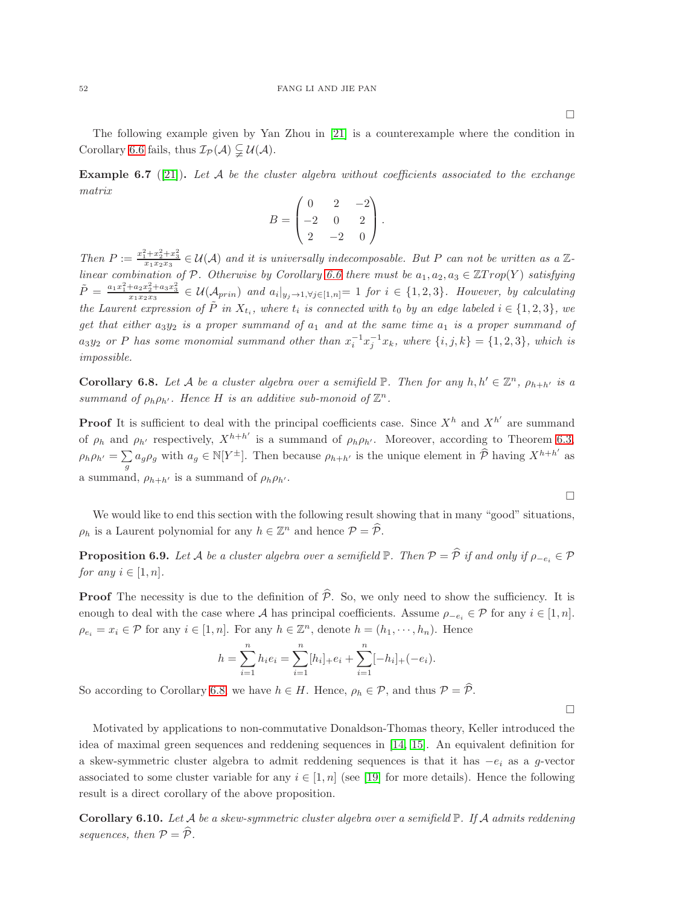□

The following example given by Yan Zhou in [21] is a counterexample where the condition in Corollary 6.6 fails, thus $\mathcal{I}_{\mathcal{P}}(\mathcal{A}) \subsetneqq \mathcal{U}(\mathcal{A})$.

**Example 6.7** ([21])**.** *Let $\mathcal{A}$ be the cluster algebra without coefficients associated to the exchange matrix*

$$B = \begin{pmatrix} 0 & 2 & -2 \\ -2 & 0 & 2 \\ 2 & -2 & 0 \end{pmatrix}.$$

*Then $P := \frac{x_1^2+x_2^2+x_3^2}{x_1x_2x_3} \in \mathcal{U}(\mathcal{A})$ and it is universally indecomposable. But $P$ can not be written as a $\mathbb{Z}$-linear combination of $\mathcal{P}$. Otherwise by Corollary 6.6 there must be $a_1, a_2, a_3 \in \mathbb{Z}Trop(Y)$ satisfying $\tilde{P} = \frac{a_1x_1^2+a_2x_2^2+a_3x_3^2}{x_1x_2x_3} \in \mathcal{U}(\mathcal{A}_{prin})$ and $a_i|_{y_j \to 1, \forall j \in [1,n]} = 1$ for $i \in \{1,2,3\}$. However, by calculating the Laurent expression of $\tilde{P}$ in $X_{t_i}$, where $t_i$ is connected with $t_0$ by an edge labeled $i \in \{1,2,3\}$, we get that either $a_3y_2$ is a proper summand of $a_1$ and at the same time $a_1$ is a proper summand of $a_3y_2$ or $P$ has some monomial summand other than $x_i^{-1}x_j^{-1}x_k$, where $\{i,j,k\} = \{1,2,3\}$, which is impossible.*

**Corollary 6.8.** *Let $\mathcal{A}$ be a cluster algebra over a semifield $\mathbb{P}$. Then for any $h, h' \in \mathbb{Z}^n$, $\rho_{h+h'}$ is a summand of $\rho_h\rho_{h'}$. Hence $H$ is an additive sub-monoid of $\mathbb{Z}^n$.*

**Proof** It is sufficient to deal with the principal coefficients case. Since $X^h$ and $X^{h'}$ are summand of $\rho_h$ and $\rho_{h'}$ respectively, $X^{h+h'}$ is a summand of $\rho_h\rho_{h'}$. Moreover, according to Theorem 6.3, $\rho_h\rho_{h'} = \sum_g a_g\rho_g$ with $a_g \in \mathbb{N}[Y^{\pm}]$. Then because $\rho_{h+h'}$ is the unique element in $\widehat{\mathcal{P}}$ having $X^{h+h'}$ as a summand, $\rho_{h+h'}$ is a summand of $\rho_h\rho_{h'}$.

□

We would like to end this section with the following result showing that in many "good" situations, $\rho_h$ is a Laurent polynomial for any $h \in \mathbb{Z}^n$ and hence $\mathcal{P} = \widehat{\mathcal{P}}$.

**Proposition 6.9.** *Let $\mathcal{A}$ be a cluster algebra over a semifield $\mathbb{P}$. Then $\mathcal{P} = \widehat{\mathcal{P}}$ if and only if $\rho_{-e_i} \in \mathcal{P}$ for any $i \in [1,n]$.*

**Proof** The necessity is due to the definition of $\widehat{\mathcal{P}}$. So, we only need to show the sufficiency. It is enough to deal with the case where $\mathcal{A}$ has principal coefficients. Assume $\rho_{-e_i} \in \mathcal{P}$ for any $i \in [1,n]$. $\rho_{e_i} = x_i \in \mathcal{P}$ for any $i \in [1,n]$. For any $h \in \mathbb{Z}^n$, denote $h = (h_1, \cdots, h_n)$. Hence

$$h = \sum_{i=1}^{n} h_ie_i = \sum_{i=1}^{n} [h_i]_+e_i + \sum_{i=1}^{n} [-h_i]_+(-e_i).$$

So according to Corollary 6.8, we have $h \in H$. Hence, $\rho_h \in \mathcal{P}$, and thus $\mathcal{P} = \widehat{\mathcal{P}}$.

□

Motivated by applications to non-commutative Donaldson-Thomas theory, Keller introduced the idea of maximal green sequences and reddening sequences in [14, 15]. An equivalent definition for a skew-symmetric cluster algebra to admit reddening sequences is that it has $-e_i$ as a $g$-vector associated to some cluster variable for any $i \in [1,n]$ (see [19] for more details). Hence the following result is a direct corollary of the above proposition.

**Corollary 6.10.** *Let $\mathcal{A}$ be a skew-symmetric cluster algebra over a semifield $\mathbb{P}$. If $\mathcal{A}$ admits reddening sequences, then $\mathcal{P} = \widehat{\mathcal{P}}$.*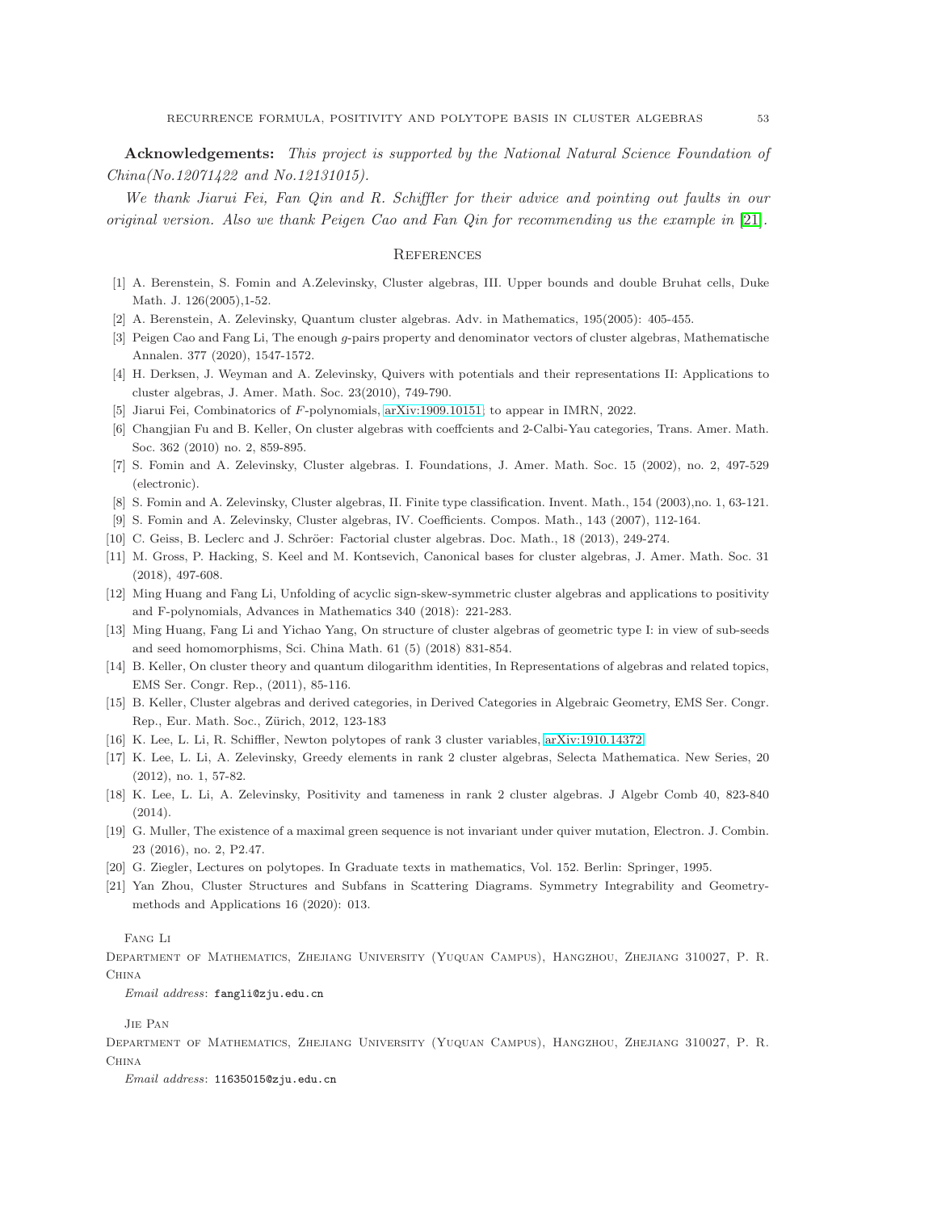**Acknowledgements:** *This project is supported by the National Natural Science Foundation of China(No.12071422 and No.12131015).*

*We thank Jiarui Fei, Fan Qin and R. Schiffler for their advice and pointing out faults in our original version. Also we thank Peigen Cao and Fan Qin for recommending us the example in* [21].

## References

[1] A. Berenstein, S. Fomin and A.Zelevinsky, Cluster algebras, III. Upper bounds and double Bruhat cells, Duke Math. J. 126(2005),1-52.

[2] A. Berenstein, A. Zelevinsky, Quantum cluster algebras. Adv. in Mathematics, 195(2005): 405-455.

[3] Peigen Cao and Fang Li, The enough $g$-pairs property and denominator vectors of cluster algebras, Mathematische Annalen. 377 (2020), 1547-1572.

[4] H. Derksen, J. Weyman and A. Zelevinsky, Quivers with potentials and their representations II: Applications to cluster algebras, J. Amer. Math. Soc. 23(2010), 749-790.

[5] Jiarui Fei, Combinatorics of $F$-polynomials, arXiv:1909.10151, to appear in IMRN, 2022.

[6] Changjian Fu and B. Keller, On cluster algebras with coeffcients and 2-Calbi-Yau categories, Trans. Amer. Math. Soc. 362 (2010) no. 2, 859-895.

[7] S. Fomin and A. Zelevinsky, Cluster algebras. I. Foundations, J. Amer. Math. Soc. 15 (2002), no. 2, 497-529 (electronic).

[8] S. Fomin and A. Zelevinsky, Cluster algebras, II. Finite type classification. Invent. Math., 154 (2003),no. 1, 63-121.

[9] S. Fomin and A. Zelevinsky, Cluster algebras, IV. Coefficients. Compos. Math., 143 (2007), 112-164.

[10] C. Geiss, B. Leclerc and J. Schröer: Factorial cluster algebras. Doc. Math., 18 (2013), 249-274.

[11] M. Gross, P. Hacking, S. Keel and M. Kontsevich, Canonical bases for cluster algebras, J. Amer. Math. Soc. 31 (2018), 497-608.

[12] Ming Huang and Fang Li, Unfolding of acyclic sign-skew-symmetric cluster algebras and applications to positivity and F-polynomials, Advances in Mathematics 340 (2018): 221-283.

[13] Ming Huang, Fang Li and Yichao Yang, On structure of cluster algebras of geometric type I: in view of sub-seeds and seed homomorphisms, Sci. China Math. 61 (5) (2018) 831-854.

[14] B. Keller, On cluster theory and quantum dilogarithm identities, In Representations of algebras and related topics, EMS Ser. Congr. Rep., (2011), 85-116.

[15] B. Keller, Cluster algebras and derived categories, in Derived Categories in Algebraic Geometry, EMS Ser. Congr. Rep., Eur. Math. Soc., Zürich, 2012, 123-183

[16] K. Lee, L. Li, R. Schiffler, Newton polytopes of rank 3 cluster variables, arXiv:1910.14372.

[17] K. Lee, L. Li, A. Zelevinsky, Greedy elements in rank 2 cluster algebras, Selecta Mathematica. New Series, 20 (2012), no. 1, 57-82.

[18] K. Lee, L. Li, A. Zelevinsky, Positivity and tameness in rank 2 cluster algebras. J Algebr Comb 40, 823-840 (2014).

[19] G. Muller, The existence of a maximal green sequence is not invariant under quiver mutation, Electron. J. Combin. 23 (2016), no. 2, P2.47.

[20] G. Ziegler, Lectures on polytopes. In Graduate texts in mathematics, Vol. 152. Berlin: Springer, 1995.

[21] Yan Zhou, Cluster Structures and Subfans in Scattering Diagrams. Symmetry Integrability and Geometry-methods and Applications 16 (2020): 013.

Fang Li

Department of Mathematics, Zhejiang University (Yuquan Campus), Hangzhou, Zhejiang 310027, P. R. China

*Email address*: fangli@zju.edu.cn

Jie Pan

Department of Mathematics, Zhejiang University (Yuquan Campus), Hangzhou, Zhejiang 310027, P. R. China

*Email address*: 11635015@zju.edu.cn